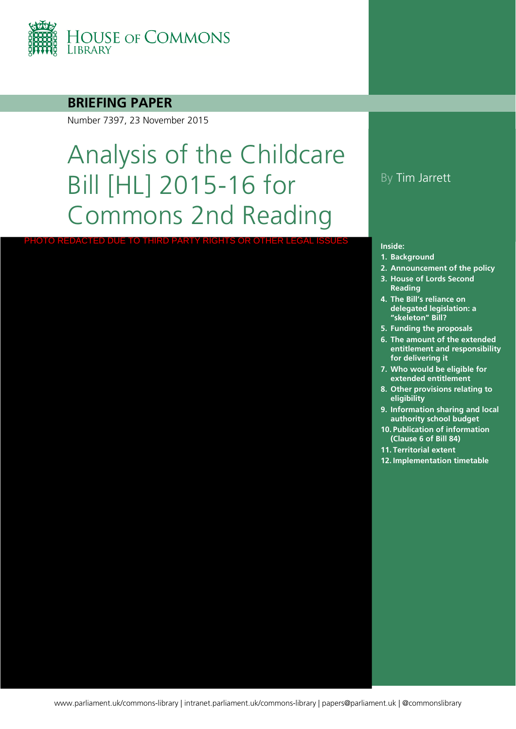HOUSE OF COMMONS LIBRARY

**BRIEFING PAPER**

Number 7397, 23 November 2015

# Analysis of the Childcare Bill [HL] 2015-16 for Commons 2nd Reading

By Tim Jarrett

PHOTO REDACTED DUE TO THIRD PARTY RIGHTS OR OTHER LEGAL ISSUES

**Inside:**

1. Background
2. Announcement of the policy
3. House of Lords Second Reading
4. The Bill's reliance on delegated legislation: a "skeleton" Bill?
5. Funding the proposals
6. The amount of the extended entitlement and responsibility for delivering it
7. Who would be eligible for extended entitlement
8. Other provisions relating to eligibility
9. Information sharing and local authority school budget
10. Publication of information (Clause 6 of Bill 84)
11. Territorial extent
12. Implementation timetable

www.parliament.uk/commons-library | intranet.parliament.uk/commons-library | papers@parliament.uk | @commonslibrary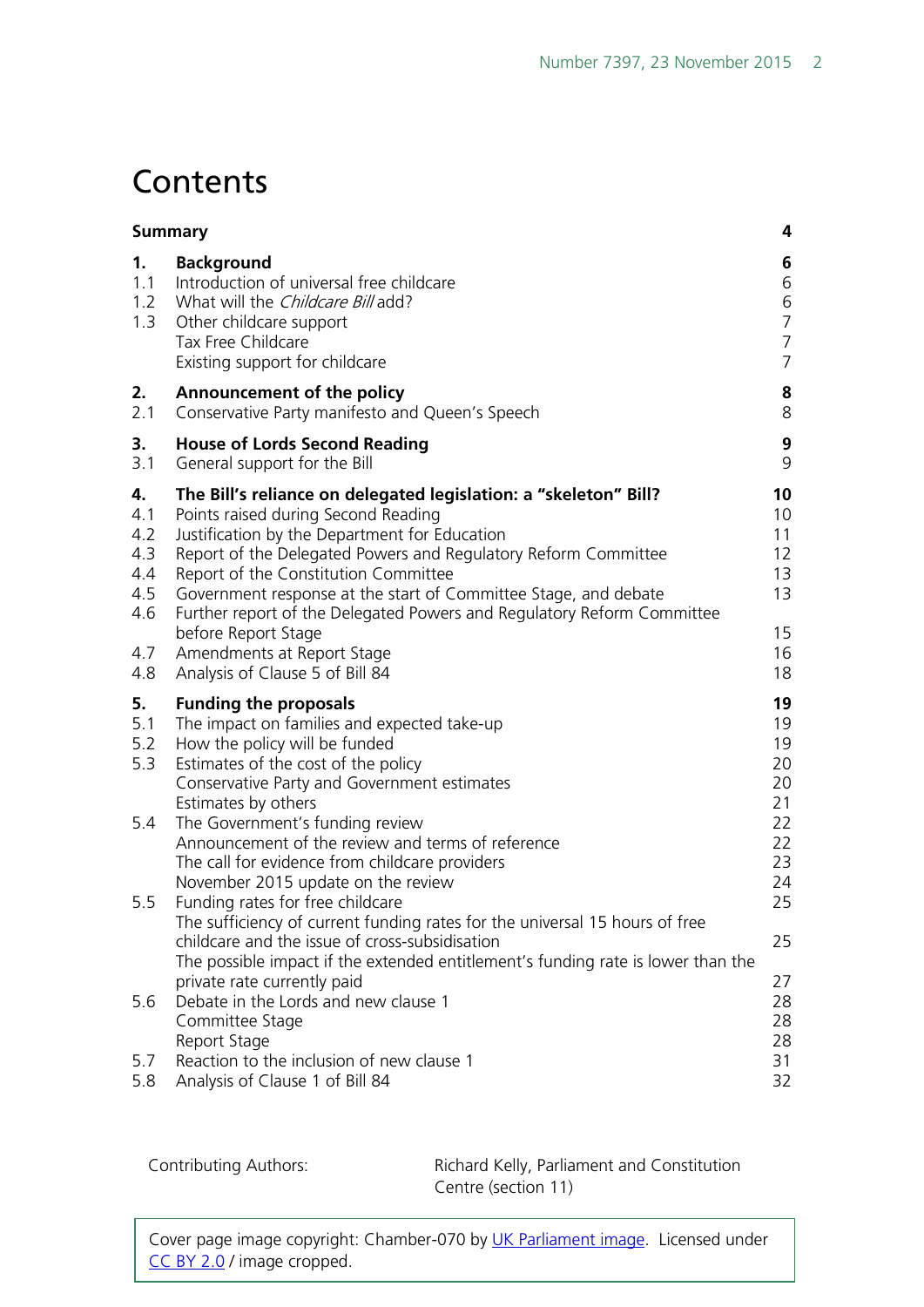# Contents

| | | |
|---|---|---|
| **Summary** | | **4** |
| **1.** | **Background** | **6** |
| 1.1 | Introduction of universal free childcare | 6 |
| 1.2 | What will the *Childcare Bill* add? | 6 |
| 1.3 | Other childcare support | 7 |
| | Tax Free Childcare | 7 |
| | Existing support for childcare | 7 |
| **2.** | **Announcement of the policy** | **8** |
| 2.1 | Conservative Party manifesto and Queen's Speech | 8 |
| **3.** | **House of Lords Second Reading** | **9** |
| 3.1 | General support for the Bill | 9 |
| **4.** | **The Bill's reliance on delegated legislation: a "skeleton" Bill?** | **10** |
| 4.1 | Points raised during Second Reading | 10 |
| 4.2 | Justification by the Department for Education | 11 |
| 4.3 | Report of the Delegated Powers and Regulatory Reform Committee | 12 |
| 4.4 | Report of the Constitution Committee | 13 |
| 4.5 | Government response at the start of Committee Stage, and debate | 13 |
| 4.6 | Further report of the Delegated Powers and Regulatory Reform Committee before Report Stage | 15 |
| 4.7 | Amendments at Report Stage | 16 |
| 4.8 | Analysis of Clause 5 of Bill 84 | 18 |
| **5.** | **Funding the proposals** | **19** |
| 5.1 | The impact on families and expected take-up | 19 |
| 5.2 | How the policy will be funded | 19 |
| 5.3 | Estimates of the cost of the policy | 20 |
| | Conservative Party and Government estimates | 20 |
| | Estimates by others | 21 |
| 5.4 | The Government's funding review | 22 |
| | Announcement of the review and terms of reference | 22 |
| | The call for evidence from childcare providers | 23 |
| | November 2015 update on the review | 24 |
| 5.5 | Funding rates for free childcare | 25 |
| | The sufficiency of current funding rates for the universal 15 hours of free childcare and the issue of cross-subsidisation | 25 |
| | The possible impact if the extended entitlement's funding rate is lower than the private rate currently paid | 27 |
| 5.6 | Debate in the Lords and new clause 1 | 28 |
| | Committee Stage | 28 |
| | Report Stage | 28 |
| 5.7 | Reaction to the inclusion of new clause 1 | 31 |
| 5.8 | Analysis of Clause 1 of Bill 84 | 32 |

Contributing Authors: Richard Kelly, Parliament and Constitution Centre (section 11)

Cover page image copyright: Chamber-070 by UK Parliament image. Licensed under CC BY 2.0 / image cropped.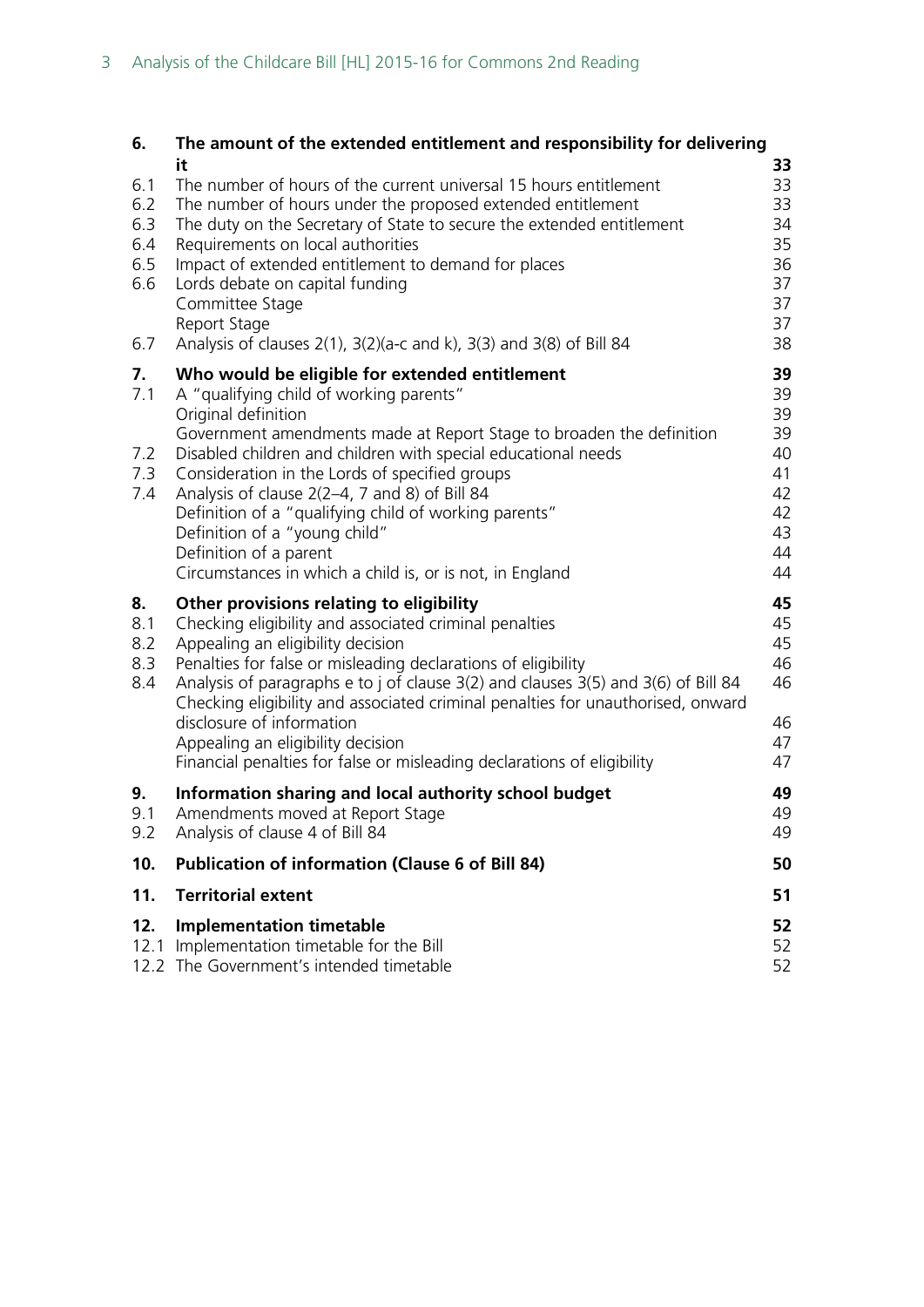| | | |
|---|---|---|
| **6.** | **The amount of the extended entitlement and responsibility for delivering it** | **33** |
| 6.1 | The number of hours of the current universal 15 hours entitlement | 33 |
| 6.2 | The number of hours under the proposed extended entitlement | 33 |
| 6.3 | The duty on the Secretary of State to secure the extended entitlement | 34 |
| 6.4 | Requirements on local authorities | 35 |
| 6.5 | Impact of extended entitlement to demand for places | 36 |
| 6.6 | Lords debate on capital funding | 37 |
| | Committee Stage | 37 |
| | Report Stage | 37 |
| 6.7 | Analysis of clauses 2(1), 3(2)(a-c and k), 3(3) and 3(8) of Bill 84 | 38 |
| **7.** | **Who would be eligible for extended entitlement** | **39** |
| 7.1 | A "qualifying child of working parents" | 39 |
| | Original definition | 39 |
| | Government amendments made at Report Stage to broaden the definition | 39 |
| 7.2 | Disabled children and children with special educational needs | 40 |
| 7.3 | Consideration in the Lords of specified groups | 41 |
| 7.4 | Analysis of clause 2(2–4, 7 and 8) of Bill 84 | 42 |
| | Definition of a "qualifying child of working parents" | 42 |
| | Definition of a "young child" | 43 |
| | Definition of a parent | 44 |
| | Circumstances in which a child is, or is not, in England | 44 |
| **8.** | **Other provisions relating to eligibility** | **45** |
| 8.1 | Checking eligibility and associated criminal penalties | 45 |
| 8.2 | Appealing an eligibility decision | 45 |
| 8.3 | Penalties for false or misleading declarations of eligibility | 46 |
| 8.4 | Analysis of paragraphs e to j of clause 3(2) and clauses 3(5) and 3(6) of Bill 84 | 46 |
| | Checking eligibility and associated criminal penalties for unauthorised, onward disclosure of information | 46 |
| | Appealing an eligibility decision | 47 |
| | Financial penalties for false or misleading declarations of eligibility | 47 |
| **9.** | **Information sharing and local authority school budget** | **49** |
| 9.1 | Amendments moved at Report Stage | 49 |
| 9.2 | Analysis of clause 4 of Bill 84 | 49 |
| **10.** | **Publication of information (Clause 6 of Bill 84)** | **50** |
| **11.** | **Territorial extent** | **51** |
| **12.** | **Implementation timetable** | **52** |
| 12.1 | Implementation timetable for the Bill | 52 |
| 12.2 | The Government's intended timetable | 52 |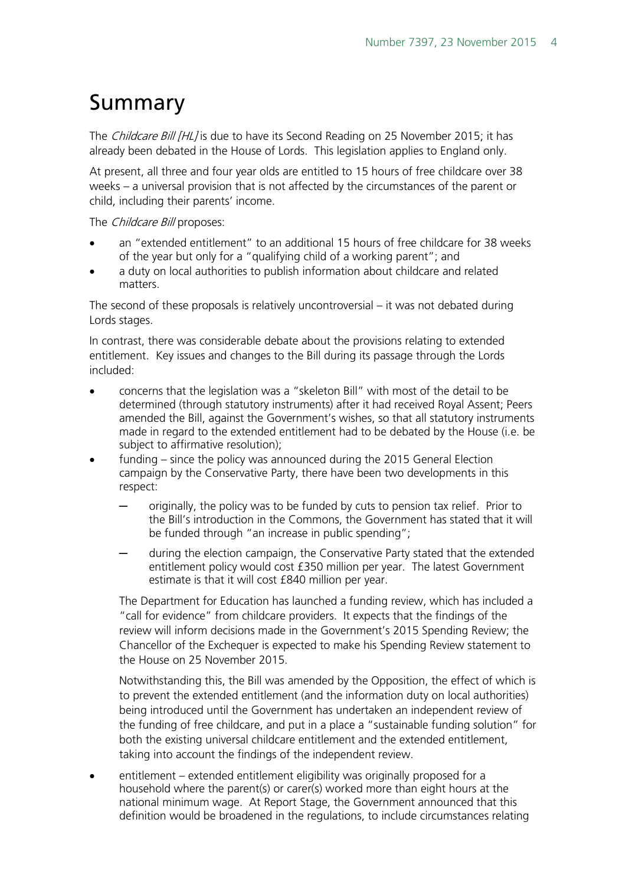# Summary

The *Childcare Bill [HL]* is due to have its Second Reading on 25 November 2015; it has already been debated in the House of Lords. This legislation applies to England only.

At present, all three and four year olds are entitled to 15 hours of free childcare over 38 weeks – a universal provision that is not affected by the circumstances of the parent or child, including their parents' income.

The *Childcare Bill* proposes:

- an "extended entitlement" to an additional 15 hours of free childcare for 38 weeks of the year but only for a "qualifying child of a working parent"; and
- a duty on local authorities to publish information about childcare and related matters.

The second of these proposals is relatively uncontroversial – it was not debated during Lords stages.

In contrast, there was considerable debate about the provisions relating to extended entitlement. Key issues and changes to the Bill during its passage through the Lords included:

- concerns that the legislation was a "skeleton Bill" with most of the detail to be determined (through statutory instruments) after it had received Royal Assent; Peers amended the Bill, against the Government's wishes, so that all statutory instruments made in regard to the extended entitlement had to be debated by the House (i.e. be subject to affirmative resolution);
- funding – since the policy was announced during the 2015 General Election campaign by the Conservative Party, there have been two developments in this respect:
  - originally, the policy was to be funded by cuts to pension tax relief. Prior to the Bill's introduction in the Commons, the Government has stated that it will be funded through "an increase in public spending";
  - during the election campaign, the Conservative Party stated that the extended entitlement policy would cost £350 million per year. The latest Government estimate is that it will cost £840 million per year.

  The Department for Education has launched a funding review, which has included a "call for evidence" from childcare providers. It expects that the findings of the review will inform decisions made in the Government's 2015 Spending Review; the Chancellor of the Exchequer is expected to make his Spending Review statement to the House on 25 November 2015.

  Notwithstanding this, the Bill was amended by the Opposition, the effect of which is to prevent the extended entitlement (and the information duty on local authorities) being introduced until the Government has undertaken an independent review of the funding of free childcare, and put in a place a "sustainable funding solution" for both the existing universal childcare entitlement and the extended entitlement, taking into account the findings of the independent review.

- entitlement – extended entitlement eligibility was originally proposed for a household where the parent(s) or carer(s) worked more than eight hours at the national minimum wage. At Report Stage, the Government announced that this definition would be broadened in the regulations, to include circumstances relating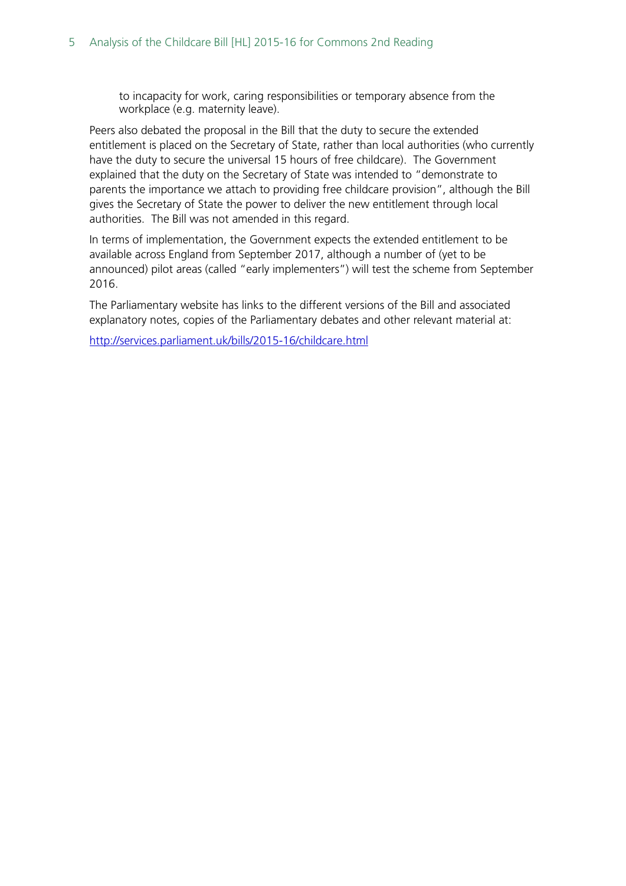to incapacity for work, caring responsibilities or temporary absence from the workplace (e.g. maternity leave).

Peers also debated the proposal in the Bill that the duty to secure the extended entitlement is placed on the Secretary of State, rather than local authorities (who currently have the duty to secure the universal 15 hours of free childcare). The Government explained that the duty on the Secretary of State was intended to "demonstrate to parents the importance we attach to providing free childcare provision", although the Bill gives the Secretary of State the power to deliver the new entitlement through local authorities. The Bill was not amended in this regard.

In terms of implementation, the Government expects the extended entitlement to be available across England from September 2017, although a number of (yet to be announced) pilot areas (called "early implementers") will test the scheme from September 2016.

The Parliamentary website has links to the different versions of the Bill and associated explanatory notes, copies of the Parliamentary debates and other relevant material at:

[http://services.parliament.uk/bills/2015-16/childcare.html](http://services.parliament.uk/bills/2015-16/childcare.html)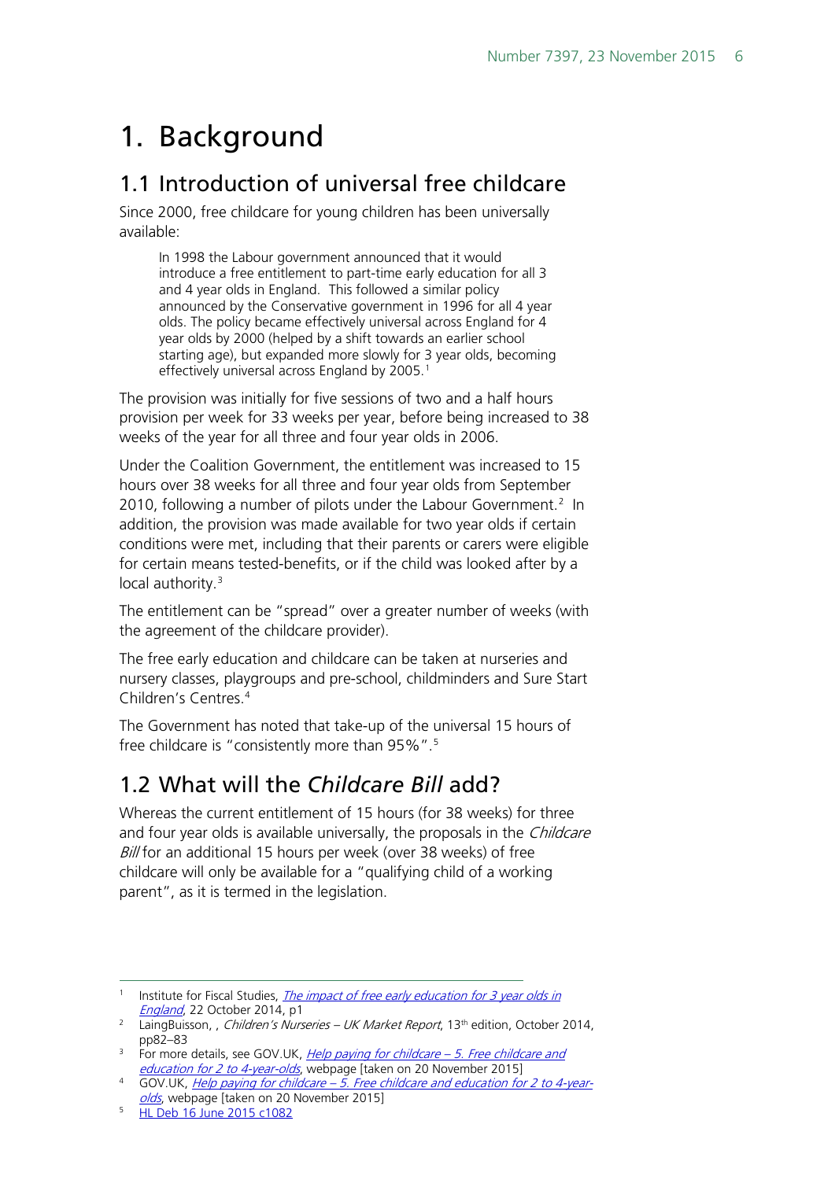# 1. Background

## 1.1 Introduction of universal free childcare

Since 2000, free childcare for young children has been universally available:

> In 1998 the Labour government announced that it would introduce a free entitlement to part-time early education for all 3 and 4 year olds in England. This followed a similar policy announced by the Conservative government in 1996 for all 4 year olds. The policy became effectively universal across England for 4 year olds by 2000 (helped by a shift towards an earlier school starting age), but expanded more slowly for 3 year olds, becoming effectively universal across England by 2005.[1]

The provision was initially for five sessions of two and a half hours provision per week for 33 weeks per year, before being increased to 38 weeks of the year for all three and four year olds in 2006.

Under the Coalition Government, the entitlement was increased to 15 hours over 38 weeks for all three and four year olds from September 2010, following a number of pilots under the Labour Government.[2] In addition, the provision was made available for two year olds if certain conditions were met, including that their parents or carers were eligible for certain means tested-benefits, or if the child was looked after by a local authority.[3]

The entitlement can be "spread" over a greater number of weeks (with the agreement of the childcare provider).

The free early education and childcare can be taken at nurseries and nursery classes, playgroups and pre-school, childminders and Sure Start Children's Centres.[4]

The Government has noted that take-up of the universal 15 hours of free childcare is "consistently more than 95%".[5]

## 1.2 What will the *Childcare Bill* add?

Whereas the current entitlement of 15 hours (for 38 weeks) for three and four year olds is available universally, the proposals in the *Childcare Bill* for an additional 15 hours per week (over 38 weeks) of free childcare will only be available for a "qualifying child of a working parent", as it is termed in the legislation.

---

[1] Institute for Fiscal Studies, *The impact of free early education for 3 year olds in England*, 22 October 2014, p1

[2] LaingBuisson, , *Children's Nurseries – UK Market Report*, 13th edition, October 2014, pp82–83

[3] For more details, see GOV.UK, *Help paying for childcare – 5. Free childcare and education for 2 to 4-year-olds*, webpage [taken on 20 November 2015]

[4] GOV.UK, *Help paying for childcare – 5. Free childcare and education for 2 to 4-year-olds*, webpage [taken on 20 November 2015]

[5] HL Deb 16 June 2015 c1082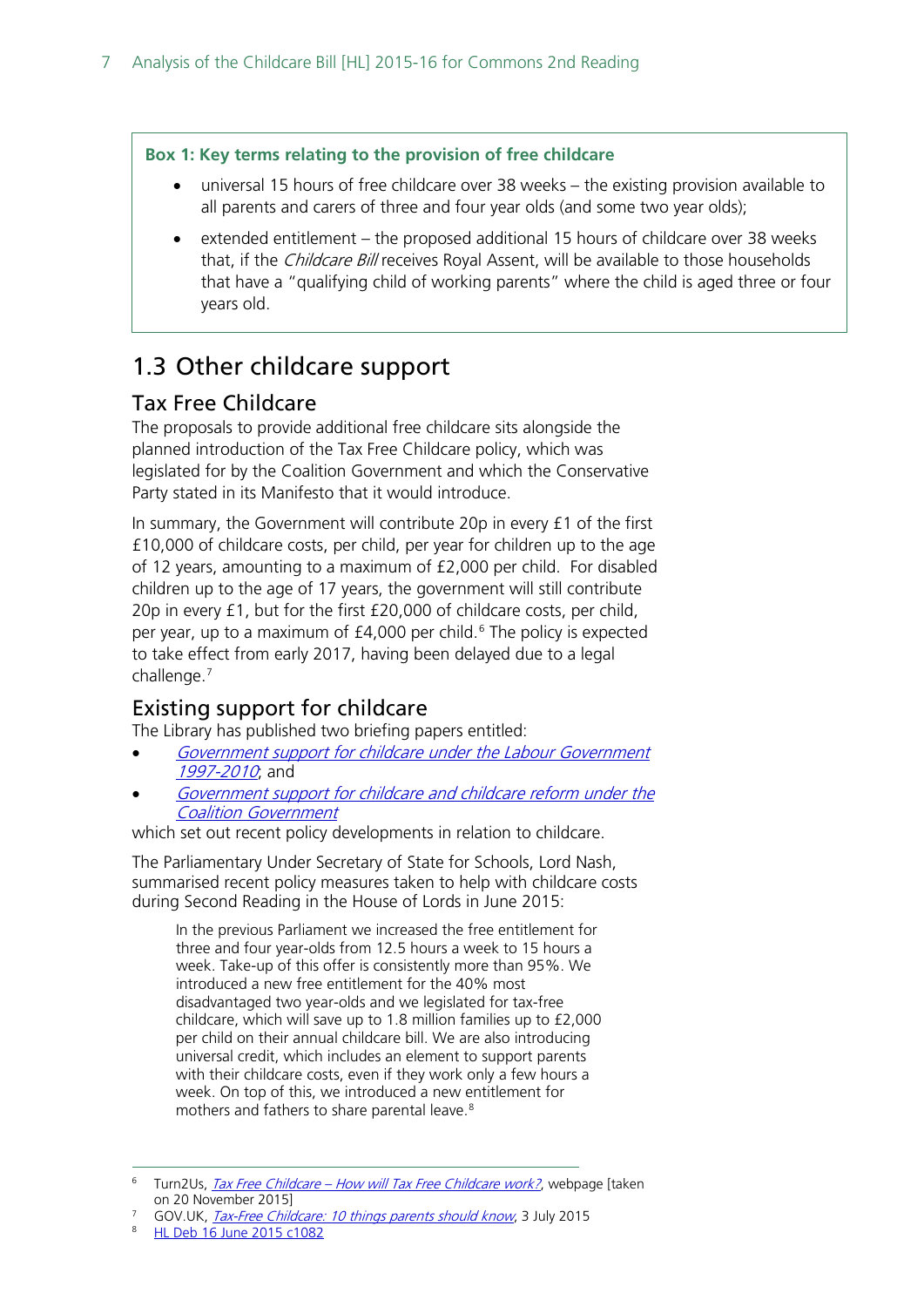**Box 1: Key terms relating to the provision of free childcare**

- universal 15 hours of free childcare over 38 weeks – the existing provision available to all parents and carers of three and four year olds (and some two year olds);
- extended entitlement – the proposed additional 15 hours of childcare over 38 weeks that, if the *Childcare Bill* receives Royal Assent, will be available to those households that have a "qualifying child of working parents" where the child is aged three or four years old.

## 1.3 Other childcare support

### Tax Free Childcare

The proposals to provide additional free childcare sits alongside the planned introduction of the Tax Free Childcare policy, which was legislated for by the Coalition Government and which the Conservative Party stated in its Manifesto that it would introduce.

In summary, the Government will contribute 20p in every £1 of the first £10,000 of childcare costs, per child, per year for children up to the age of 12 years, amounting to a maximum of £2,000 per child. For disabled children up to the age of 17 years, the government will still contribute 20p in every £1, but for the first £20,000 of childcare costs, per child, per year, up to a maximum of £4,000 per child.[6] The policy is expected to take effect from early 2017, having been delayed due to a legal challenge.[7]

### Existing support for childcare

The Library has published two briefing papers entitled:

- *Government support for childcare under the Labour Government 1997-2010*; and
- *Government support for childcare and childcare reform under the Coalition Government*

which set out recent policy developments in relation to childcare.

The Parliamentary Under Secretary of State for Schools, Lord Nash, summarised recent policy measures taken to help with childcare costs during Second Reading in the House of Lords in June 2015:

> In the previous Parliament we increased the free entitlement for three and four year-olds from 12.5 hours a week to 15 hours a week. Take-up of this offer is consistently more than 95%. We introduced a new free entitlement for the 40% most disadvantaged two year-olds and we legislated for tax-free childcare, which will save up to 1.8 million families up to £2,000 per child on their annual childcare bill. We are also introducing universal credit, which includes an element to support parents with their childcare costs, even if they work only a few hours a week. On top of this, we introduced a new entitlement for mothers and fathers to share parental leave.[8]

---

[6] Turn2Us, *Tax Free Childcare – How will Tax Free Childcare work?*, webpage [taken on 20 November 2015]

[7] GOV.UK, *Tax-Free Childcare: 10 things parents should know*, 3 July 2015

[8] HL Deb 16 June 2015 c1082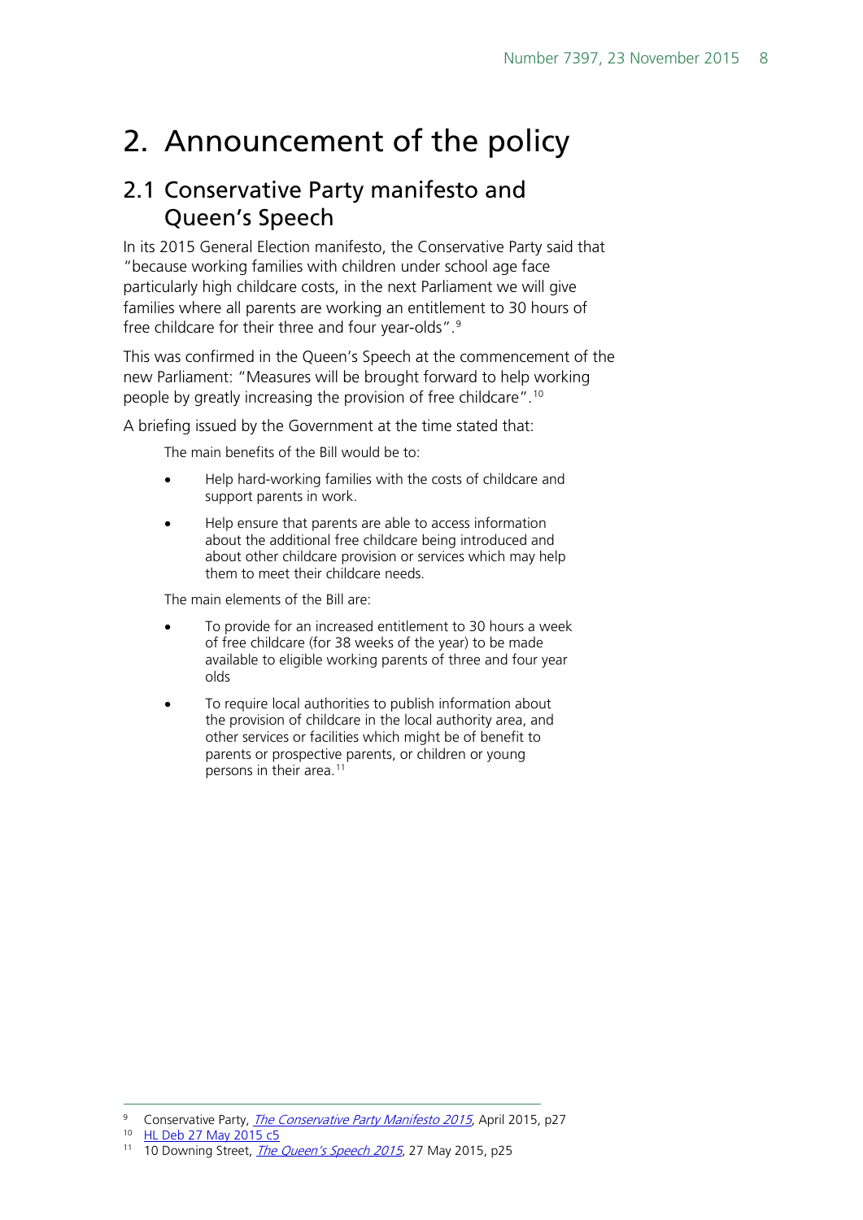# 2. Announcement of the policy

## 2.1 Conservative Party manifesto and Queen's Speech

In its 2015 General Election manifesto, the Conservative Party said that "because working families with children under school age face particularly high childcare costs, in the next Parliament we will give families where all parents are working an entitlement to 30 hours of free childcare for their three and four year-olds".[9]

This was confirmed in the Queen's Speech at the commencement of the new Parliament: "Measures will be brought forward to help working people by greatly increasing the provision of free childcare".[10]

A briefing issued by the Government at the time stated that:

> The main benefits of the Bill would be to:
>
> - Help hard-working families with the costs of childcare and support parents in work.
> - Help ensure that parents are able to access information about the additional free childcare being introduced and about other childcare provision or services which may help them to meet their childcare needs.
>
> The main elements of the Bill are:
>
> - To provide for an increased entitlement to 30 hours a week of free childcare (for 38 weeks of the year) to be made available to eligible working parents of three and four year olds
> - To require local authorities to publish information about the provision of childcare in the local authority area, and other services or facilities which might be of benefit to parents or prospective parents, or children or young persons in their area.[11]

---

[9] Conservative Party, *The Conservative Party Manifesto 2015*, April 2015, p27

[10] HL Deb 27 May 2015 c5

[11] 10 Downing Street, *The Queen's Speech 2015*, 27 May 2015, p25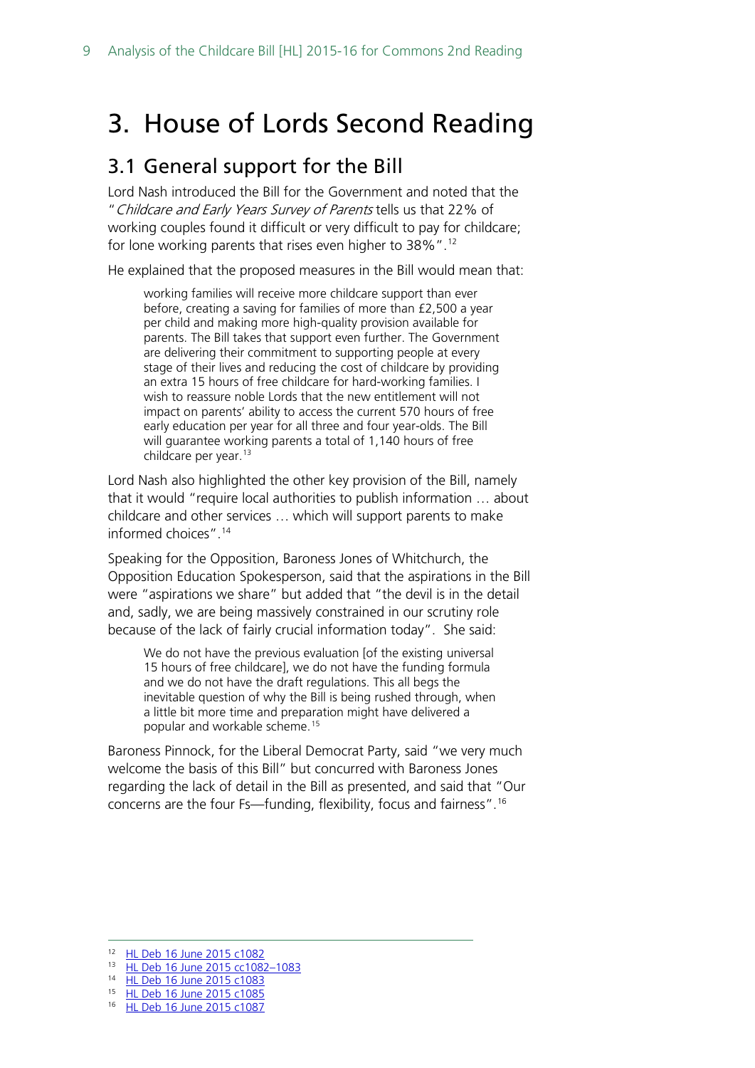# 3. House of Lords Second Reading

## 3.1 General support for the Bill

Lord Nash introduced the Bill for the Government and noted that the "*Childcare and Early Years Survey of Parents* tells us that 22% of working couples found it difficult or very difficult to pay for childcare; for lone working parents that rises even higher to 38%".[12]

He explained that the proposed measures in the Bill would mean that:

> working families will receive more childcare support than ever before, creating a saving for families of more than £2,500 a year per child and making more high-quality provision available for parents. The Bill takes that support even further. The Government are delivering their commitment to supporting people at every stage of their lives and reducing the cost of childcare by providing an extra 15 hours of free childcare for hard-working families. I wish to reassure noble Lords that the new entitlement will not impact on parents' ability to access the current 570 hours of free early education per year for all three and four year-olds. The Bill will guarantee working parents a total of 1,140 hours of free childcare per year.[13]

Lord Nash also highlighted the other key provision of the Bill, namely that it would "require local authorities to publish information … about childcare and other services … which will support parents to make informed choices".[14]

Speaking for the Opposition, Baroness Jones of Whitchurch, the Opposition Education Spokesperson, said that the aspirations in the Bill were "aspirations we share" but added that "the devil is in the detail and, sadly, we are being massively constrained in our scrutiny role because of the lack of fairly crucial information today". She said:

> We do not have the previous evaluation [of the existing universal 15 hours of free childcare], we do not have the funding formula and we do not have the draft regulations. This all begs the inevitable question of why the Bill is being rushed through, when a little bit more time and preparation might have delivered a popular and workable scheme.[15]

Baroness Pinnock, for the Liberal Democrat Party, said "we very much welcome the basis of this Bill" but concurred with Baroness Jones regarding the lack of detail in the Bill as presented, and said that "Our concerns are the four Fs—funding, flexibility, focus and fairness".[16]

---

[12] HL Deb 16 June 2015 c1082
[13] HL Deb 16 June 2015 cc1082–1083
[14] HL Deb 16 June 2015 c1083
[15] HL Deb 16 June 2015 c1085
[16] HL Deb 16 June 2015 c1087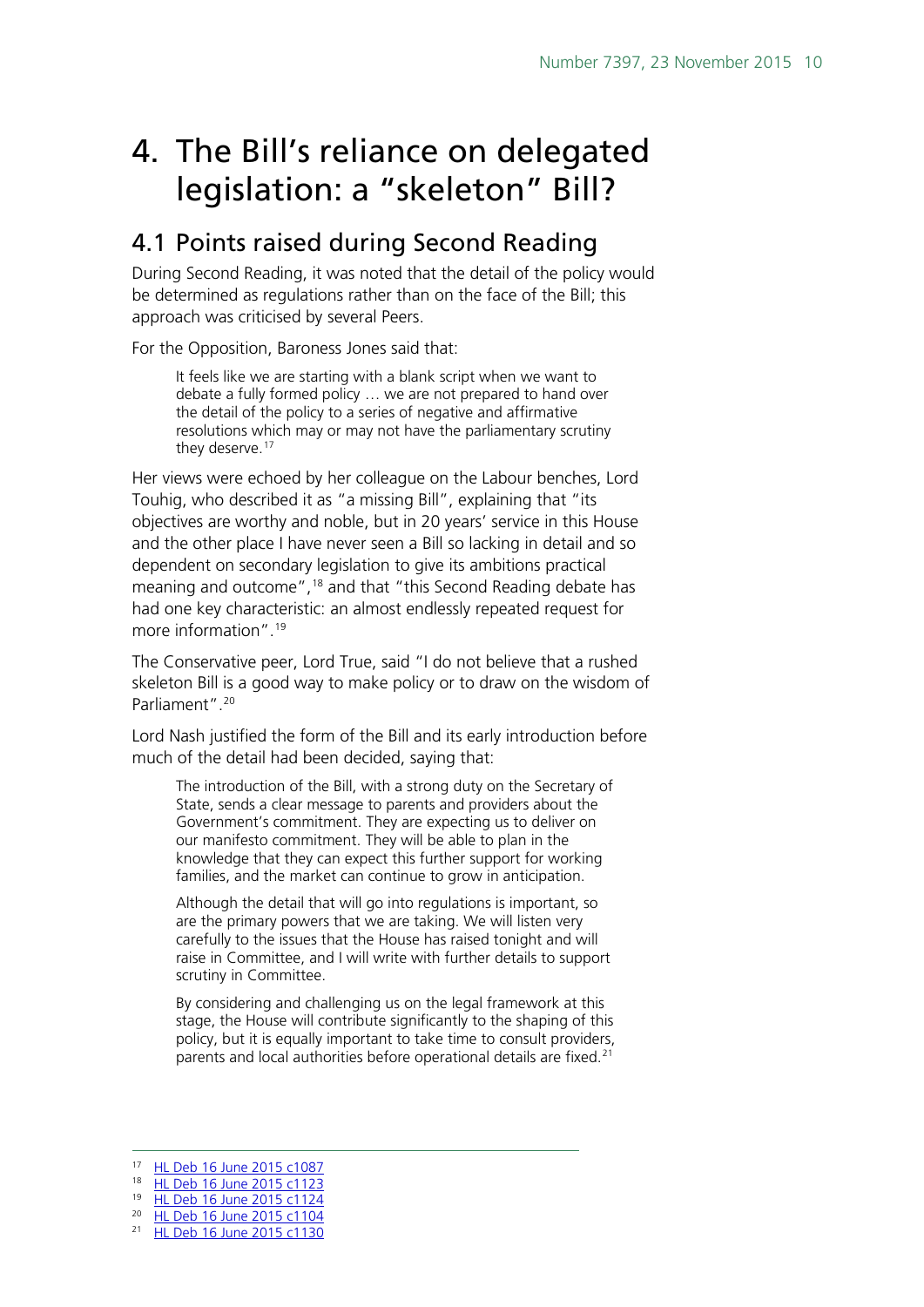# 4. The Bill's reliance on delegated legislation: a "skeleton" Bill?

## 4.1 Points raised during Second Reading

During Second Reading, it was noted that the detail of the policy would be determined as regulations rather than on the face of the Bill; this approach was criticised by several Peers.

For the Opposition, Baroness Jones said that:

> It feels like we are starting with a blank script when we want to debate a fully formed policy … we are not prepared to hand over the detail of the policy to a series of negative and affirmative resolutions which may or may not have the parliamentary scrutiny they deserve.[17]

Her views were echoed by her colleague on the Labour benches, Lord Touhig, who described it as "a missing Bill", explaining that "its objectives are worthy and noble, but in 20 years' service in this House and the other place I have never seen a Bill so lacking in detail and so dependent on secondary legislation to give its ambitions practical meaning and outcome",[18] and that "this Second Reading debate has had one key characteristic: an almost endlessly repeated request for more information".[19]

The Conservative peer, Lord True, said "I do not believe that a rushed skeleton Bill is a good way to make policy or to draw on the wisdom of Parliament".[20]

Lord Nash justified the form of the Bill and its early introduction before much of the detail had been decided, saying that:

> The introduction of the Bill, with a strong duty on the Secretary of State, sends a clear message to parents and providers about the Government's commitment. They are expecting us to deliver on our manifesto commitment. They will be able to plan in the knowledge that they can expect this further support for working families, and the market can continue to grow in anticipation.
>
> Although the detail that will go into regulations is important, so are the primary powers that we are taking. We will listen very carefully to the issues that the House has raised tonight and will raise in Committee, and I will write with further details to support scrutiny in Committee.
>
> By considering and challenging us on the legal framework at this stage, the House will contribute significantly to the shaping of this policy, but it is equally important to take time to consult providers, parents and local authorities before operational details are fixed.[21]

---

[17] HL Deb 16 June 2015 c1087
[18] HL Deb 16 June 2015 c1123
[19] HL Deb 16 June 2015 c1124
[20] HL Deb 16 June 2015 c1104
[21] HL Deb 16 June 2015 c1130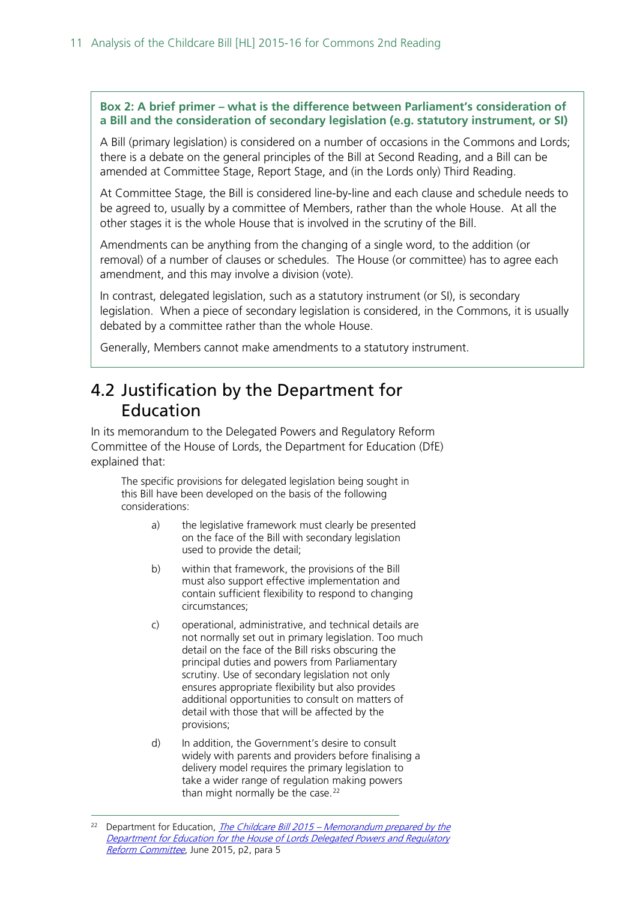**Box 2: A brief primer – what is the difference between Parliament's consideration of a Bill and the consideration of secondary legislation (e.g. statutory instrument, or SI)**

A Bill (primary legislation) is considered on a number of occasions in the Commons and Lords; there is a debate on the general principles of the Bill at Second Reading, and a Bill can be amended at Committee Stage, Report Stage, and (in the Lords only) Third Reading.

At Committee Stage, the Bill is considered line-by-line and each clause and schedule needs to be agreed to, usually by a committee of Members, rather than the whole House. At all the other stages it is the whole House that is involved in the scrutiny of the Bill.

Amendments can be anything from the changing of a single word, to the addition (or removal) of a number of clauses or schedules. The House (or committee) has to agree each amendment, and this may involve a division (vote).

In contrast, delegated legislation, such as a statutory instrument (or SI), is secondary legislation. When a piece of secondary legislation is considered, in the Commons, it is usually debated by a committee rather than the whole House.

Generally, Members cannot make amendments to a statutory instrument.

## 4.2 Justification by the Department for Education

In its memorandum to the Delegated Powers and Regulatory Reform Committee of the House of Lords, the Department for Education (DfE) explained that:

> The specific provisions for delegated legislation being sought in this Bill have been developed on the basis of the following considerations:
>
> a) the legislative framework must clearly be presented on the face of the Bill with secondary legislation used to provide the detail;
>
> b) within that framework, the provisions of the Bill must also support effective implementation and contain sufficient flexibility to respond to changing circumstances;
>
> c) operational, administrative, and technical details are not normally set out in primary legislation. Too much detail on the face of the Bill risks obscuring the principal duties and powers from Parliamentary scrutiny. Use of secondary legislation not only ensures appropriate flexibility but also provides additional opportunities to consult on matters of detail with those that will be affected by the provisions;
>
> d) In addition, the Government's desire to consult widely with parents and providers before finalising a delivery model requires the primary legislation to take a wider range of regulation making powers than might normally be the case.[22]

---

[22] Department for Education, *The Childcare Bill 2015 – Memorandum prepared by the Department for Education for the House of Lords Delegated Powers and Regulatory Reform Committee*, June 2015, p2, para 5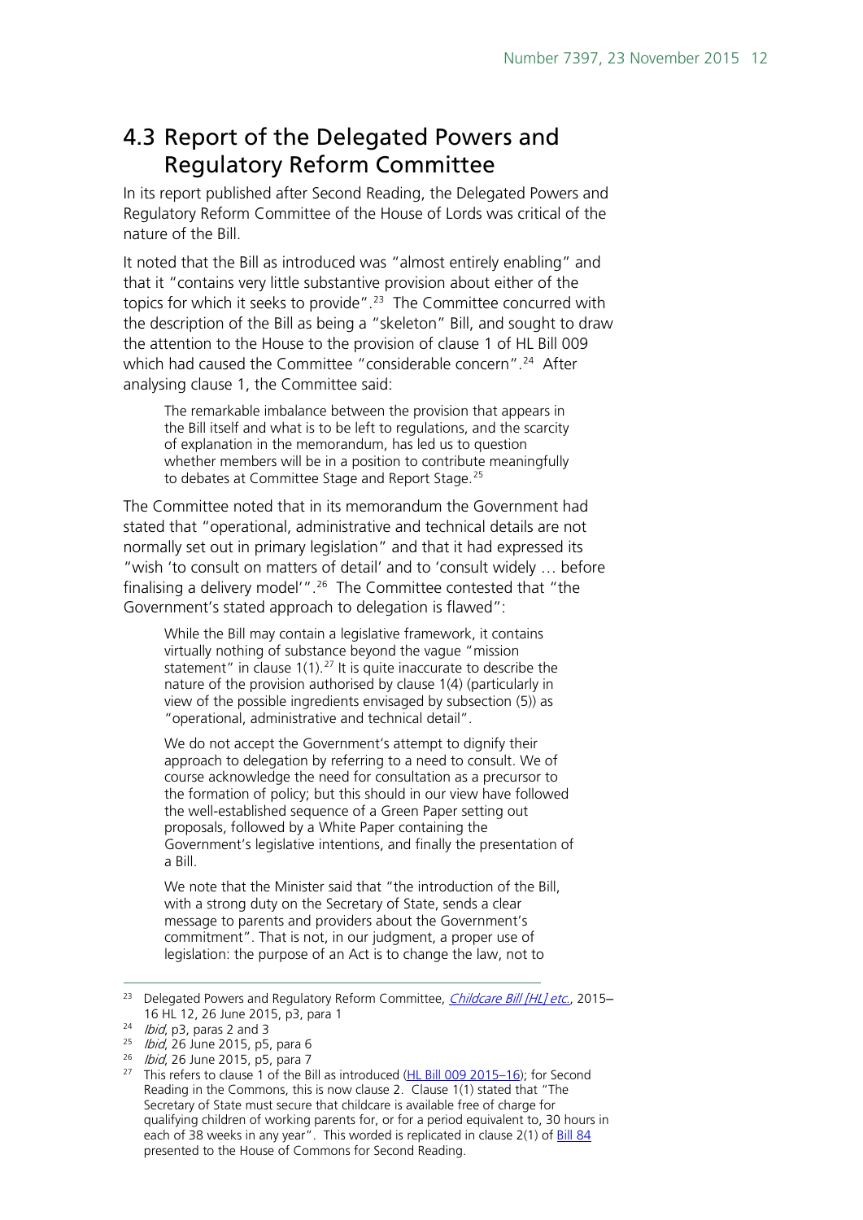## 4.3 Report of the Delegated Powers and Regulatory Reform Committee

In its report published after Second Reading, the Delegated Powers and Regulatory Reform Committee of the House of Lords was critical of the nature of the Bill.

It noted that the Bill as introduced was "almost entirely enabling" and that it "contains very little substantive provision about either of the topics for which it seeks to provide".[23] The Committee concurred with the description of the Bill as being a "skeleton" Bill, and sought to draw the attention to the House to the provision of clause 1 of HL Bill 009 which had caused the Committee "considerable concern".[24] After analysing clause 1, the Committee said:

> The remarkable imbalance between the provision that appears in the Bill itself and what is to be left to regulations, and the scarcity of explanation in the memorandum, has led us to question whether members will be in a position to contribute meaningfully to debates at Committee Stage and Report Stage.[25]

The Committee noted that in its memorandum the Government had stated that "operational, administrative and technical details are not normally set out in primary legislation" and that it had expressed its "wish 'to consult on matters of detail' and to 'consult widely … before finalising a delivery model'".[26] The Committee contested that "the Government's stated approach to delegation is flawed":

> While the Bill may contain a legislative framework, it contains virtually nothing of substance beyond the vague "mission statement" in clause 1(1).[27] It is quite inaccurate to describe the nature of the provision authorised by clause 1(4) (particularly in view of the possible ingredients envisaged by subsection (5)) as "operational, administrative and technical detail".
>
> We do not accept the Government's attempt to dignify their approach to delegation by referring to a need to consult. We of course acknowledge the need for consultation as a precursor to the formation of policy; but this should in our view have followed the well-established sequence of a Green Paper setting out proposals, followed by a White Paper containing the Government's legislative intentions, and finally the presentation of a Bill.
>
> We note that the Minister said that "the introduction of the Bill, with a strong duty on the Secretary of State, sends a clear message to parents and providers about the Government's commitment". That is not, in our judgment, a proper use of legislation: the purpose of an Act is to change the law, not to

---

[23] Delegated Powers and Regulatory Reform Committee, *Childcare Bill [HL] etc.*, 2015–16 HL 12, 26 June 2015, p3, para 1

[24] *Ibid*, p3, paras 2 and 3

[25] *Ibid*, 26 June 2015, p5, para 6

[26] *Ibid*, 26 June 2015, p5, para 7

[27] This refers to clause 1 of the Bill as introduced (HL Bill 009 2015–16); for Second Reading in the Commons, this is now clause 2. Clause 1(1) stated that "The Secretary of State must secure that childcare is available free of charge for qualifying children of working parents for, or for a period equivalent to, 30 hours in each of 38 weeks in any year". This worded is replicated in clause 2(1) of Bill 84 presented to the House of Commons for Second Reading.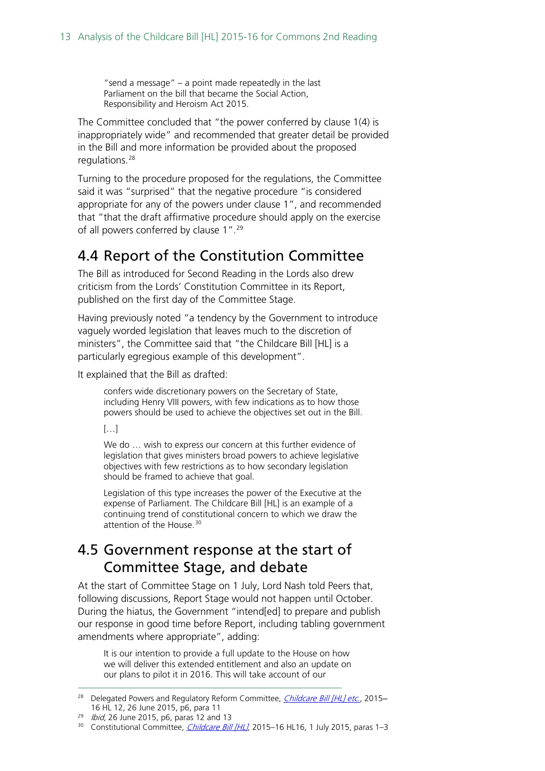> "send a message" – a point made repeatedly in the last Parliament on the bill that became the Social Action, Responsibility and Heroism Act 2015.

The Committee concluded that "the power conferred by clause 1(4) is inappropriately wide" and recommended that greater detail be provided in the Bill and more information be provided about the proposed regulations.[28]

Turning to the procedure proposed for the regulations, the Committee said it was "surprised" that the negative procedure "is considered appropriate for any of the powers under clause 1", and recommended that "that the draft affirmative procedure should apply on the exercise of all powers conferred by clause 1".[29]

## 4.4 Report of the Constitution Committee

The Bill as introduced for Second Reading in the Lords also drew criticism from the Lords' Constitution Committee in its Report, published on the first day of the Committee Stage.

Having previously noted "a tendency by the Government to introduce vaguely worded legislation that leaves much to the discretion of ministers", the Committee said that "the Childcare Bill [HL] is a particularly egregious example of this development".

It explained that the Bill as drafted:

> confers wide discretionary powers on the Secretary of State, including Henry VIII powers, with few indications as to how those powers should be used to achieve the objectives set out in the Bill.
>
> […]
>
> We do … wish to express our concern at this further evidence of legislation that gives ministers broad powers to achieve legislative objectives with few restrictions as to how secondary legislation should be framed to achieve that goal.
>
> Legislation of this type increases the power of the Executive at the expense of Parliament. The Childcare Bill [HL] is an example of a continuing trend of constitutional concern to which we draw the attention of the House.[30]

## 4.5 Government response at the start of Committee Stage, and debate

At the start of Committee Stage on 1 July, Lord Nash told Peers that, following discussions, Report Stage would not happen until October. During the hiatus, the Government "intend[ed] to prepare and publish our response in good time before Report, including tabling government amendments where appropriate", adding:

> It is our intention to provide a full update to the House on how we will deliver this extended entitlement and also an update on our plans to pilot it in 2016. This will take account of our

---

[28] Delegated Powers and Regulatory Reform Committee, *Childcare Bill [HL] etc.*, 2015–16 HL 12, 26 June 2015, p6, para 11

[29] *Ibid*, 26 June 2015, p6, paras 12 and 13

[30] Constitutional Committee, *Childcare Bill [HL]*, 2015–16 HL16, 1 July 2015, paras 1–3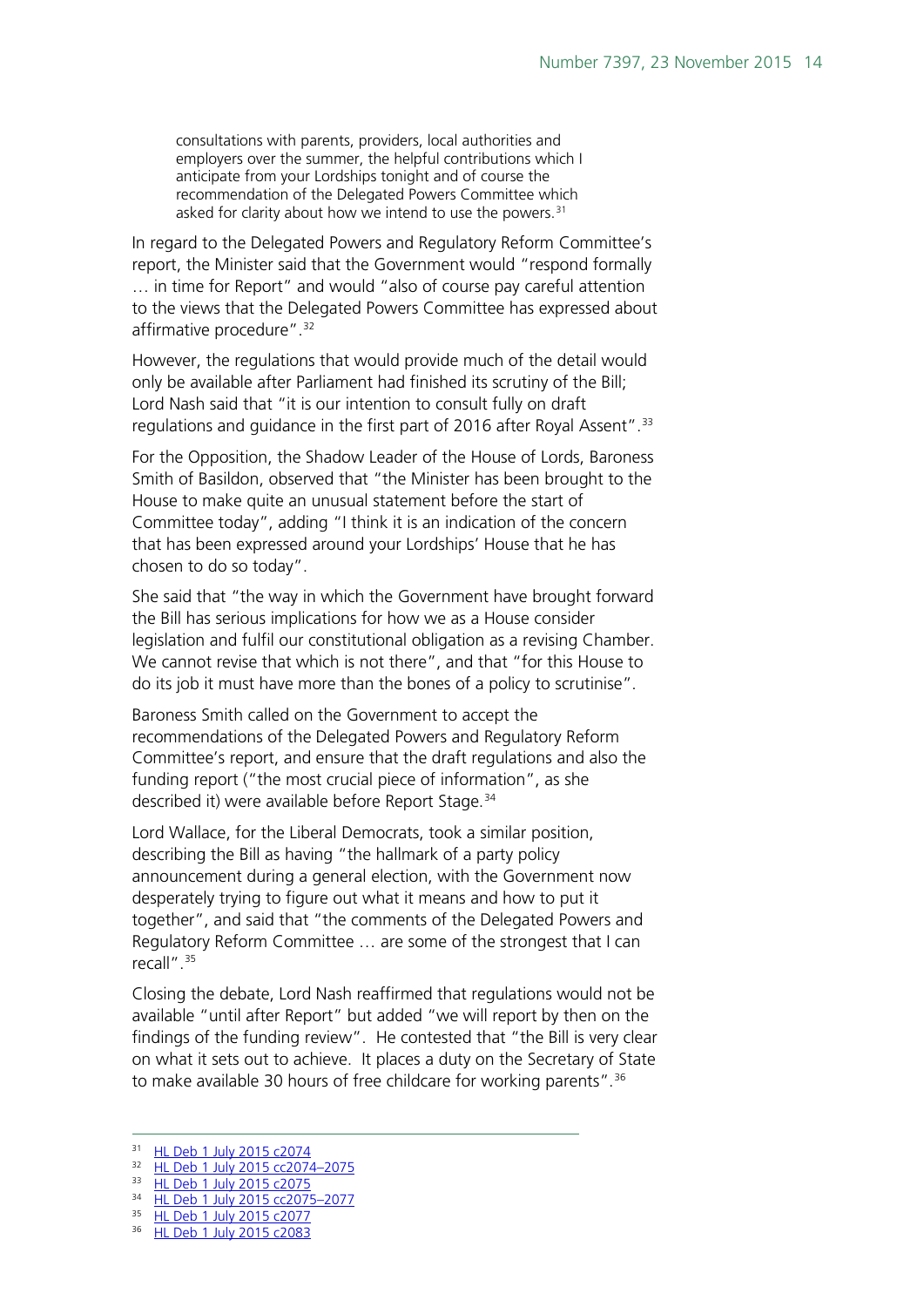> consultations with parents, providers, local authorities and employers over the summer, the helpful contributions which I anticipate from your Lordships tonight and of course the recommendation of the Delegated Powers Committee which asked for clarity about how we intend to use the powers.[31]

In regard to the Delegated Powers and Regulatory Reform Committee's report, the Minister said that the Government would "respond formally … in time for Report" and would "also of course pay careful attention to the views that the Delegated Powers Committee has expressed about affirmative procedure".[32]

However, the regulations that would provide much of the detail would only be available after Parliament had finished its scrutiny of the Bill; Lord Nash said that "it is our intention to consult fully on draft regulations and guidance in the first part of 2016 after Royal Assent".[33]

For the Opposition, the Shadow Leader of the House of Lords, Baroness Smith of Basildon, observed that "the Minister has been brought to the House to make quite an unusual statement before the start of Committee today", adding "I think it is an indication of the concern that has been expressed around your Lordships' House that he has chosen to do so today".

She said that "the way in which the Government have brought forward the Bill has serious implications for how we as a House consider legislation and fulfil our constitutional obligation as a revising Chamber. We cannot revise that which is not there", and that "for this House to do its job it must have more than the bones of a policy to scrutinise".

Baroness Smith called on the Government to accept the recommendations of the Delegated Powers and Regulatory Reform Committee's report, and ensure that the draft regulations and also the funding report ("the most crucial piece of information", as she described it) were available before Report Stage.[34]

Lord Wallace, for the Liberal Democrats, took a similar position, describing the Bill as having "the hallmark of a party policy announcement during a general election, with the Government now desperately trying to figure out what it means and how to put it together", and said that "the comments of the Delegated Powers and Regulatory Reform Committee … are some of the strongest that I can recall".[35]

Closing the debate, Lord Nash reaffirmed that regulations would not be available "until after Report" but added "we will report by then on the findings of the funding review". He contested that "the Bill is very clear on what it sets out to achieve. It places a duty on the Secretary of State to make available 30 hours of free childcare for working parents".[36]

---

[31] HL Deb 1 July 2015 c2074
[32] HL Deb 1 July 2015 cc2074–2075
[33] HL Deb 1 July 2015 c2075
[34] HL Deb 1 July 2015 cc2075–2077
[35] HL Deb 1 July 2015 c2077
[36] HL Deb 1 July 2015 c2083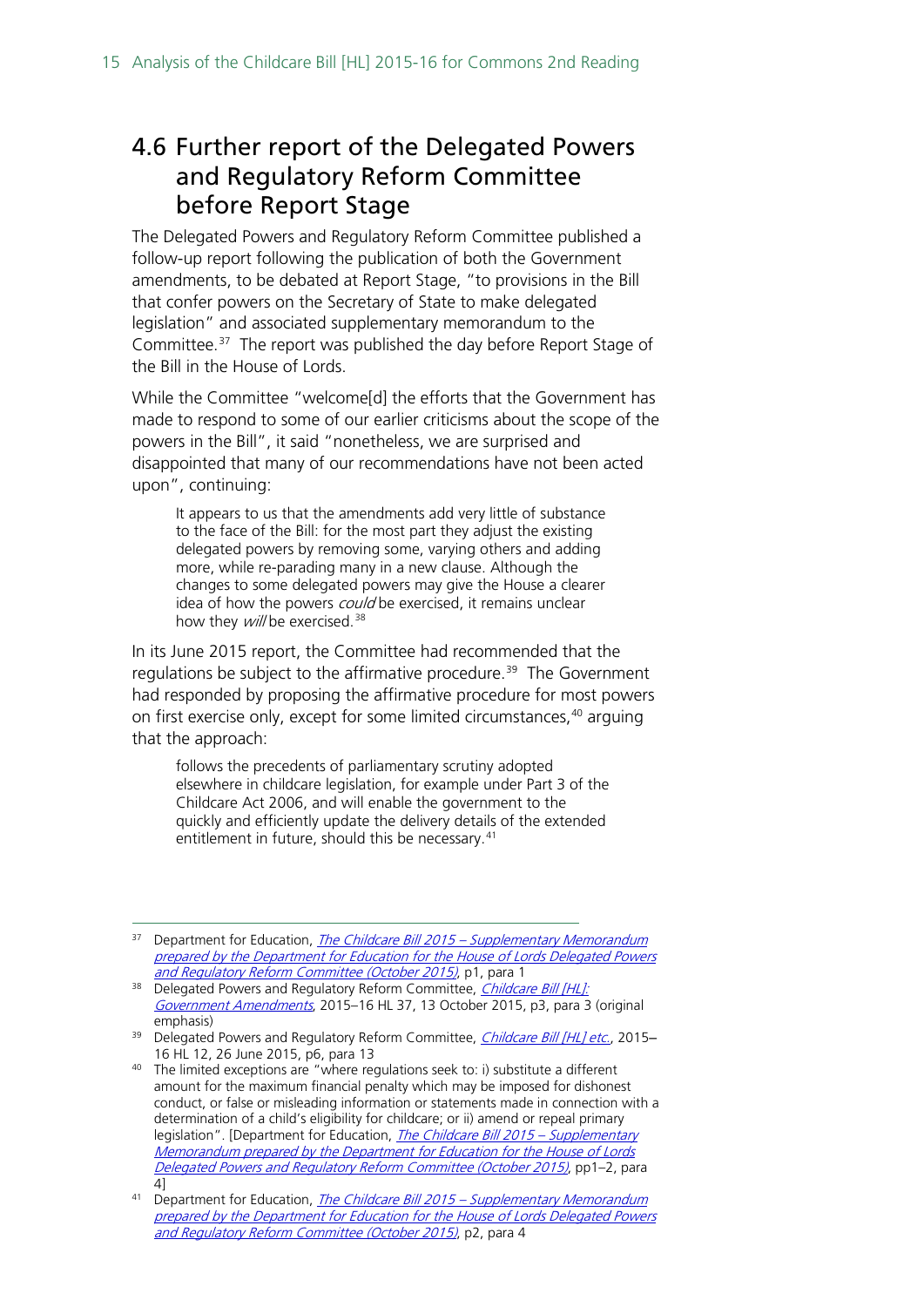## 4.6 Further report of the Delegated Powers and Regulatory Reform Committee before Report Stage

The Delegated Powers and Regulatory Reform Committee published a follow-up report following the publication of both the Government amendments, to be debated at Report Stage, "to provisions in the Bill that confer powers on the Secretary of State to make delegated legislation" and associated supplementary memorandum to the Committee.[37] The report was published the day before Report Stage of the Bill in the House of Lords.

While the Committee "welcome[d] the efforts that the Government has made to respond to some of our earlier criticisms about the scope of the powers in the Bill", it said "nonetheless, we are surprised and disappointed that many of our recommendations have not been acted upon", continuing:

> It appears to us that the amendments add very little of substance to the face of the Bill: for the most part they adjust the existing delegated powers by removing some, varying others and adding more, while re-parading many in a new clause. Although the changes to some delegated powers may give the House a clearer idea of how the powers *could* be exercised, it remains unclear how they *will* be exercised.[38]

In its June 2015 report, the Committee had recommended that the regulations be subject to the affirmative procedure.[39] The Government had responded by proposing the affirmative procedure for most powers on first exercise only, except for some limited circumstances,[40] arguing that the approach:

> follows the precedents of parliamentary scrutiny adopted elsewhere in childcare legislation, for example under Part 3 of the Childcare Act 2006, and will enable the government to the quickly and efficiently update the delivery details of the extended entitlement in future, should this be necessary.[41]

---

[37] Department for Education, *The Childcare Bill 2015 – Supplementary Memorandum prepared by the Department for Education for the House of Lords Delegated Powers and Regulatory Reform Committee (October 2015)*, p1, para 1

[38] Delegated Powers and Regulatory Reform Committee, *Childcare Bill [HL]: Government Amendments*, 2015–16 HL 37, 13 October 2015, p3, para 3 (original emphasis)

[39] Delegated Powers and Regulatory Reform Committee, *Childcare Bill [HL] etc.*, 2015–16 HL 12, 26 June 2015, p6, para 13

[40] The limited exceptions are "where regulations seek to: i) substitute a different amount for the maximum financial penalty which may be imposed for dishonest conduct, or false or misleading information or statements made in connection with a determination of a child's eligibility for childcare; or ii) amend or repeal primary legislation". [Department for Education, *The Childcare Bill 2015 – Supplementary Memorandum prepared by the Department for Education for the House of Lords Delegated Powers and Regulatory Reform Committee (October 2015)*, pp1–2, para 4]

[41] Department for Education, *The Childcare Bill 2015 – Supplementary Memorandum prepared by the Department for Education for the House of Lords Delegated Powers and Regulatory Reform Committee (October 2015)*, p2, para 4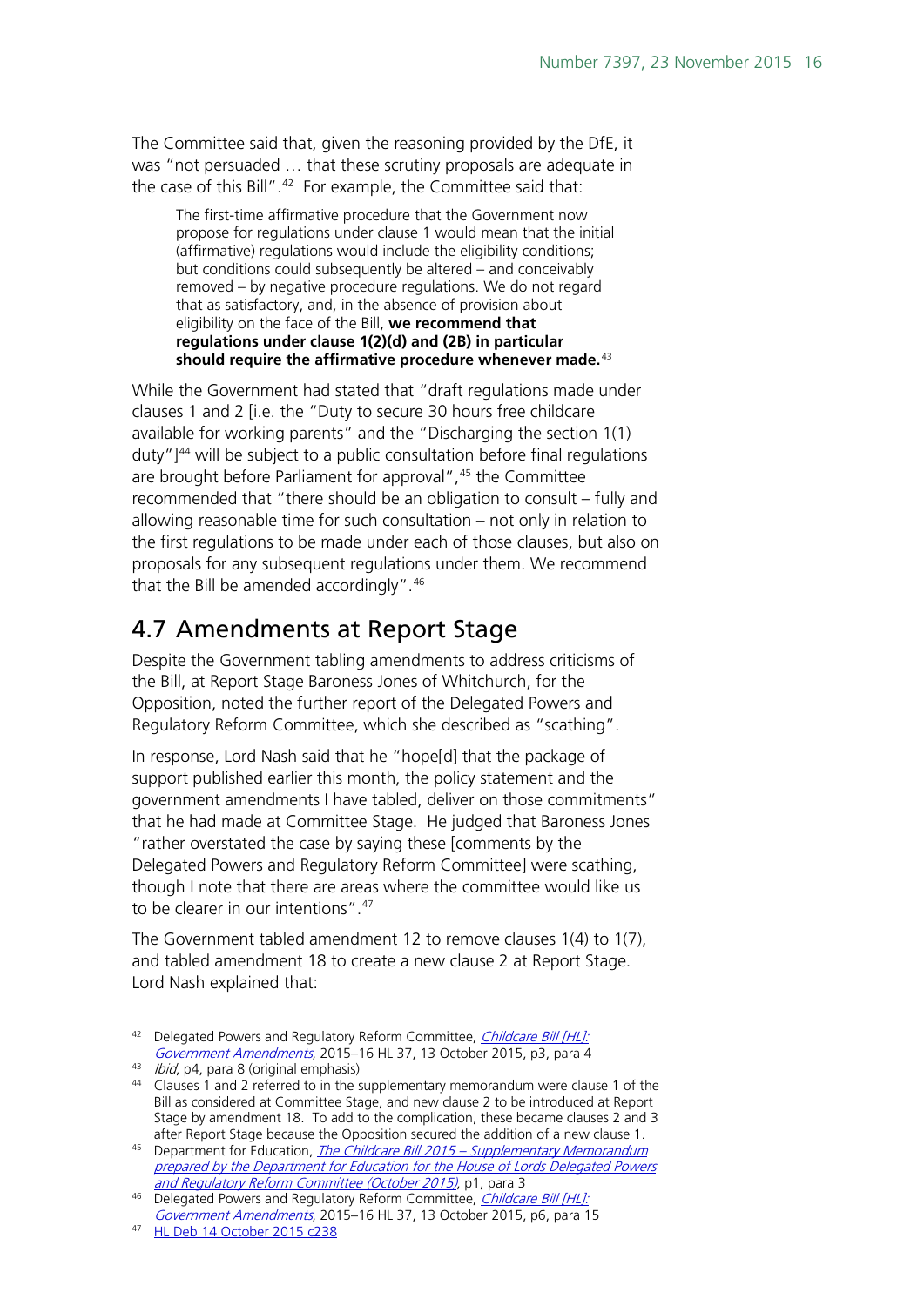The Committee said that, given the reasoning provided by the DfE, it was "not persuaded … that these scrutiny proposals are adequate in the case of this Bill".[42] For example, the Committee said that:

> The first-time affirmative procedure that the Government now propose for regulations under clause 1 would mean that the initial (affirmative) regulations would include the eligibility conditions; but conditions could subsequently be altered – and conceivably removed – by negative procedure regulations. We do not regard that as satisfactory, and, in the absence of provision about eligibility on the face of the Bill, **we recommend that regulations under clause 1(2)(d) and (2B) in particular should require the affirmative procedure whenever made.**[43]

While the Government had stated that "draft regulations made under clauses 1 and 2 [i.e. the "Duty to secure 30 hours free childcare available for working parents" and the "Discharging the section 1(1) duty"][44] will be subject to a public consultation before final regulations are brought before Parliament for approval",[45] the Committee recommended that "there should be an obligation to consult – fully and allowing reasonable time for such consultation – not only in relation to the first regulations to be made under each of those clauses, but also on proposals for any subsequent regulations under them. We recommend that the Bill be amended accordingly".[46]

## 4.7 Amendments at Report Stage

Despite the Government tabling amendments to address criticisms of the Bill, at Report Stage Baroness Jones of Whitchurch, for the Opposition, noted the further report of the Delegated Powers and Regulatory Reform Committee, which she described as "scathing".

In response, Lord Nash said that he "hope[d] that the package of support published earlier this month, the policy statement and the government amendments I have tabled, deliver on those commitments" that he had made at Committee Stage. He judged that Baroness Jones "rather overstated the case by saying these [comments by the Delegated Powers and Regulatory Reform Committee] were scathing, though I note that there are areas where the committee would like us to be clearer in our intentions".[47]

The Government tabled amendment 12 to remove clauses 1(4) to 1(7), and tabled amendment 18 to create a new clause 2 at Report Stage. Lord Nash explained that:

---

[42] Delegated Powers and Regulatory Reform Committee, *Childcare Bill [HL]: Government Amendments*, 2015–16 HL 37, 13 October 2015, p3, para 4

[43] *Ibid*, p4, para 8 (original emphasis)

[44] Clauses 1 and 2 referred to in the supplementary memorandum were clause 1 of the Bill as considered at Committee Stage, and new clause 2 to be introduced at Report Stage by amendment 18. To add to the complication, these became clauses 2 and 3 after Report Stage because the Opposition secured the addition of a new clause 1.

[45] Department for Education, *The Childcare Bill 2015 – Supplementary Memorandum prepared by the Department for Education for the House of Lords Delegated Powers and Regulatory Reform Committee (October 2015)*, p1, para 3

[46] Delegated Powers and Regulatory Reform Committee, *Childcare Bill [HL]: Government Amendments*, 2015–16 HL 37, 13 October 2015, p6, para 15

[47] HL Deb 14 October 2015 c238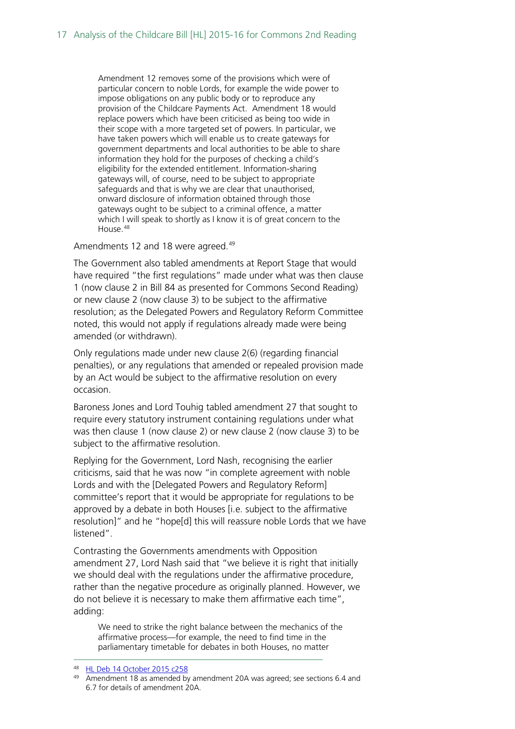> Amendment 12 removes some of the provisions which were of particular concern to noble Lords, for example the wide power to impose obligations on any public body or to reproduce any provision of the Childcare Payments Act. Amendment 18 would replace powers which have been criticised as being too wide in their scope with a more targeted set of powers. In particular, we have taken powers which will enable us to create gateways for government departments and local authorities to be able to share information they hold for the purposes of checking a child's eligibility for the extended entitlement. Information-sharing gateways will, of course, need to be subject to appropriate safeguards and that is why we are clear that unauthorised, onward disclosure of information obtained through those gateways ought to be subject to a criminal offence, a matter which I will speak to shortly as I know it is of great concern to the House.[48]

Amendments 12 and 18 were agreed.[49]

The Government also tabled amendments at Report Stage that would have required "the first regulations" made under what was then clause 1 (now clause 2 in Bill 84 as presented for Commons Second Reading) or new clause 2 (now clause 3) to be subject to the affirmative resolution; as the Delegated Powers and Regulatory Reform Committee noted, this would not apply if regulations already made were being amended (or withdrawn).

Only regulations made under new clause 2(6) (regarding financial penalties), or any regulations that amended or repealed provision made by an Act would be subject to the affirmative resolution on every occasion.

Baroness Jones and Lord Touhig tabled amendment 27 that sought to require every statutory instrument containing regulations under what was then clause 1 (now clause 2) or new clause 2 (now clause 3) to be subject to the affirmative resolution.

Replying for the Government, Lord Nash, recognising the earlier criticisms, said that he was now "in complete agreement with noble Lords and with the [Delegated Powers and Regulatory Reform] committee's report that it would be appropriate for regulations to be approved by a debate in both Houses [i.e. subject to the affirmative resolution]" and he "hope[d] this will reassure noble Lords that we have listened".

Contrasting the Governments amendments with Opposition amendment 27, Lord Nash said that "we believe it is right that initially we should deal with the regulations under the affirmative procedure, rather than the negative procedure as originally planned. However, we do not believe it is necessary to make them affirmative each time", adding:

> We need to strike the right balance between the mechanics of the affirmative process—for example, the need to find time in the parliamentary timetable for debates in both Houses, no matter

---

[48] HL Deb 14 October 2015 c258

[49] Amendment 18 as amended by amendment 20A was agreed; see sections 6.4 and 6.7 for details of amendment 20A.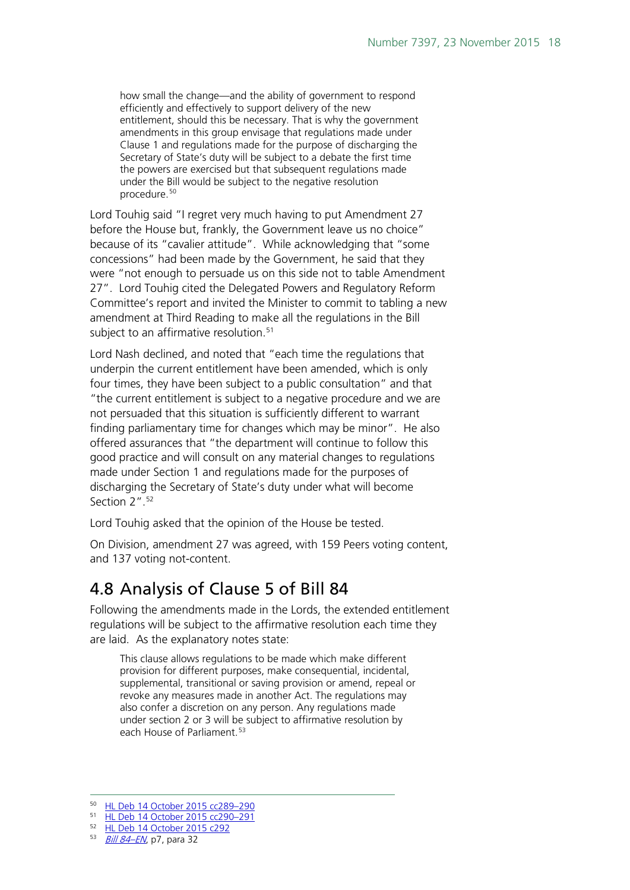> how small the change—and the ability of government to respond efficiently and effectively to support delivery of the new entitlement, should this be necessary. That is why the government amendments in this group envisage that regulations made under Clause 1 and regulations made for the purpose of discharging the Secretary of State's duty will be subject to a debate the first time the powers are exercised but that subsequent regulations made under the Bill would be subject to the negative resolution procedure.[50]

Lord Touhig said "I regret very much having to put Amendment 27 before the House but, frankly, the Government leave us no choice" because of its "cavalier attitude". While acknowledging that "some concessions" had been made by the Government, he said that they were "not enough to persuade us on this side not to table Amendment 27". Lord Touhig cited the Delegated Powers and Regulatory Reform Committee's report and invited the Minister to commit to tabling a new amendment at Third Reading to make all the regulations in the Bill subject to an affirmative resolution.[51]

Lord Nash declined, and noted that "each time the regulations that underpin the current entitlement have been amended, which is only four times, they have been subject to a public consultation" and that "the current entitlement is subject to a negative procedure and we are not persuaded that this situation is sufficiently different to warrant finding parliamentary time for changes which may be minor". He also offered assurances that "the department will continue to follow this good practice and will consult on any material changes to regulations made under Section 1 and regulations made for the purposes of discharging the Secretary of State's duty under what will become Section 2".[52]

Lord Touhig asked that the opinion of the House be tested.

On Division, amendment 27 was agreed, with 159 Peers voting content, and 137 voting not-content.

## 4.8 Analysis of Clause 5 of Bill 84

Following the amendments made in the Lords, the extended entitlement regulations will be subject to the affirmative resolution each time they are laid. As the explanatory notes state:

> This clause allows regulations to be made which make different provision for different purposes, make consequential, incidental, supplemental, transitional or saving provision or amend, repeal or revoke any measures made in another Act. The regulations may also confer a discretion on any person. Any regulations made under section 2 or 3 will be subject to affirmative resolution by each House of Parliament.[53]

---

[50] HL Deb 14 October 2015 cc289–290
[51] HL Deb 14 October 2015 cc290–291
[52] HL Deb 14 October 2015 c292
[53] *Bill 84–EN*, p7, para 32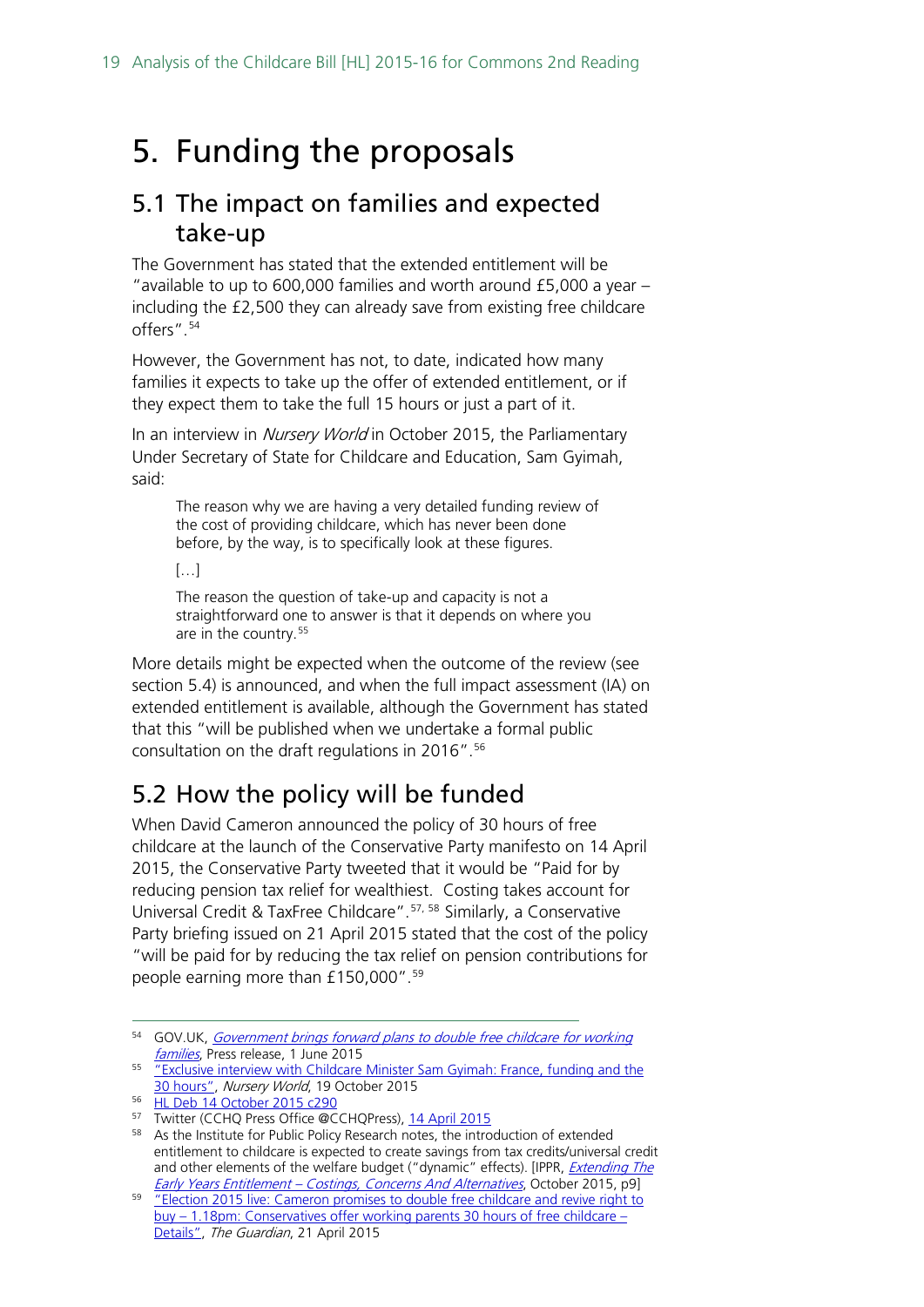# 5. Funding the proposals

## 5.1 The impact on families and expected take-up

The Government has stated that the extended entitlement will be "available to up to 600,000 families and worth around £5,000 a year – including the £2,500 they can already save from existing free childcare offers".[54]

However, the Government has not, to date, indicated how many families it expects to take up the offer of extended entitlement, or if they expect them to take the full 15 hours or just a part of it.

In an interview in *Nursery World* in October 2015, the Parliamentary Under Secretary of State for Childcare and Education, Sam Gyimah, said:

> The reason why we are having a very detailed funding review of the cost of providing childcare, which has never been done before, by the way, is to specifically look at these figures.
>
> […]
>
> The reason the question of take-up and capacity is not a straightforward one to answer is that it depends on where you are in the country.[55]

More details might be expected when the outcome of the review (see section 5.4) is announced, and when the full impact assessment (IA) on extended entitlement is available, although the Government has stated that this "will be published when we undertake a formal public consultation on the draft regulations in 2016".[56]

## 5.2 How the policy will be funded

When David Cameron announced the policy of 30 hours of free childcare at the launch of the Conservative Party manifesto on 14 April 2015, the Conservative Party tweeted that it would be "Paid for by reducing pension tax relief for wealthiest. Costing takes account for Universal Credit & TaxFree Childcare".[57, 58] Similarly, a Conservative Party briefing issued on 21 April 2015 stated that the cost of the policy "will be paid for by reducing the tax relief on pension contributions for people earning more than £150,000".[59]

---

[54] GOV.UK, *Government brings forward plans to double free childcare for working families*, Press release, 1 June 2015

[55] "Exclusive interview with Childcare Minister Sam Gyimah: France, funding and the 30 hours", *Nursery World*, 19 October 2015

[56] HL Deb 14 October 2015 c290

[57] Twitter (CCHQ Press Office @CCHQPress), 14 April 2015

[58] As the Institute for Public Policy Research notes, the introduction of extended entitlement to childcare is expected to create savings from tax credits/universal credit and other elements of the welfare budget ("dynamic" effects). [IPPR, *Extending The Early Years Entitlement – Costings, Concerns And Alternatives*, October 2015, p9]

[59] "Election 2015 live: Cameron promises to double free childcare and revive right to buy – 1.18pm: Conservatives offer working parents 30 hours of free childcare – Details", *The Guardian*, 21 April 2015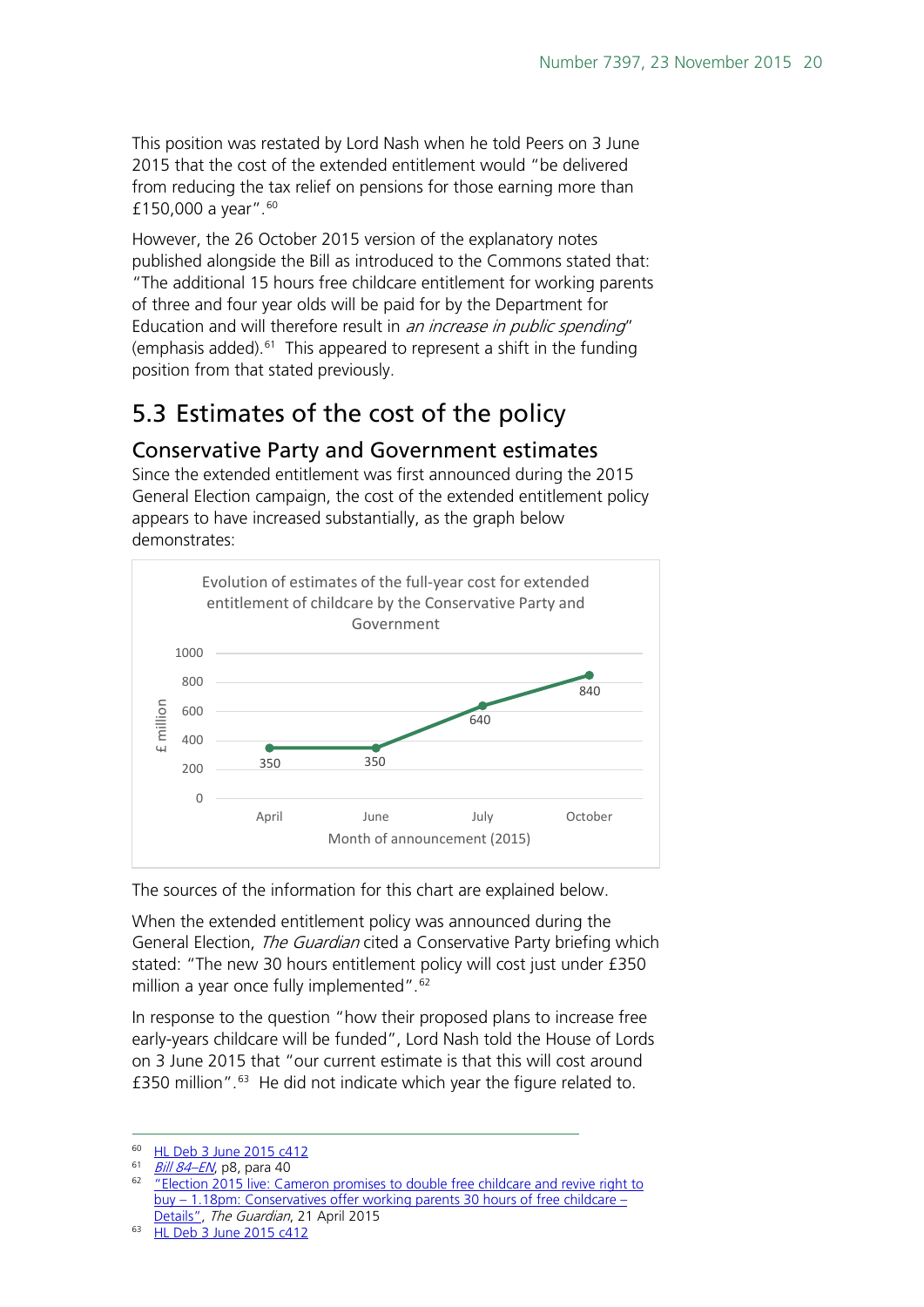This position was restated by Lord Nash when he told Peers on 3 June 2015 that the cost of the extended entitlement would "be delivered from reducing the tax relief on pensions for those earning more than £150,000 a year".[60]

However, the 26 October 2015 version of the explanatory notes published alongside the Bill as introduced to the Commons stated that: "The additional 15 hours free childcare entitlement for working parents of three and four year olds will be paid for by the Department for Education and will therefore result in *an increase in public spending*" (emphasis added).[61] This appeared to represent a shift in the funding position from that stated previously.

## 5.3 Estimates of the cost of the policy

### Conservative Party and Government estimates

Since the extended entitlement was first announced during the 2015 General Election campaign, the cost of the extended entitlement policy appears to have increased substantially, as the graph below demonstrates:

Evolution of estimates of the full-year cost for extended entitlement of childcare by the Conservative Party and Government

| Month of announcement (2015) | £ million |
|---|---|
| April | 350 |
| June | 350 |
| July | 640 |
| October | 840 |

The sources of the information for this chart are explained below.

When the extended entitlement policy was announced during the General Election, *The Guardian* cited a Conservative Party briefing which stated: "The new 30 hours entitlement policy will cost just under £350 million a year once fully implemented".[62]

In response to the question "how their proposed plans to increase free early-years childcare will be funded", Lord Nash told the House of Lords on 3 June 2015 that "our current estimate is that this will cost around £350 million".[63] He did not indicate which year the figure related to.

---

[60] HL Deb 3 June 2015 c412

[61] *Bill 84–EN*, p8, para 40

[62] "Election 2015 live: Cameron promises to double free childcare and revive right to buy – 1.18pm: Conservatives offer working parents 30 hours of free childcare – Details", *The Guardian*, 21 April 2015

[63] HL Deb 3 June 2015 c412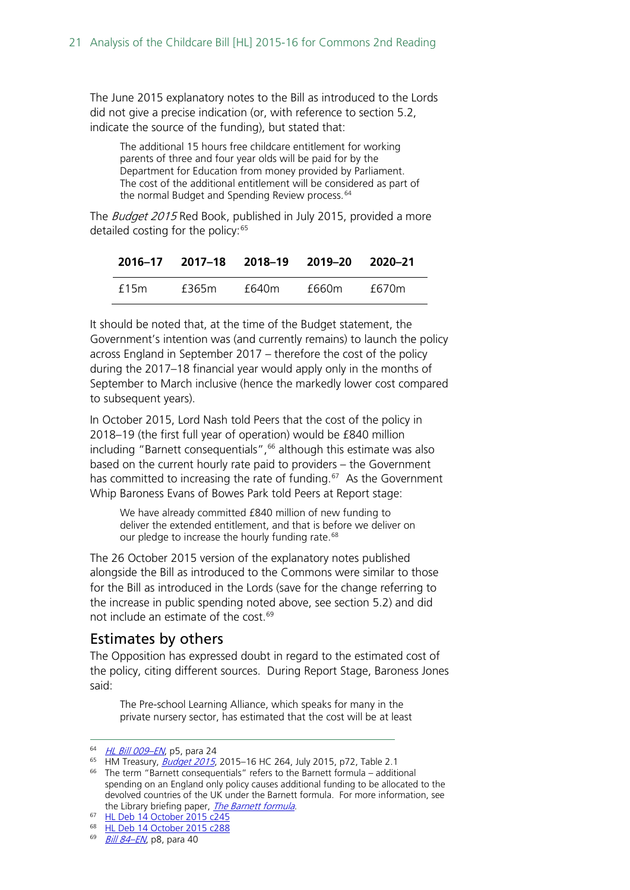The June 2015 explanatory notes to the Bill as introduced to the Lords did not give a precise indication (or, with reference to section 5.2, indicate the source of the funding), but stated that:

> The additional 15 hours free childcare entitlement for working parents of three and four year olds will be paid for by the Department for Education from money provided by Parliament. The cost of the additional entitlement will be considered as part of the normal Budget and Spending Review process.[64]

The *Budget 2015* Red Book, published in July 2015, provided a more detailed costing for the policy:[65]

| 2016–17 | 2017–18 | 2018–19 | 2019–20 | 2020–21 |
|---|---|---|---|---|
| £15m | £365m | £640m | £660m | £670m |

It should be noted that, at the time of the Budget statement, the Government's intention was (and currently remains) to launch the policy across England in September 2017 – therefore the cost of the policy during the 2017–18 financial year would apply only in the months of September to March inclusive (hence the markedly lower cost compared to subsequent years).

In October 2015, Lord Nash told Peers that the cost of the policy in 2018–19 (the first full year of operation) would be £840 million including "Barnett consequentials",[66] although this estimate was also based on the current hourly rate paid to providers – the Government has committed to increasing the rate of funding.[67] As the Government Whip Baroness Evans of Bowes Park told Peers at Report stage:

> We have already committed £840 million of new funding to deliver the extended entitlement, and that is before we deliver on our pledge to increase the hourly funding rate.[68]

The 26 October 2015 version of the explanatory notes published alongside the Bill as introduced to the Commons were similar to those for the Bill as introduced in the Lords (save for the change referring to the increase in public spending noted above, see section 5.2) and did not include an estimate of the cost.[69]

## Estimates by others

The Opposition has expressed doubt in regard to the estimated cost of the policy, citing different sources. During Report Stage, Baroness Jones said:

> The Pre-school Learning Alliance, which speaks for many in the private nursery sector, has estimated that the cost will be at least

---

[64] *HL Bill 009–EN*, p5, para 24

[65] HM Treasury, *Budget 2015*, 2015–16 HC 264, July 2015, p72, Table 2.1

[66] The term "Barnett consequentials" refers to the Barnett formula – additional spending on an England only policy causes additional funding to be allocated to the devolved countries of the UK under the Barnett formula. For more information, see the Library briefing paper, *The Barnett formula*.

[67] HL Deb 14 October 2015 c245

[68] HL Deb 14 October 2015 c288

[69] *Bill 84–EN*, p8, para 40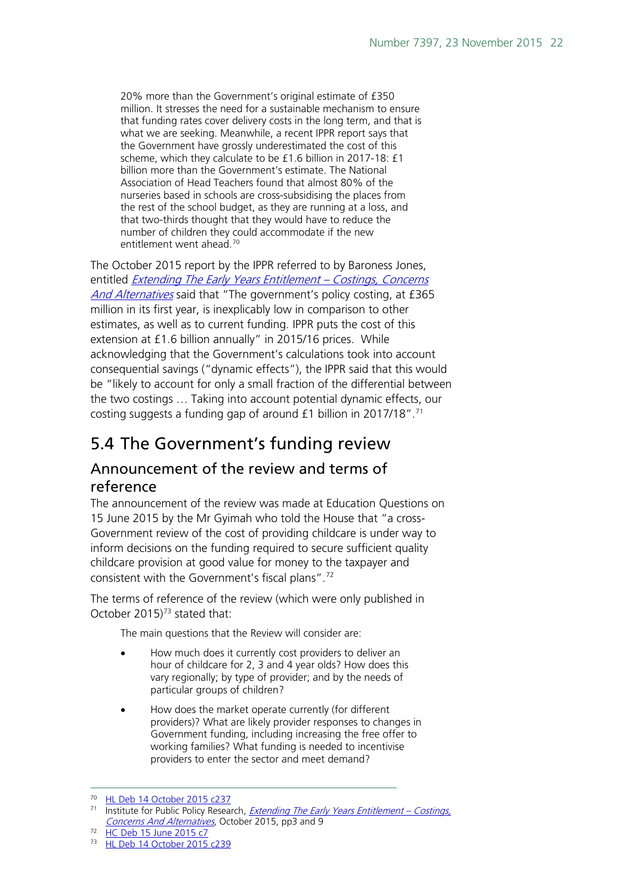> 20% more than the Government's original estimate of £350 million. It stresses the need for a sustainable mechanism to ensure that funding rates cover delivery costs in the long term, and that is what we are seeking. Meanwhile, a recent IPPR report says that the Government have grossly underestimated the cost of this scheme, which they calculate to be £1.6 billion in 2017-18: £1 billion more than the Government's estimate. The National Association of Head Teachers found that almost 80% of the nurseries based in schools are cross-subsidising the places from the rest of the school budget, as they are running at a loss, and that two-thirds thought that they would have to reduce the number of children they could accommodate if the new entitlement went ahead.[70]

The October 2015 report by the IPPR referred to by Baroness Jones, entitled *Extending The Early Years Entitlement – Costings, Concerns And Alternatives* said that "The government's policy costing, at £365 million in its first year, is inexplicably low in comparison to other estimates, as well as to current funding. IPPR puts the cost of this extension at £1.6 billion annually" in 2015/16 prices. While acknowledging that the Government's calculations took into account consequential savings ("dynamic effects"), the IPPR said that this would be "likely to account for only a small fraction of the differential between the two costings … Taking into account potential dynamic effects, our costing suggests a funding gap of around £1 billion in 2017/18".[71]

## 5.4 The Government's funding review

### Announcement of the review and terms of reference

The announcement of the review was made at Education Questions on 15 June 2015 by the Mr Gyimah who told the House that "a cross-Government review of the cost of providing childcare is under way to inform decisions on the funding required to secure sufficient quality childcare provision at good value for money to the taxpayer and consistent with the Government's fiscal plans".[72]

The terms of reference of the review (which were only published in October 2015)[73] stated that:

> The main questions that the Review will consider are:
>
> - How much does it currently cost providers to deliver an hour of childcare for 2, 3 and 4 year olds? How does this vary regionally; by type of provider; and by the needs of particular groups of children?
> - How does the market operate currently (for different providers)? What are likely provider responses to changes in Government funding, including increasing the free offer to working families? What funding is needed to incentivise providers to enter the sector and meet demand?

---

[70] HL Deb 14 October 2015 c237

[71] Institute for Public Policy Research, *Extending The Early Years Entitlement – Costings, Concerns And Alternatives*, October 2015, pp3 and 9

[72] HC Deb 15 June 2015 c7

[73] HL Deb 14 October 2015 c239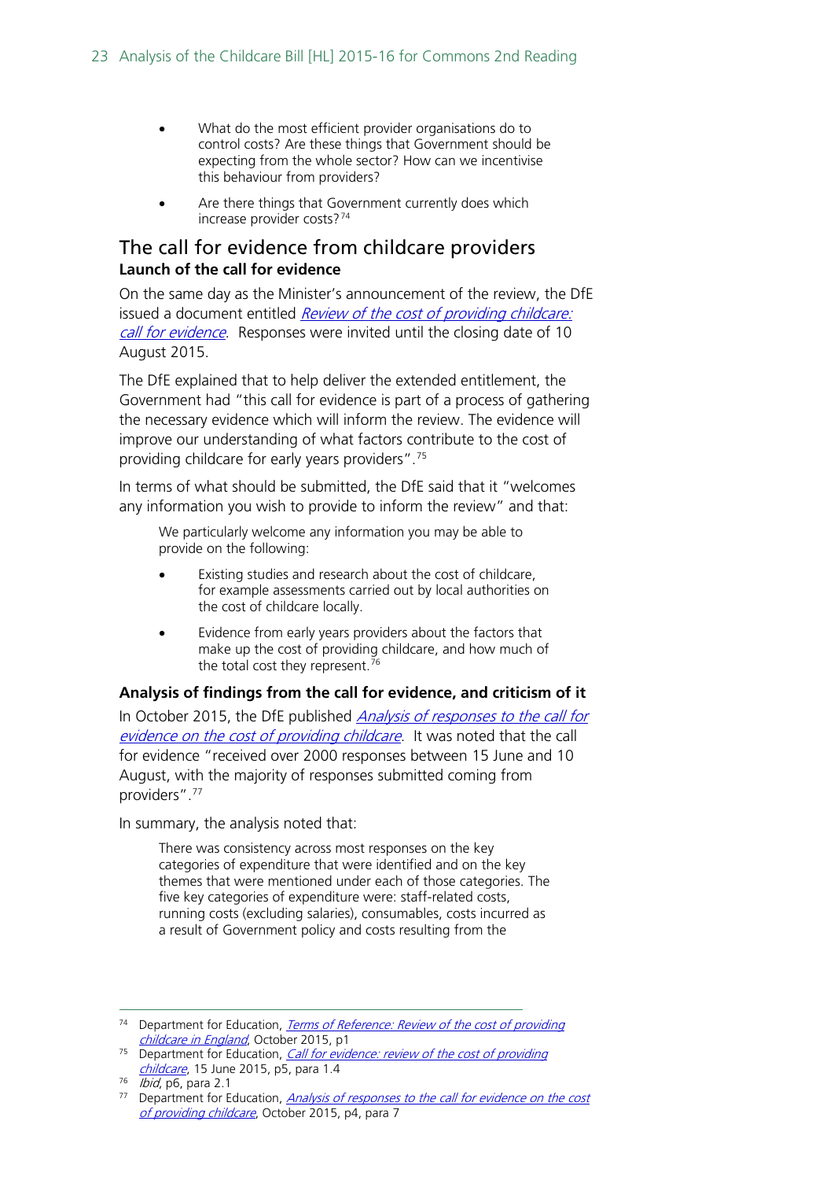- What do the most efficient provider organisations do to control costs? Are these things that Government should be expecting from the whole sector? How can we incentivise this behaviour from providers?
- Are there things that Government currently does which increase provider costs?[74]

## The call for evidence from childcare providers

### Launch of the call for evidence

On the same day as the Minister's announcement of the review, the DfE issued a document entitled *Review of the cost of providing childcare: call for evidence*. Responses were invited until the closing date of 10 August 2015.

The DfE explained that to help deliver the extended entitlement, the Government had "this call for evidence is part of a process of gathering the necessary evidence which will inform the review. The evidence will improve our understanding of what factors contribute to the cost of providing childcare for early years providers".[75]

In terms of what should be submitted, the DfE said that it "welcomes any information you wish to provide to inform the review" and that:

> We particularly welcome any information you may be able to provide on the following:
>
> - Existing studies and research about the cost of childcare, for example assessments carried out by local authorities on the cost of childcare locally.
> - Evidence from early years providers about the factors that make up the cost of providing childcare, and how much of the total cost they represent.[76]

### Analysis of findings from the call for evidence, and criticism of it

In October 2015, the DfE published *Analysis of responses to the call for evidence on the cost of providing childcare*. It was noted that the call for evidence "received over 2000 responses between 15 June and 10 August, with the majority of responses submitted coming from providers".[77]

In summary, the analysis noted that:

> There was consistency across most responses on the key categories of expenditure that were identified and on the key themes that were mentioned under each of those categories. The five key categories of expenditure were: staff-related costs, running costs (excluding salaries), consumables, costs incurred as a result of Government policy and costs resulting from the

---

[74] Department for Education, *Terms of Reference: Review of the cost of providing childcare in England*, October 2015, p1

[75] Department for Education, *Call for evidence: review of the cost of providing childcare*, 15 June 2015, p5, para 1.4

[76] *Ibid*, p6, para 2.1

[77] Department for Education, *Analysis of responses to the call for evidence on the cost of providing childcare*, October 2015, p4, para 7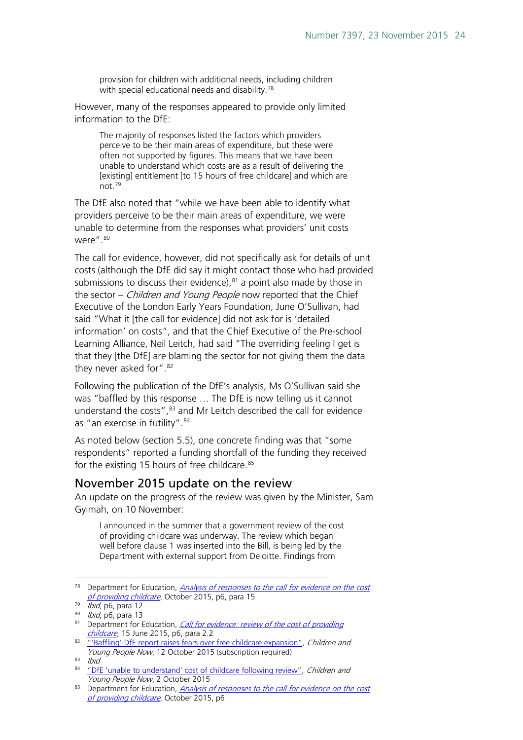> provision for children with additional needs, including children with special educational needs and disability.[78]

However, many of the responses appeared to provide only limited information to the DfE:

> The majority of responses listed the factors which providers perceive to be their main areas of expenditure, but these were often not supported by figures. This means that we have been unable to understand which costs are as a result of delivering the [existing] entitlement [to 15 hours of free childcare] and which are not.[79]

The DfE also noted that "while we have been able to identify what providers perceive to be their main areas of expenditure, we were unable to determine from the responses what providers' unit costs were".[80]

The call for evidence, however, did not specifically ask for details of unit costs (although the DfE did say it might contact those who had provided submissions to discuss their evidence),[81] a point also made by those in the sector – *Children and Young People* now reported that the Chief Executive of the London Early Years Foundation, June O'Sullivan, had said "What it [the call for evidence] did not ask for is 'detailed information' on costs", and that the Chief Executive of the Pre-school Learning Alliance, Neil Leitch, had said "The overriding feeling I get is that they [the DfE] are blaming the sector for not giving them the data they never asked for".[82]

Following the publication of the DfE's analysis, Ms O'Sullivan said she was "baffled by this response … The DfE is now telling us it cannot understand the costs",[83] and Mr Leitch described the call for evidence as "an exercise in futility".[84]

As noted below (section 5.5), one concrete finding was that "some respondents" reported a funding shortfall of the funding they received for the existing 15 hours of free childcare.[85]

## November 2015 update on the review

An update on the progress of the review was given by the Minister, Sam Gyimah, on 10 November:

> I announced in the summer that a government review of the cost of providing childcare was underway. The review which began well before clause 1 was inserted into the Bill, is being led by the Department with external support from Deloitte. Findings from

---

[78] Department for Education, *Analysis of responses to the call for evidence on the cost of providing childcare*, October 2015, p6, para 15

[79] *Ibid*, p6, para 12

[80] *Ibid*, p6, para 13

[81] Department for Education, *Call for evidence: review of the cost of providing childcare*, 15 June 2015, p6, para 2.2

[82] "'Baffling' DfE report raises fears over free childcare expansion", *Children and Young People Now*, 12 October 2015 (subscription required)

[83] *Ibid*

[84] "DfE 'unable to understand' cost of childcare following review", *Children and Young People Now*, 2 October 2015

[85] Department for Education, *Analysis of responses to the call for evidence on the cost of providing childcare*, October 2015, p6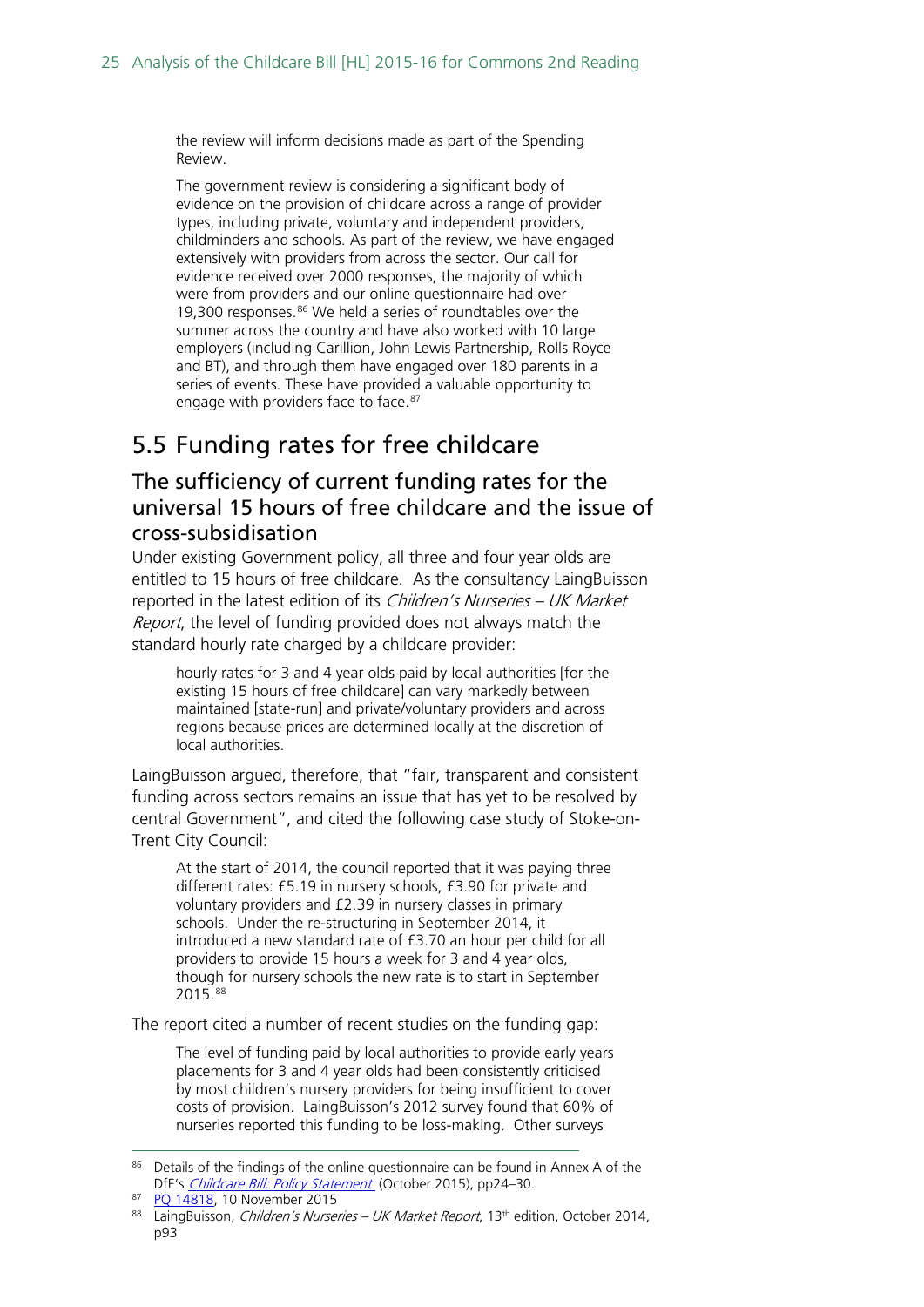> the review will inform decisions made as part of the Spending Review.
>
> The government review is considering a significant body of evidence on the provision of childcare across a range of provider types, including private, voluntary and independent providers, childminders and schools. As part of the review, we have engaged extensively with providers from across the sector. Our call for evidence received over 2000 responses, the majority of which were from providers and our online questionnaire had over 19,300 responses.[86] We held a series of roundtables over the summer across the country and have also worked with 10 large employers (including Carillion, John Lewis Partnership, Rolls Royce and BT), and through them have engaged over 180 parents in a series of events. These have provided a valuable opportunity to engage with providers face to face.[87]

## 5.5 Funding rates for free childcare

### The sufficiency of current funding rates for the universal 15 hours of free childcare and the issue of cross-subsidisation

Under existing Government policy, all three and four year olds are entitled to 15 hours of free childcare. As the consultancy LaingBuisson reported in the latest edition of its *Children's Nurseries – UK Market Report*, the level of funding provided does not always match the standard hourly rate charged by a childcare provider:

> hourly rates for 3 and 4 year olds paid by local authorities [for the existing 15 hours of free childcare] can vary markedly between maintained [state-run] and private/voluntary providers and across regions because prices are determined locally at the discretion of local authorities.

LaingBuisson argued, therefore, that "fair, transparent and consistent funding across sectors remains an issue that has yet to be resolved by central Government", and cited the following case study of Stoke-on-Trent City Council:

> At the start of 2014, the council reported that it was paying three different rates: £5.19 in nursery schools, £3.90 for private and voluntary providers and £2.39 in nursery classes in primary schools. Under the re-structuring in September 2014, it introduced a new standard rate of £3.70 an hour per child for all providers to provide 15 hours a week for 3 and 4 year olds, though for nursery schools the new rate is to start in September 2015.[88]

The report cited a number of recent studies on the funding gap:

> The level of funding paid by local authorities to provide early years placements for 3 and 4 year olds had been consistently criticised by most children's nursery providers for being insufficient to cover costs of provision. LaingBuisson's 2012 survey found that 60% of nurseries reported this funding to be loss-making. Other surveys

---

[86] Details of the findings of the online questionnaire can be found in Annex A of the DfE's *Childcare Bill: Policy Statement* (October 2015), pp24–30.

[87] PQ 14818, 10 November 2015

[88] LaingBuisson, *Children's Nurseries – UK Market Report*, 13th edition, October 2014, p93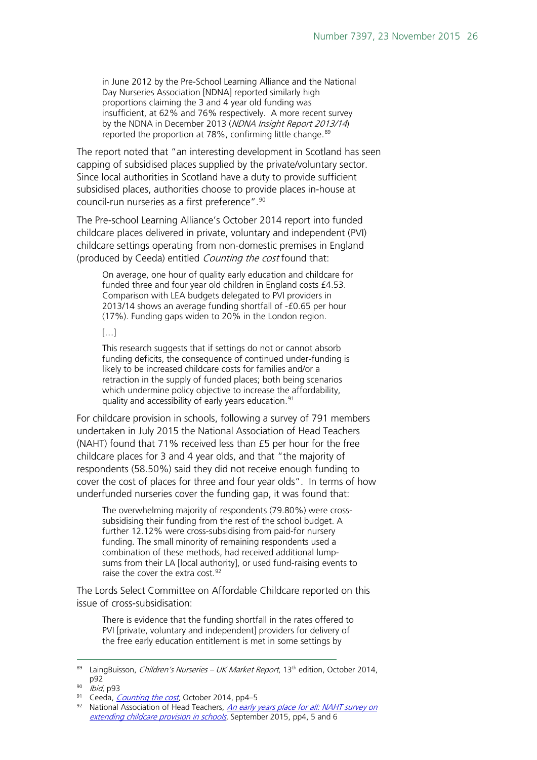> in June 2012 by the Pre-School Learning Alliance and the National Day Nurseries Association [NDNA] reported similarly high proportions claiming the 3 and 4 year old funding was insufficient, at 62% and 76% respectively. A more recent survey by the NDNA in December 2013 (*NDNA Insight Report 2013/14*) reported the proportion at 78%, confirming little change.[89]

The report noted that "an interesting development in Scotland has seen capping of subsidised places supplied by the private/voluntary sector. Since local authorities in Scotland have a duty to provide sufficient subsidised places, authorities choose to provide places in-house at council-run nurseries as a first preference".[90]

The Pre-school Learning Alliance's October 2014 report into funded childcare places delivered in private, voluntary and independent (PVI) childcare settings operating from non-domestic premises in England (produced by Ceeda) entitled *Counting the cost* found that:

> On average, one hour of quality early education and childcare for funded three and four year old children in England costs £4.53. Comparison with LEA budgets delegated to PVI providers in 2013/14 shows an average funding shortfall of -£0.65 per hour (17%). Funding gaps widen to 20% in the London region.
>
> […]
>
> This research suggests that if settings do not or cannot absorb funding deficits, the consequence of continued under-funding is likely to be increased childcare costs for families and/or a retraction in the supply of funded places; both being scenarios which undermine policy objective to increase the affordability, quality and accessibility of early years education.[91]

For childcare provision in schools, following a survey of 791 members undertaken in July 2015 the National Association of Head Teachers (NAHT) found that 71% received less than £5 per hour for the free childcare places for 3 and 4 year olds, and that "the majority of respondents (58.50%) said they did not receive enough funding to cover the cost of places for three and four year olds". In terms of how underfunded nurseries cover the funding gap, it was found that:

> The overwhelming majority of respondents (79.80%) were cross-subsidising their funding from the rest of the school budget. A further 12.12% were cross-subsidising from paid-for nursery funding. The small minority of remaining respondents used a combination of these methods, had received additional lump-sums from their LA [local authority], or used fund-raising events to raise the cover the extra cost.[92]

The Lords Select Committee on Affordable Childcare reported on this issue of cross-subsidisation:

> There is evidence that the funding shortfall in the rates offered to PVI [private, voluntary and independent] providers for delivery of the free early education entitlement is met in some settings by

---

[89] LaingBuisson, *Children's Nurseries – UK Market Report*, 13th edition, October 2014, p92

[90] *Ibid*, p93

[91] Ceeda, *Counting the cost*, October 2014, pp4–5

[92] National Association of Head Teachers, *An early years place for all: NAHT survey on extending childcare provision in schools*, September 2015, pp4, 5 and 6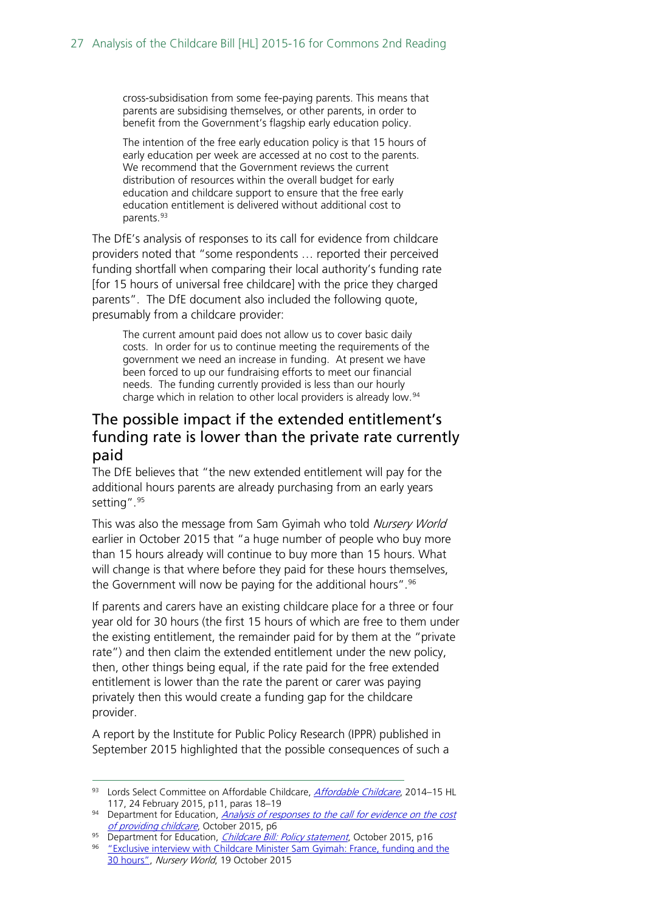> cross-subsidisation from some fee-paying parents. This means that parents are subsidising themselves, or other parents, in order to benefit from the Government's flagship early education policy.
>
> The intention of the free early education policy is that 15 hours of early education per week are accessed at no cost to the parents. We recommend that the Government reviews the current distribution of resources within the overall budget for early education and childcare support to ensure that the free early education entitlement is delivered without additional cost to parents.[93]

The DfE's analysis of responses to its call for evidence from childcare providers noted that "some respondents … reported their perceived funding shortfall when comparing their local authority's funding rate [for 15 hours of universal free childcare] with the price they charged parents". The DfE document also included the following quote, presumably from a childcare provider:

> The current amount paid does not allow us to cover basic daily costs. In order for us to continue meeting the requirements of the government we need an increase in funding. At present we have been forced to up our fundraising efforts to meet our financial needs. The funding currently provided is less than our hourly charge which in relation to other local providers is already low.[94]

## The possible impact if the extended entitlement's funding rate is lower than the private rate currently paid

The DfE believes that "the new extended entitlement will pay for the additional hours parents are already purchasing from an early years setting".[95]

This was also the message from Sam Gyimah who told *Nursery World* earlier in October 2015 that "a huge number of people who buy more than 15 hours already will continue to buy more than 15 hours. What will change is that where before they paid for these hours themselves, the Government will now be paying for the additional hours".[96]

If parents and carers have an existing childcare place for a three or four year old for 30 hours (the first 15 hours of which are free to them under the existing entitlement, the remainder paid for by them at the "private rate") and then claim the extended entitlement under the new policy, then, other things being equal, if the rate paid for the free extended entitlement is lower than the rate the parent or carer was paying privately then this would create a funding gap for the childcare provider.

A report by the Institute for Public Policy Research (IPPR) published in September 2015 highlighted that the possible consequences of such a

---

[93] Lords Select Committee on Affordable Childcare, *Affordable Childcare*, 2014–15 HL 117, 24 February 2015, p11, paras 18–19

[94] Department for Education, *Analysis of responses to the call for evidence on the cost of providing childcare*, October 2015, p6

[95] Department for Education, *Childcare Bill: Policy statement*, October 2015, p16

[96] "Exclusive interview with Childcare Minister Sam Gyimah: France, funding and the 30 hours", *Nursery World*, 19 October 2015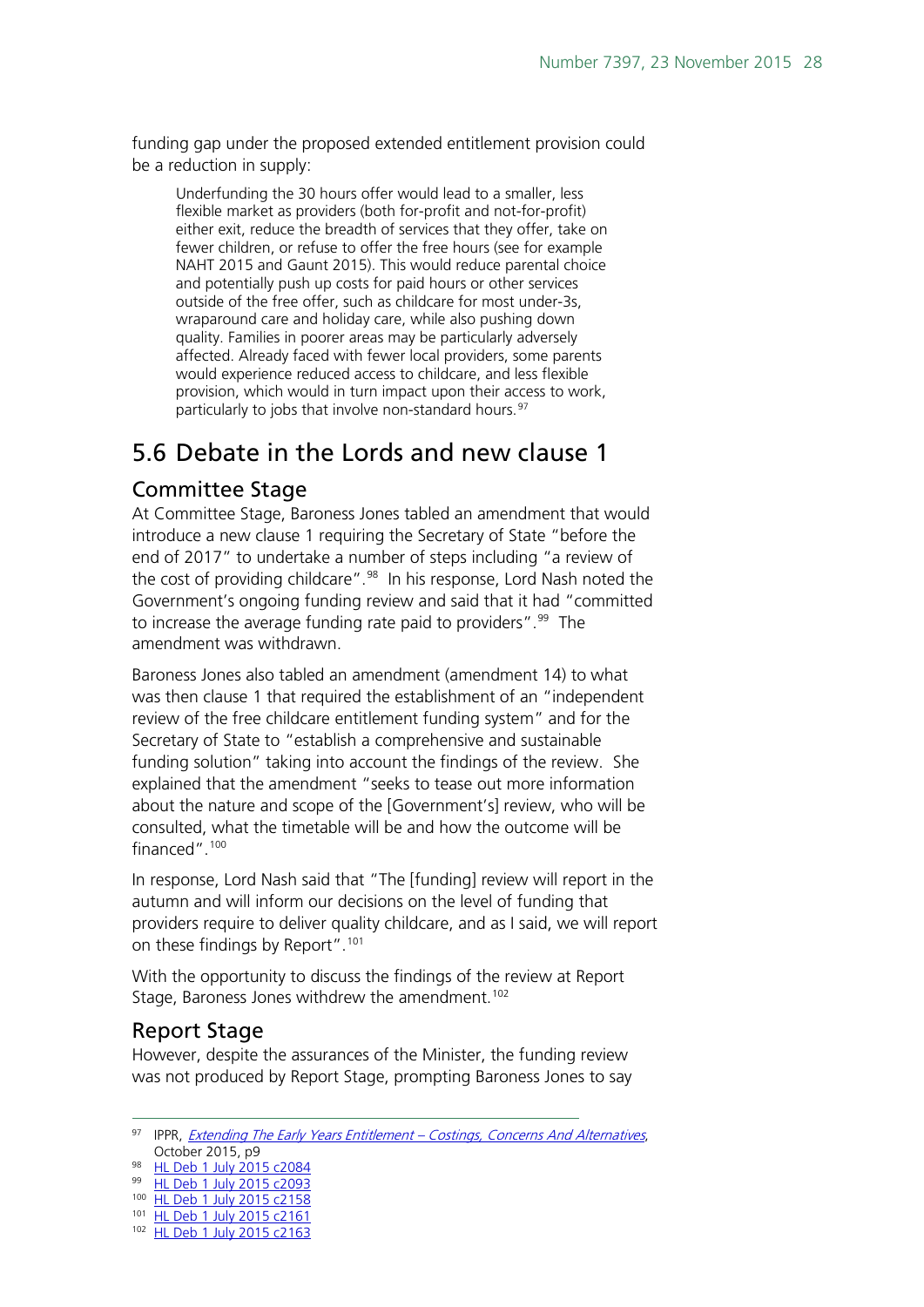funding gap under the proposed extended entitlement provision could be a reduction in supply:

> Underfunding the 30 hours offer would lead to a smaller, less flexible market as providers (both for-profit and not-for-profit) either exit, reduce the breadth of services that they offer, take on fewer children, or refuse to offer the free hours (see for example NAHT 2015 and Gaunt 2015). This would reduce parental choice and potentially push up costs for paid hours or other services outside of the free offer, such as childcare for most under-3s, wraparound care and holiday care, while also pushing down quality. Families in poorer areas may be particularly adversely affected. Already faced with fewer local providers, some parents would experience reduced access to childcare, and less flexible provision, which would in turn impact upon their access to work, particularly to jobs that involve non-standard hours.[97]

## 5.6 Debate in the Lords and new clause 1

### Committee Stage

At Committee Stage, Baroness Jones tabled an amendment that would introduce a new clause 1 requiring the Secretary of State "before the end of 2017" to undertake a number of steps including "a review of the cost of providing childcare".[98] In his response, Lord Nash noted the Government's ongoing funding review and said that it had "committed to increase the average funding rate paid to providers".[99] The amendment was withdrawn.

Baroness Jones also tabled an amendment (amendment 14) to what was then clause 1 that required the establishment of an "independent review of the free childcare entitlement funding system" and for the Secretary of State to "establish a comprehensive and sustainable funding solution" taking into account the findings of the review. She explained that the amendment "seeks to tease out more information about the nature and scope of the [Government's] review, who will be consulted, what the timetable will be and how the outcome will be financed".[100]

In response, Lord Nash said that "The [funding] review will report in the autumn and will inform our decisions on the level of funding that providers require to deliver quality childcare, and as I said, we will report on these findings by Report".[101]

With the opportunity to discuss the findings of the review at Report Stage, Baroness Jones withdrew the amendment.[102]

### Report Stage

However, despite the assurances of the Minister, the funding review was not produced by Report Stage, prompting Baroness Jones to say

---

[97] IPPR, *Extending The Early Years Entitlement – Costings, Concerns And Alternatives*, October 2015, p9

[98] HL Deb 1 July 2015 c2084

[99] HL Deb 1 July 2015 c2093

[100] HL Deb 1 July 2015 c2158

[101] HL Deb 1 July 2015 c2161

[102] HL Deb 1 July 2015 c2163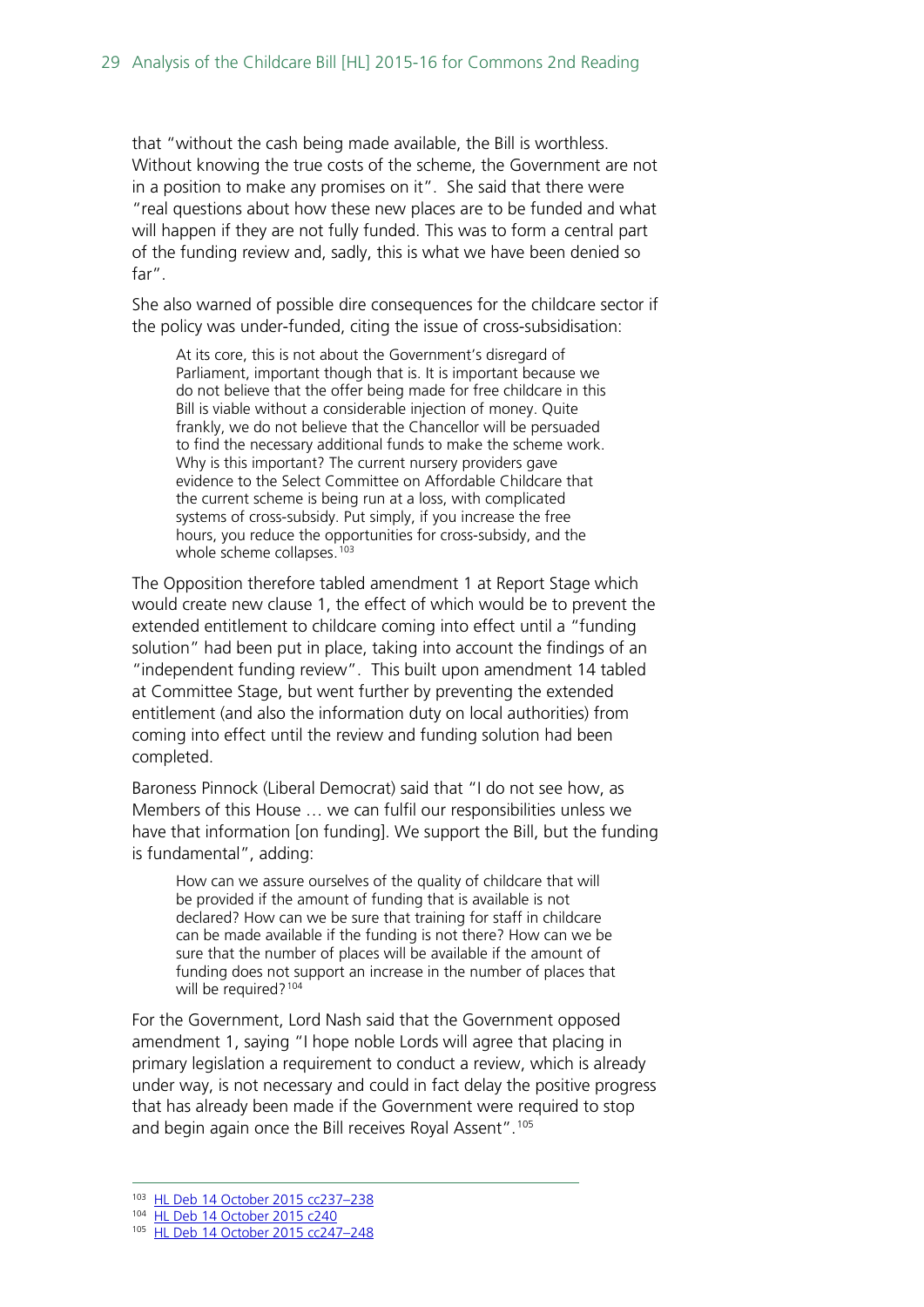that "without the cash being made available, the Bill is worthless. Without knowing the true costs of the scheme, the Government are not in a position to make any promises on it". She said that there were "real questions about how these new places are to be funded and what will happen if they are not fully funded. This was to form a central part of the funding review and, sadly, this is what we have been denied so far".

She also warned of possible dire consequences for the childcare sector if the policy was under-funded, citing the issue of cross-subsidisation:

> At its core, this is not about the Government's disregard of Parliament, important though that is. It is important because we do not believe that the offer being made for free childcare in this Bill is viable without a considerable injection of money. Quite frankly, we do not believe that the Chancellor will be persuaded to find the necessary additional funds to make the scheme work. Why is this important? The current nursery providers gave evidence to the Select Committee on Affordable Childcare that the current scheme is being run at a loss, with complicated systems of cross-subsidy. Put simply, if you increase the free hours, you reduce the opportunities for cross-subsidy, and the whole scheme collapses.[103]

The Opposition therefore tabled amendment 1 at Report Stage which would create new clause 1, the effect of which would be to prevent the extended entitlement to childcare coming into effect until a "funding solution" had been put in place, taking into account the findings of an "independent funding review". This built upon amendment 14 tabled at Committee Stage, but went further by preventing the extended entitlement (and also the information duty on local authorities) from coming into effect until the review and funding solution had been completed.

Baroness Pinnock (Liberal Democrat) said that "I do not see how, as Members of this House … we can fulfil our responsibilities unless we have that information [on funding]. We support the Bill, but the funding is fundamental", adding:

> How can we assure ourselves of the quality of childcare that will be provided if the amount of funding that is available is not declared? How can we be sure that training for staff in childcare can be made available if the funding is not there? How can we be sure that the number of places will be available if the amount of funding does not support an increase in the number of places that will be required?[104]

For the Government, Lord Nash said that the Government opposed amendment 1, saying "I hope noble Lords will agree that placing in primary legislation a requirement to conduct a review, which is already under way, is not necessary and could in fact delay the positive progress that has already been made if the Government were required to stop and begin again once the Bill receives Royal Assent".[105]

---

[103] HL Deb 14 October 2015 cc237–238

[104] HL Deb 14 October 2015 c240

[105] HL Deb 14 October 2015 cc247–248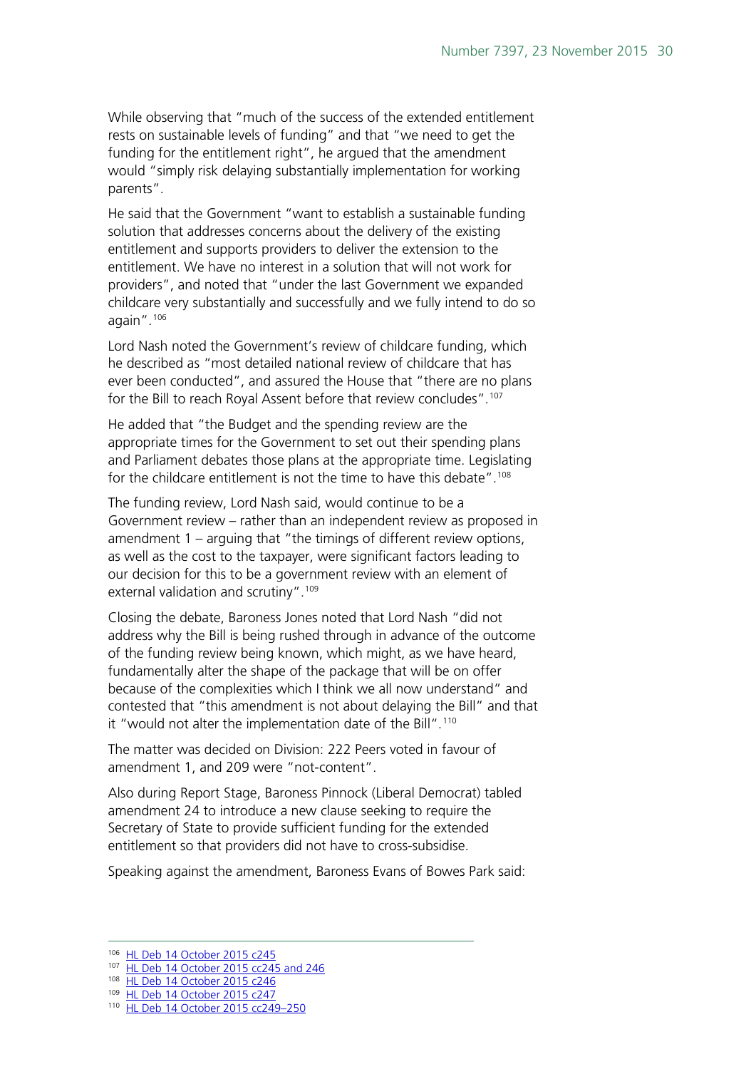While observing that "much of the success of the extended entitlement rests on sustainable levels of funding" and that "we need to get the funding for the entitlement right", he argued that the amendment would "simply risk delaying substantially implementation for working parents".

He said that the Government "want to establish a sustainable funding solution that addresses concerns about the delivery of the existing entitlement and supports providers to deliver the extension to the entitlement. We have no interest in a solution that will not work for providers", and noted that "under the last Government we expanded childcare very substantially and successfully and we fully intend to do so again".[106]

Lord Nash noted the Government's review of childcare funding, which he described as "most detailed national review of childcare that has ever been conducted", and assured the House that "there are no plans for the Bill to reach Royal Assent before that review concludes".[107]

He added that "the Budget and the spending review are the appropriate times for the Government to set out their spending plans and Parliament debates those plans at the appropriate time. Legislating for the childcare entitlement is not the time to have this debate".[108]

The funding review, Lord Nash said, would continue to be a Government review – rather than an independent review as proposed in amendment 1 – arguing that "the timings of different review options, as well as the cost to the taxpayer, were significant factors leading to our decision for this to be a government review with an element of external validation and scrutiny".[109]

Closing the debate, Baroness Jones noted that Lord Nash "did not address why the Bill is being rushed through in advance of the outcome of the funding review being known, which might, as we have heard, fundamentally alter the shape of the package that will be on offer because of the complexities which I think we all now understand" and contested that "this amendment is not about delaying the Bill" and that it "would not alter the implementation date of the Bill".[110]

The matter was decided on Division: 222 Peers voted in favour of amendment 1, and 209 were "not-content".

Also during Report Stage, Baroness Pinnock (Liberal Democrat) tabled amendment 24 to introduce a new clause seeking to require the Secretary of State to provide sufficient funding for the extended entitlement so that providers did not have to cross-subsidise.

Speaking against the amendment, Baroness Evans of Bowes Park said:

---

[106] HL Deb 14 October 2015 c245

[107] HL Deb 14 October 2015 cc245 and 246

[108] HL Deb 14 October 2015 c246

[109] HL Deb 14 October 2015 c247

[110] HL Deb 14 October 2015 cc249–250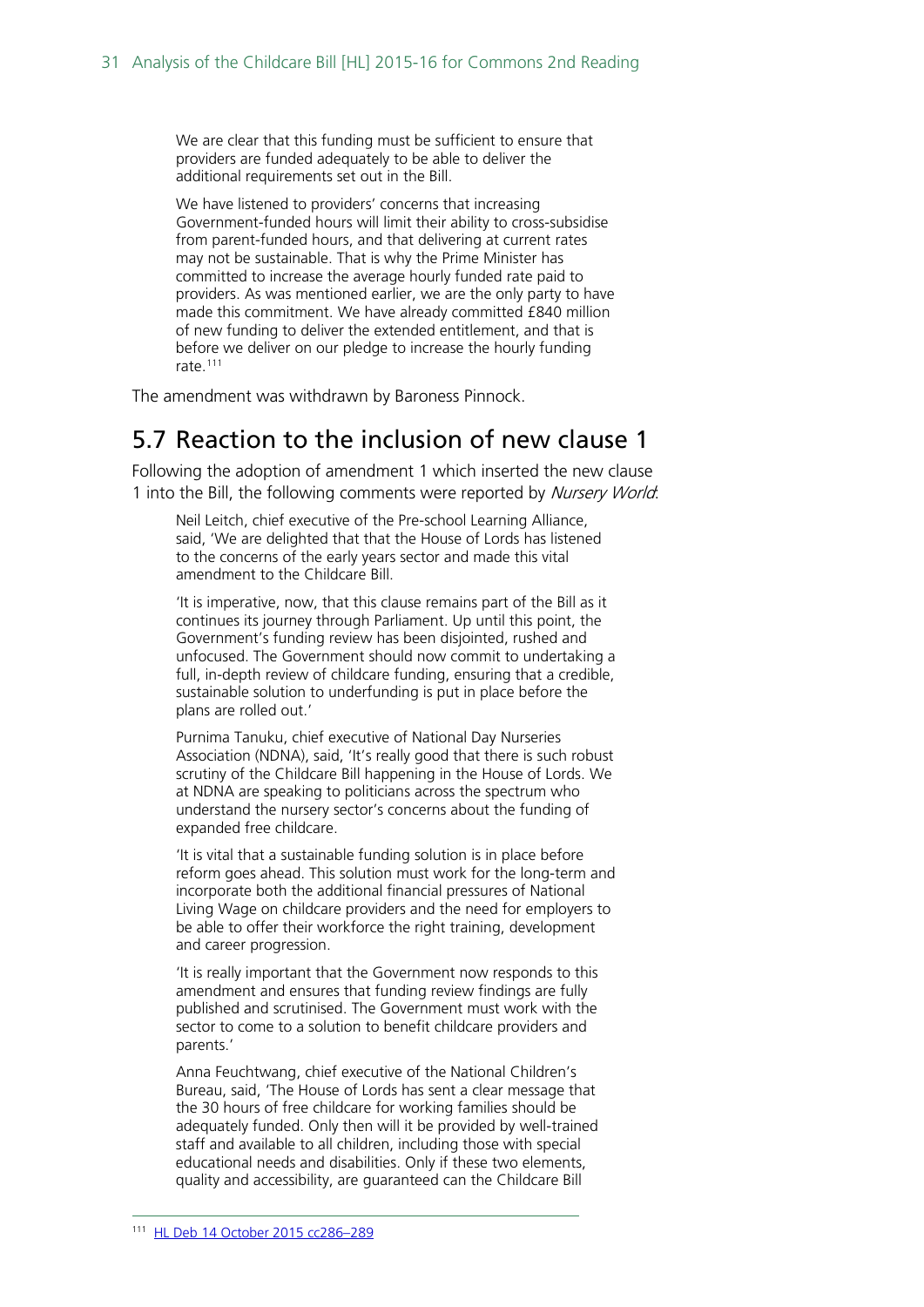> We are clear that this funding must be sufficient to ensure that providers are funded adequately to be able to deliver the additional requirements set out in the Bill.
>
> We have listened to providers' concerns that increasing Government-funded hours will limit their ability to cross-subsidise from parent-funded hours, and that delivering at current rates may not be sustainable. That is why the Prime Minister has committed to increase the average hourly funded rate paid to providers. As was mentioned earlier, we are the only party to have made this commitment. We have already committed £840 million of new funding to deliver the extended entitlement, and that is before we deliver on our pledge to increase the hourly funding rate.[111]

The amendment was withdrawn by Baroness Pinnock.

## 5.7 Reaction to the inclusion of new clause 1

Following the adoption of amendment 1 which inserted the new clause 1 into the Bill, the following comments were reported by *Nursery World*:

> Neil Leitch, chief executive of the Pre-school Learning Alliance, said, 'We are delighted that that the House of Lords has listened to the concerns of the early years sector and made this vital amendment to the Childcare Bill.
>
> 'It is imperative, now, that this clause remains part of the Bill as it continues its journey through Parliament. Up until this point, the Government's funding review has been disjointed, rushed and unfocused. The Government should now commit to undertaking a full, in-depth review of childcare funding, ensuring that a credible, sustainable solution to underfunding is put in place before the plans are rolled out.'
>
> Purnima Tanuku, chief executive of National Day Nurseries Association (NDNA), said, 'It's really good that there is such robust scrutiny of the Childcare Bill happening in the House of Lords. We at NDNA are speaking to politicians across the spectrum who understand the nursery sector's concerns about the funding of expanded free childcare.
>
> 'It is vital that a sustainable funding solution is in place before reform goes ahead. This solution must work for the long-term and incorporate both the additional financial pressures of National Living Wage on childcare providers and the need for employers to be able to offer their workforce the right training, development and career progression.
>
> 'It is really important that the Government now responds to this amendment and ensures that funding review findings are fully published and scrutinised. The Government must work with the sector to come to a solution to benefit childcare providers and parents.'
>
> Anna Feuchtwang, chief executive of the National Children's Bureau, said, 'The House of Lords has sent a clear message that the 30 hours of free childcare for working families should be adequately funded. Only then will it be provided by well-trained staff and available to all children, including those with special educational needs and disabilities. Only if these two elements, quality and accessibility, are guaranteed can the Childcare Bill

---

[111] HL Deb 14 October 2015 cc286–289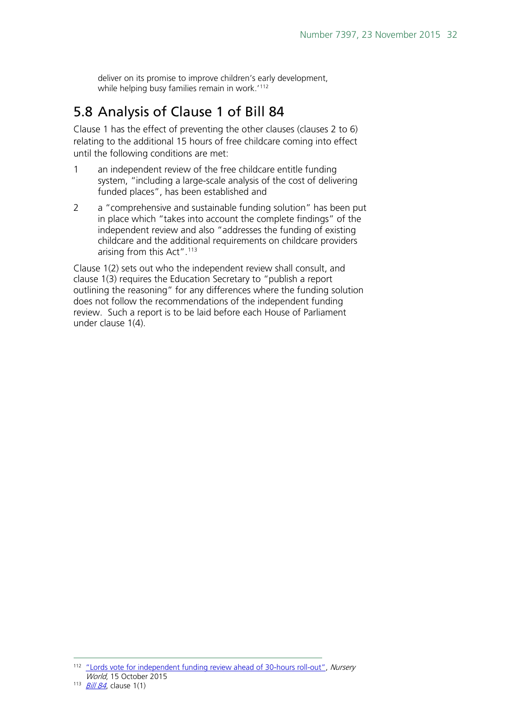deliver on its promise to improve children's early development, while helping busy families remain in work.'[112]

## 5.8 Analysis of Clause 1 of Bill 84

Clause 1 has the effect of preventing the other clauses (clauses 2 to 6) relating to the additional 15 hours of free childcare coming into effect until the following conditions are met:

1. an independent review of the free childcare entitle funding system, "including a large-scale analysis of the cost of delivering funded places", has been established and
2. a "comprehensive and sustainable funding solution" has been put in place which "takes into account the complete findings" of the independent review and also "addresses the funding of existing childcare and the additional requirements on childcare providers arising from this Act".[113]

Clause 1(2) sets out who the independent review shall consult, and clause 1(3) requires the Education Secretary to "publish a report outlining the reasoning" for any differences where the funding solution does not follow the recommendations of the independent funding review. Such a report is to be laid before each House of Parliament under clause 1(4).

---

[112] "Lords vote for independent funding review ahead of 30-hours roll-out", *Nursery World*, 15 October 2015

[113] *Bill 84*, clause 1(1)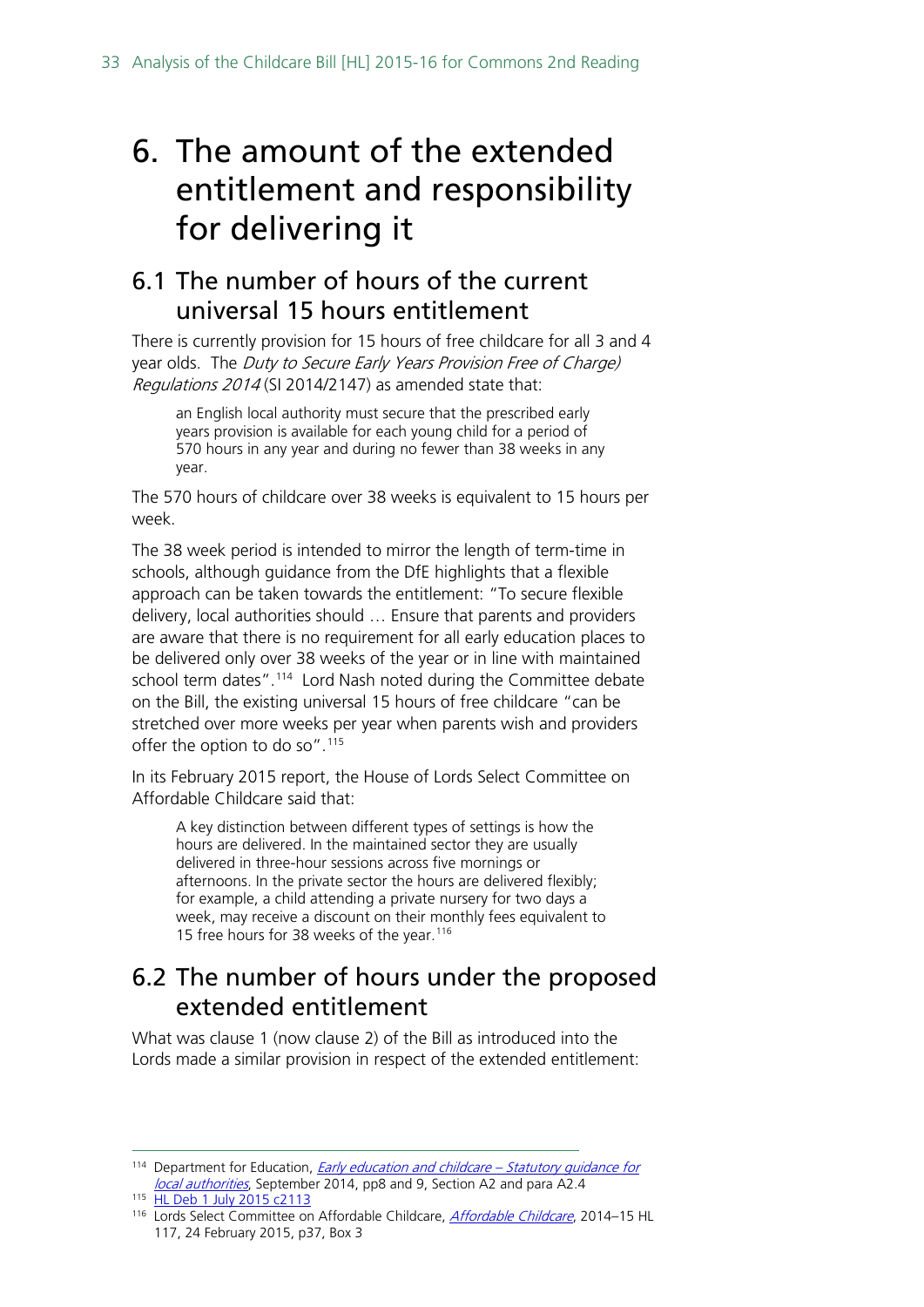# 6. The amount of the extended entitlement and responsibility for delivering it

## 6.1 The number of hours of the current universal 15 hours entitlement

There is currently provision for 15 hours of free childcare for all 3 and 4 year olds. The *Duty to Secure Early Years Provision Free of Charge) Regulations 2014* (SI 2014/2147) as amended state that:

> an English local authority must secure that the prescribed early years provision is available for each young child for a period of 570 hours in any year and during no fewer than 38 weeks in any year.

The 570 hours of childcare over 38 weeks is equivalent to 15 hours per week.

The 38 week period is intended to mirror the length of term-time in schools, although guidance from the DfE highlights that a flexible approach can be taken towards the entitlement: "To secure flexible delivery, local authorities should … Ensure that parents and providers are aware that there is no requirement for all early education places to be delivered only over 38 weeks of the year or in line with maintained school term dates".[114] Lord Nash noted during the Committee debate on the Bill, the existing universal 15 hours of free childcare "can be stretched over more weeks per year when parents wish and providers offer the option to do so".[115]

In its February 2015 report, the House of Lords Select Committee on Affordable Childcare said that:

> A key distinction between different types of settings is how the hours are delivered. In the maintained sector they are usually delivered in three-hour sessions across five mornings or afternoons. In the private sector the hours are delivered flexibly; for example, a child attending a private nursery for two days a week, may receive a discount on their monthly fees equivalent to 15 free hours for 38 weeks of the year.[116]

## 6.2 The number of hours under the proposed extended entitlement

What was clause 1 (now clause 2) of the Bill as introduced into the Lords made a similar provision in respect of the extended entitlement:

---

[114] Department for Education, *Early education and childcare – Statutory guidance for local authorities*, September 2014, pp8 and 9, Section A2 and para A2.4

[115] HL Deb 1 July 2015 c2113

[116] Lords Select Committee on Affordable Childcare, *Affordable Childcare*, 2014–15 HL 117, 24 February 2015, p37, Box 3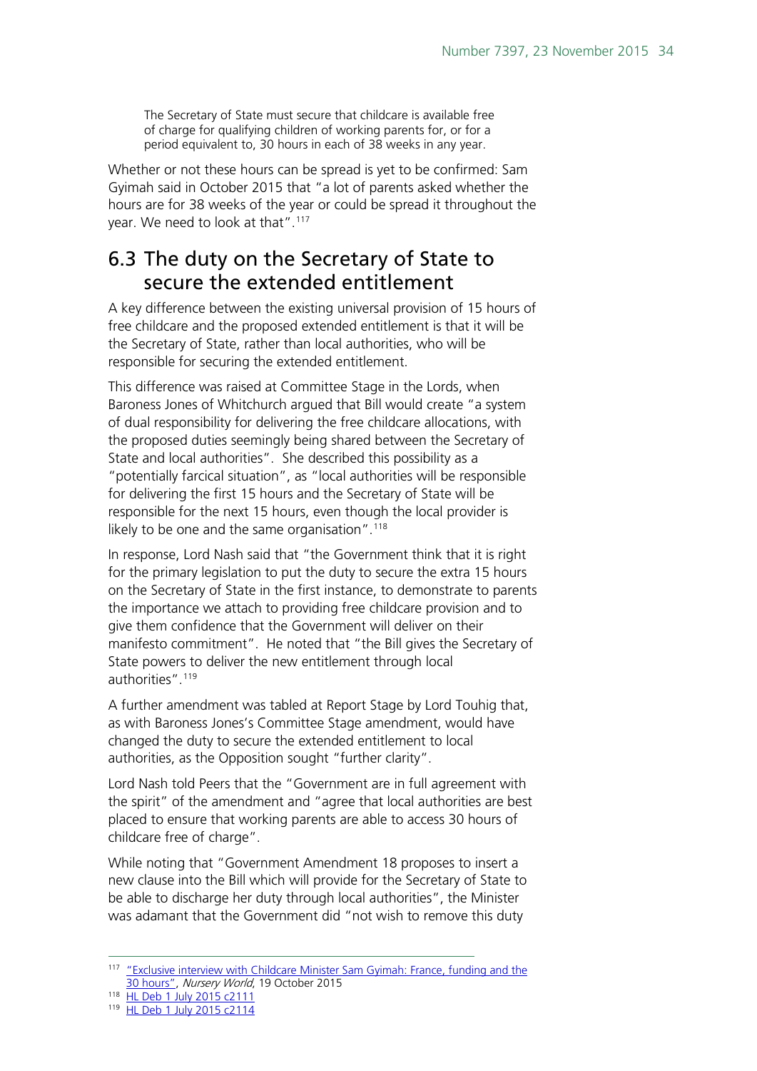> The Secretary of State must secure that childcare is available free of charge for qualifying children of working parents for, or for a period equivalent to, 30 hours in each of 38 weeks in any year.

Whether or not these hours can be spread is yet to be confirmed: Sam Gyimah said in October 2015 that "a lot of parents asked whether the hours are for 38 weeks of the year or could be spread it throughout the year. We need to look at that".[117]

## 6.3 The duty on the Secretary of State to secure the extended entitlement

A key difference between the existing universal provision of 15 hours of free childcare and the proposed extended entitlement is that it will be the Secretary of State, rather than local authorities, who will be responsible for securing the extended entitlement.

This difference was raised at Committee Stage in the Lords, when Baroness Jones of Whitchurch argued that Bill would create "a system of dual responsibility for delivering the free childcare allocations, with the proposed duties seemingly being shared between the Secretary of State and local authorities". She described this possibility as a "potentially farcical situation", as "local authorities will be responsible for delivering the first 15 hours and the Secretary of State will be responsible for the next 15 hours, even though the local provider is likely to be one and the same organisation".[118]

In response, Lord Nash said that "the Government think that it is right for the primary legislation to put the duty to secure the extra 15 hours on the Secretary of State in the first instance, to demonstrate to parents the importance we attach to providing free childcare provision and to give them confidence that the Government will deliver on their manifesto commitment". He noted that "the Bill gives the Secretary of State powers to deliver the new entitlement through local authorities".[119]

A further amendment was tabled at Report Stage by Lord Touhig that, as with Baroness Jones's Committee Stage amendment, would have changed the duty to secure the extended entitlement to local authorities, as the Opposition sought "further clarity".

Lord Nash told Peers that the "Government are in full agreement with the spirit" of the amendment and "agree that local authorities are best placed to ensure that working parents are able to access 30 hours of childcare free of charge".

While noting that "Government Amendment 18 proposes to insert a new clause into the Bill which will provide for the Secretary of State to be able to discharge her duty through local authorities", the Minister was adamant that the Government did "not wish to remove this duty

---

[117] "Exclusive interview with Childcare Minister Sam Gyimah: France, funding and the 30 hours", *Nursery World*, 19 October 2015

[118] HL Deb 1 July 2015 c2111

[119] HL Deb 1 July 2015 c2114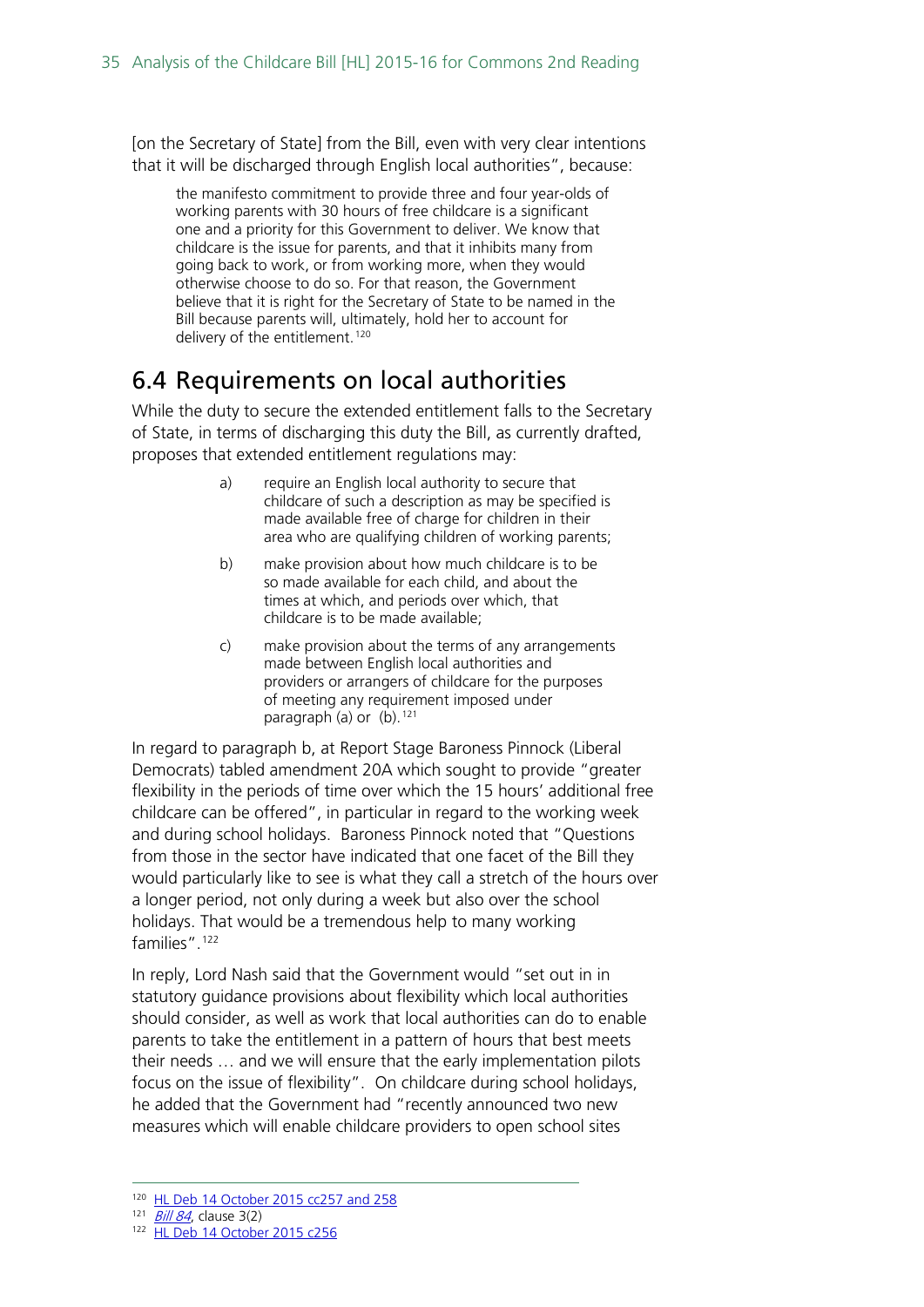[on the Secretary of State] from the Bill, even with very clear intentions that it will be discharged through English local authorities", because:

> the manifesto commitment to provide three and four year-olds of working parents with 30 hours of free childcare is a significant one and a priority for this Government to deliver. We know that childcare is the issue for parents, and that it inhibits many from going back to work, or from working more, when they would otherwise choose to do so. For that reason, the Government believe that it is right for the Secretary of State to be named in the Bill because parents will, ultimately, hold her to account for delivery of the entitlement.[120]

## 6.4 Requirements on local authorities

While the duty to secure the extended entitlement falls to the Secretary of State, in terms of discharging this duty the Bill, as currently drafted, proposes that extended entitlement regulations may:

> a) require an English local authority to secure that childcare of such a description as may be specified is made available free of charge for children in their area who are qualifying children of working parents;
>
> b) make provision about how much childcare is to be so made available for each child, and about the times at which, and periods over which, that childcare is to be made available;
>
> c) make provision about the terms of any arrangements made between English local authorities and providers or arrangers of childcare for the purposes of meeting any requirement imposed under paragraph (a) or (b).[121]

In regard to paragraph b, at Report Stage Baroness Pinnock (Liberal Democrats) tabled amendment 20A which sought to provide "greater flexibility in the periods of time over which the 15 hours' additional free childcare can be offered", in particular in regard to the working week and during school holidays. Baroness Pinnock noted that "Questions from those in the sector have indicated that one facet of the Bill they would particularly like to see is what they call a stretch of the hours over a longer period, not only during a week but also over the school holidays. That would be a tremendous help to many working families".[122]

In reply, Lord Nash said that the Government would "set out in in statutory guidance provisions about flexibility which local authorities should consider, as well as work that local authorities can do to enable parents to take the entitlement in a pattern of hours that best meets their needs … and we will ensure that the early implementation pilots focus on the issue of flexibility". On childcare during school holidays, he added that the Government had "recently announced two new measures which will enable childcare providers to open school sites

---

[120] HL Deb 14 October 2015 cc257 and 258

[121] *Bill 84*, clause 3(2)

[122] HL Deb 14 October 2015 c256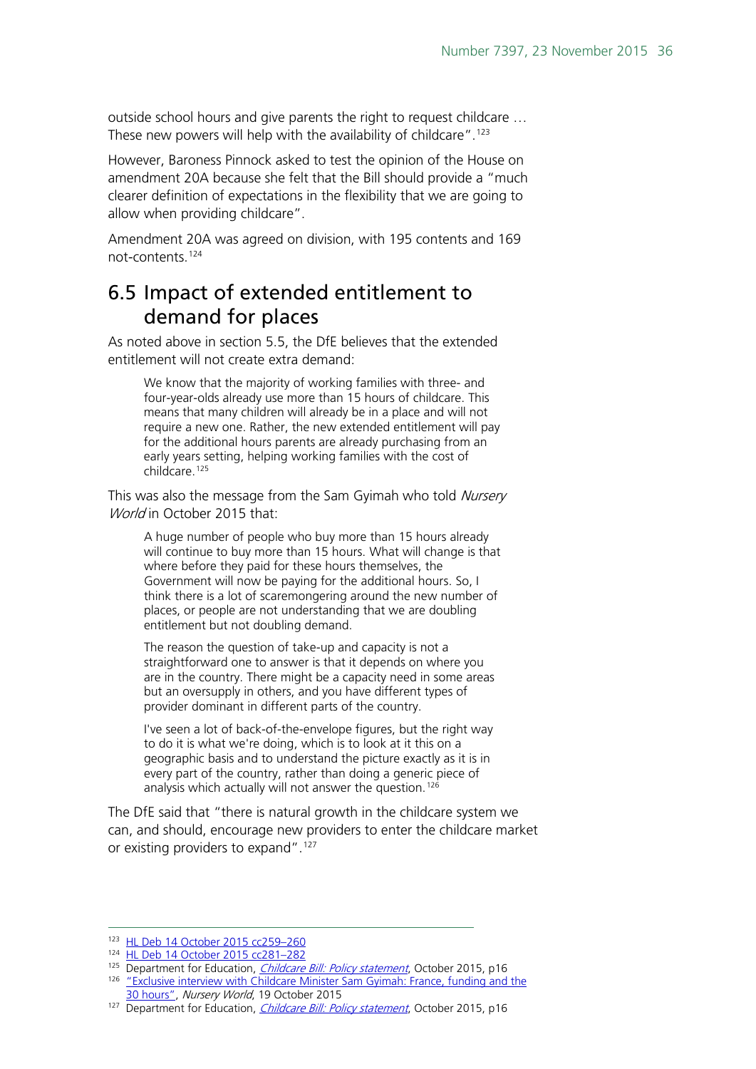outside school hours and give parents the right to request childcare … These new powers will help with the availability of childcare".[123]

However, Baroness Pinnock asked to test the opinion of the House on amendment 20A because she felt that the Bill should provide a "much clearer definition of expectations in the flexibility that we are going to allow when providing childcare".

Amendment 20A was agreed on division, with 195 contents and 169 not-contents.[124]

## 6.5 Impact of extended entitlement to demand for places

As noted above in section 5.5, the DfE believes that the extended entitlement will not create extra demand:

> We know that the majority of working families with three- and four-year-olds already use more than 15 hours of childcare. This means that many children will already be in a place and will not require a new one. Rather, the new extended entitlement will pay for the additional hours parents are already purchasing from an early years setting, helping working families with the cost of childcare.[125]

This was also the message from the Sam Gyimah who told *Nursery World* in October 2015 that:

> A huge number of people who buy more than 15 hours already will continue to buy more than 15 hours. What will change is that where before they paid for these hours themselves, the Government will now be paying for the additional hours. So, I think there is a lot of scaremongering around the new number of places, or people are not understanding that we are doubling entitlement but not doubling demand.
>
> The reason the question of take-up and capacity is not a straightforward one to answer is that it depends on where you are in the country. There might be a capacity need in some areas but an oversupply in others, and you have different types of provider dominant in different parts of the country.
>
> I've seen a lot of back-of-the-envelope figures, but the right way to do it is what we're doing, which is to look at it this on a geographic basis and to understand the picture exactly as it is in every part of the country, rather than doing a generic piece of analysis which actually will not answer the question.[126]

The DfE said that "there is natural growth in the childcare system we can, and should, encourage new providers to enter the childcare market or existing providers to expand".[127]

---

[123] HL Deb 14 October 2015 cc259–260

[124] HL Deb 14 October 2015 cc281–282

[125] Department for Education, *Childcare Bill: Policy statement*, October 2015, p16

[126] "Exclusive interview with Childcare Minister Sam Gyimah: France, funding and the 30 hours", *Nursery World*, 19 October 2015

[127] Department for Education, *Childcare Bill: Policy statement*, October 2015, p16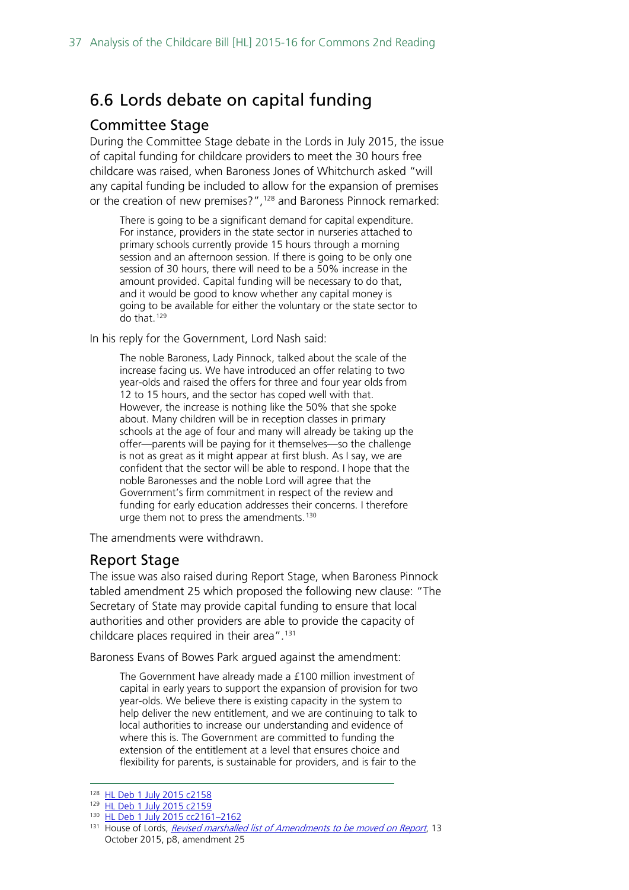## 6.6 Lords debate on capital funding

### Committee Stage

During the Committee Stage debate in the Lords in July 2015, the issue of capital funding for childcare providers to meet the 30 hours free childcare was raised, when Baroness Jones of Whitchurch asked "will any capital funding be included to allow for the expansion of premises or the creation of new premises?",[128] and Baroness Pinnock remarked:

> There is going to be a significant demand for capital expenditure. For instance, providers in the state sector in nurseries attached to primary schools currently provide 15 hours through a morning session and an afternoon session. If there is going to be only one session of 30 hours, there will need to be a 50% increase in the amount provided. Capital funding will be necessary to do that, and it would be good to know whether any capital money is going to be available for either the voluntary or the state sector to do that.[129]

In his reply for the Government, Lord Nash said:

> The noble Baroness, Lady Pinnock, talked about the scale of the increase facing us. We have introduced an offer relating to two year-olds and raised the offers for three and four year olds from 12 to 15 hours, and the sector has coped well with that. However, the increase is nothing like the 50% that she spoke about. Many children will be in reception classes in primary schools at the age of four and many will already be taking up the offer—parents will be paying for it themselves—so the challenge is not as great as it might appear at first blush. As I say, we are confident that the sector will be able to respond. I hope that the noble Baronesses and the noble Lord will agree that the Government's firm commitment in respect of the review and funding for early education addresses their concerns. I therefore urge them not to press the amendments.[130]

The amendments were withdrawn.

### Report Stage

The issue was also raised during Report Stage, when Baroness Pinnock tabled amendment 25 which proposed the following new clause: "The Secretary of State may provide capital funding to ensure that local authorities and other providers are able to provide the capacity of childcare places required in their area".[131]

Baroness Evans of Bowes Park argued against the amendment:

> The Government have already made a £100 million investment of capital in early years to support the expansion of provision for two year-olds. We believe there is existing capacity in the system to help deliver the new entitlement, and we are continuing to talk to local authorities to increase our understanding and evidence of where this is. The Government are committed to funding the extension of the entitlement at a level that ensures choice and flexibility for parents, is sustainable for providers, and is fair to the

---

[128] HL Deb 1 July 2015 c2158

[129] HL Deb 1 July 2015 c2159

[130] HL Deb 1 July 2015 cc2161–2162

[131] House of Lords, *Revised marshalled list of Amendments to be moved on Report*, 13 October 2015, p8, amendment 25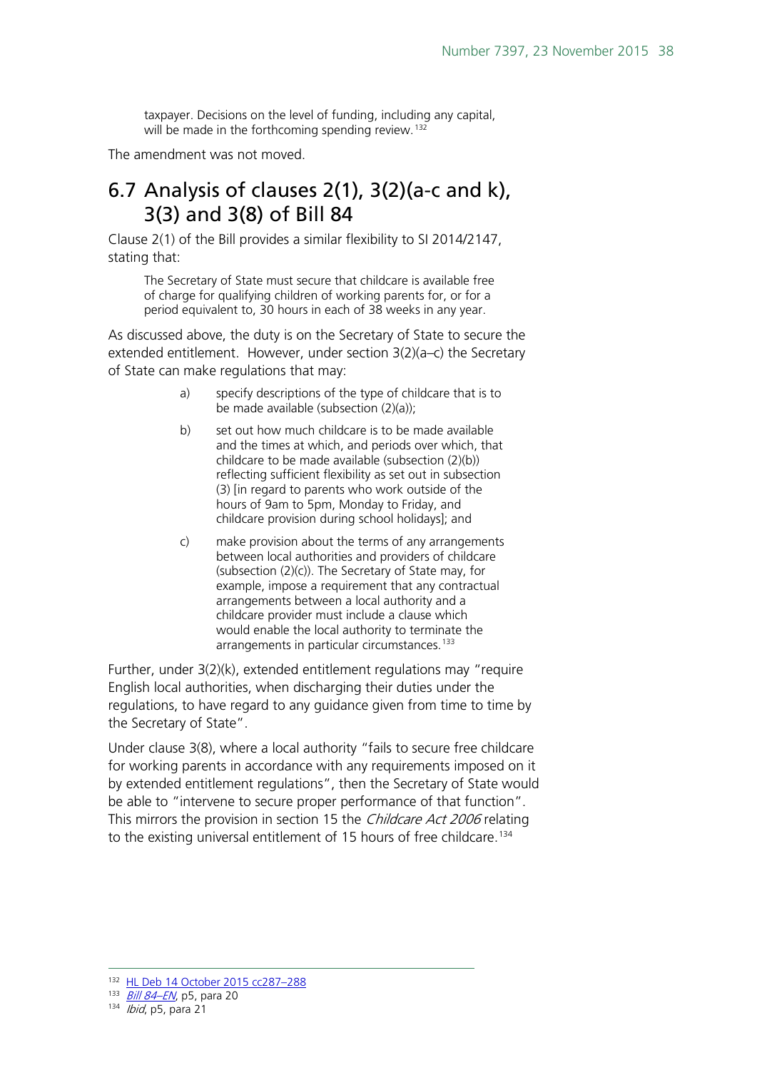taxpayer. Decisions on the level of funding, including any capital, will be made in the forthcoming spending review.[132]

The amendment was not moved.

## 6.7 Analysis of clauses 2(1), 3(2)(a-c and k), 3(3) and 3(8) of Bill 84

Clause 2(1) of the Bill provides a similar flexibility to SI 2014/2147, stating that:

> The Secretary of State must secure that childcare is available free of charge for qualifying children of working parents for, or for a period equivalent to, 30 hours in each of 38 weeks in any year.

As discussed above, the duty is on the Secretary of State to secure the extended entitlement. However, under section 3(2)(a–c) the Secretary of State can make regulations that may:

> a) specify descriptions of the type of childcare that is to be made available (subsection (2)(a));
>
> b) set out how much childcare is to be made available and the times at which, and periods over which, that childcare to be made available (subsection (2)(b)) reflecting sufficient flexibility as set out in subsection (3) [in regard to parents who work outside of the hours of 9am to 5pm, Monday to Friday, and childcare provision during school holidays]; and
>
> c) make provision about the terms of any arrangements between local authorities and providers of childcare (subsection (2)(c)). The Secretary of State may, for example, impose a requirement that any contractual arrangements between a local authority and a childcare provider must include a clause which would enable the local authority to terminate the arrangements in particular circumstances.[133]

Further, under 3(2)(k), extended entitlement regulations may "require English local authorities, when discharging their duties under the regulations, to have regard to any guidance given from time to time by the Secretary of State".

Under clause 3(8), where a local authority "fails to secure free childcare for working parents in accordance with any requirements imposed on it by extended entitlement regulations", then the Secretary of State would be able to "intervene to secure proper performance of that function". This mirrors the provision in section 15 the *Childcare Act 2006* relating to the existing universal entitlement of 15 hours of free childcare.[134]

---

[132] HL Deb 14 October 2015 cc287–288

[133] *Bill 84–EN*, p5, para 20

[134] *Ibid*, p5, para 21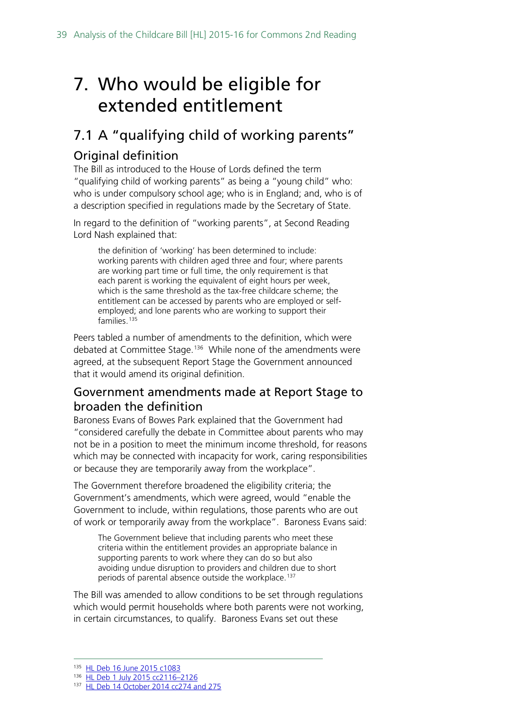# 7. Who would be eligible for extended entitlement

## 7.1 A "qualifying child of working parents"

### Original definition

The Bill as introduced to the House of Lords defined the term "qualifying child of working parents" as being a "young child" who: who is under compulsory school age; who is in England; and, who is of a description specified in regulations made by the Secretary of State.

In regard to the definition of "working parents", at Second Reading Lord Nash explained that:

> the definition of 'working' has been determined to include: working parents with children aged three and four; where parents are working part time or full time, the only requirement is that each parent is working the equivalent of eight hours per week, which is the same threshold as the tax-free childcare scheme; the entitlement can be accessed by parents who are employed or self-employed; and lone parents who are working to support their families.[135]

Peers tabled a number of amendments to the definition, which were debated at Committee Stage.[136] While none of the amendments were agreed, at the subsequent Report Stage the Government announced that it would amend its original definition.

### Government amendments made at Report Stage to broaden the definition

Baroness Evans of Bowes Park explained that the Government had "considered carefully the debate in Committee about parents who may not be in a position to meet the minimum income threshold, for reasons which may be connected with incapacity for work, caring responsibilities or because they are temporarily away from the workplace".

The Government therefore broadened the eligibility criteria; the Government's amendments, which were agreed, would "enable the Government to include, within regulations, those parents who are out of work or temporarily away from the workplace". Baroness Evans said:

> The Government believe that including parents who meet these criteria within the entitlement provides an appropriate balance in supporting parents to work where they can do so but also avoiding undue disruption to providers and children due to short periods of parental absence outside the workplace.[137]

The Bill was amended to allow conditions to be set through regulations which would permit households where both parents were not working, in certain circumstances, to qualify. Baroness Evans set out these

---

[135] HL Deb 16 June 2015 c1083

[136] HL Deb 1 July 2015 cc2116–2126

[137] HL Deb 14 October 2014 cc274 and 275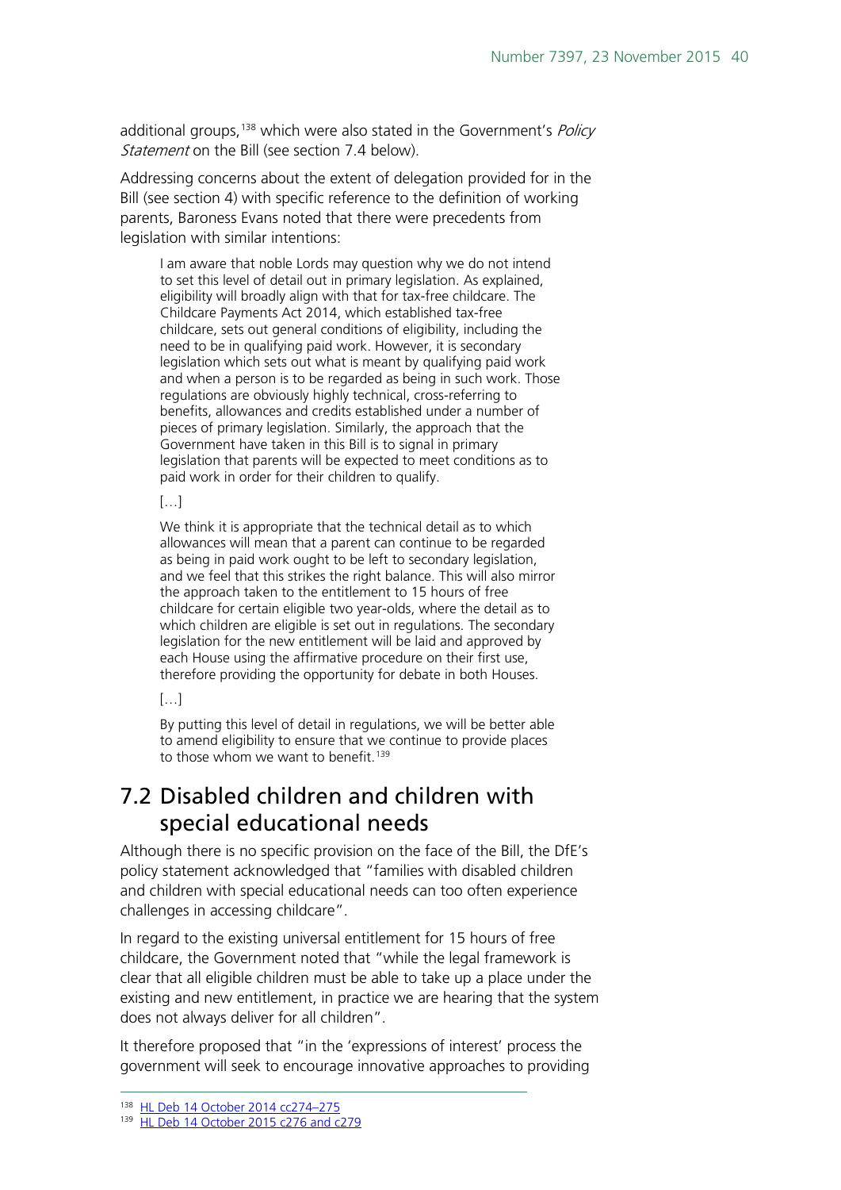additional groups,[138] which were also stated in the Government's *Policy Statement* on the Bill (see section 7.4 below).

Addressing concerns about the extent of delegation provided for in the Bill (see section 4) with specific reference to the definition of working parents, Baroness Evans noted that there were precedents from legislation with similar intentions:

> I am aware that noble Lords may question why we do not intend to set this level of detail out in primary legislation. As explained, eligibility will broadly align with that for tax-free childcare. The Childcare Payments Act 2014, which established tax-free childcare, sets out general conditions of eligibility, including the need to be in qualifying paid work. However, it is secondary legislation which sets out what is meant by qualifying paid work and when a person is to be regarded as being in such work. Those regulations are obviously highly technical, cross-referring to benefits, allowances and credits established under a number of pieces of primary legislation. Similarly, the approach that the Government have taken in this Bill is to signal in primary legislation that parents will be expected to meet conditions as to paid work in order for their children to qualify.
>
> […]
>
> We think it is appropriate that the technical detail as to which allowances will mean that a parent can continue to be regarded as being in paid work ought to be left to secondary legislation, and we feel that this strikes the right balance. This will also mirror the approach taken to the entitlement to 15 hours of free childcare for certain eligible two year-olds, where the detail as to which children are eligible is set out in regulations. The secondary legislation for the new entitlement will be laid and approved by each House using the affirmative procedure on their first use, therefore providing the opportunity for debate in both Houses.
>
> […]
>
> By putting this level of detail in regulations, we will be better able to amend eligibility to ensure that we continue to provide places to those whom we want to benefit.[139]

## 7.2 Disabled children and children with special educational needs

Although there is no specific provision on the face of the Bill, the DfE's policy statement acknowledged that "families with disabled children and children with special educational needs can too often experience challenges in accessing childcare".

In regard to the existing universal entitlement for 15 hours of free childcare, the Government noted that "while the legal framework is clear that all eligible children must be able to take up a place under the existing and new entitlement, in practice we are hearing that the system does not always deliver for all children".

It therefore proposed that "in the 'expressions of interest' process the government will seek to encourage innovative approaches to providing

---

[138] HL Deb 14 October 2014 cc274–275

[139] HL Deb 14 October 2015 c276 and c279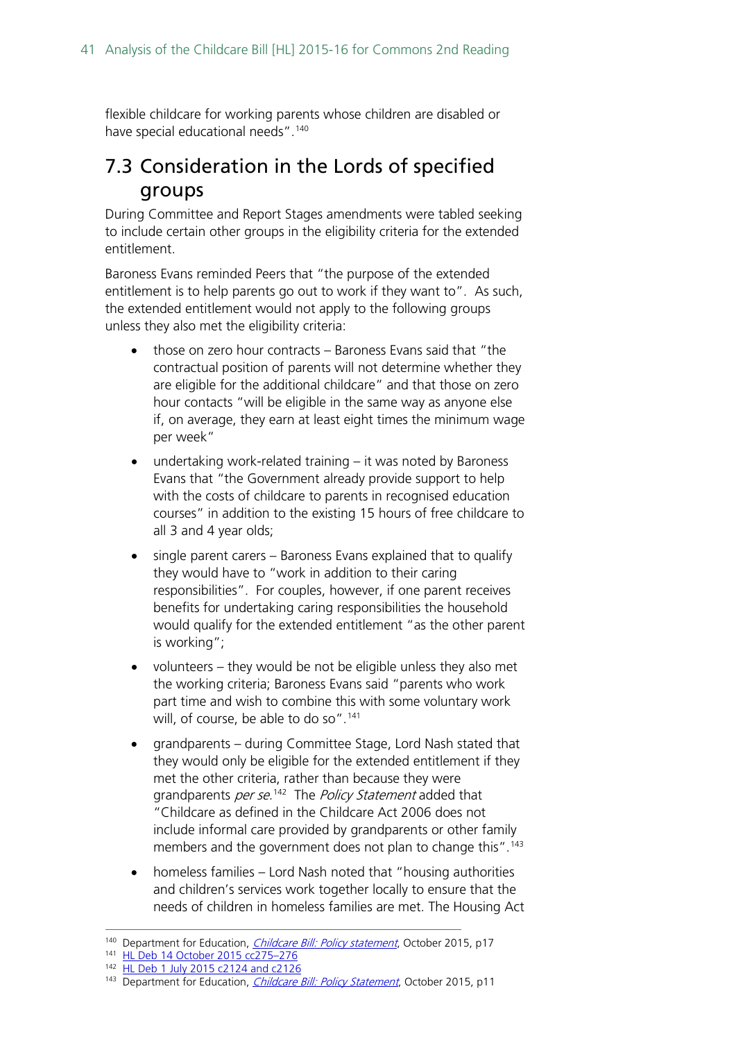flexible childcare for working parents whose children are disabled or have special educational needs".[140]

## 7.3 Consideration in the Lords of specified groups

During Committee and Report Stages amendments were tabled seeking to include certain other groups in the eligibility criteria for the extended entitlement.

Baroness Evans reminded Peers that "the purpose of the extended entitlement is to help parents go out to work if they want to". As such, the extended entitlement would not apply to the following groups unless they also met the eligibility criteria:

- those on zero hour contracts – Baroness Evans said that "the contractual position of parents will not determine whether they are eligible for the additional childcare" and that those on zero hour contacts "will be eligible in the same way as anyone else if, on average, they earn at least eight times the minimum wage per week"
- undertaking work-related training – it was noted by Baroness Evans that "the Government already provide support to help with the costs of childcare to parents in recognised education courses" in addition to the existing 15 hours of free childcare to all 3 and 4 year olds;
- single parent carers – Baroness Evans explained that to qualify they would have to "work in addition to their caring responsibilities". For couples, however, if one parent receives benefits for undertaking caring responsibilities the household would qualify for the extended entitlement "as the other parent is working";
- volunteers – they would be not be eligible unless they also met the working criteria; Baroness Evans said "parents who work part time and wish to combine this with some voluntary work will, of course, be able to do so".[141]
- grandparents – during Committee Stage, Lord Nash stated that they would only be eligible for the extended entitlement if they met the other criteria, rather than because they were grandparents *per se*.[142] The *Policy Statement* added that "Childcare as defined in the Childcare Act 2006 does not include informal care provided by grandparents or other family members and the government does not plan to change this".[143]
- homeless families – Lord Nash noted that "housing authorities and children's services work together locally to ensure that the needs of children in homeless families are met. The Housing Act

[140] Department for Education, *Childcare Bill: Policy statement*, October 2015, p17

[141] HL Deb 14 October 2015 cc275–276

[142] HL Deb 1 July 2015 c2124 and c2126

[143] Department for Education, *Childcare Bill: Policy Statement*, October 2015, p11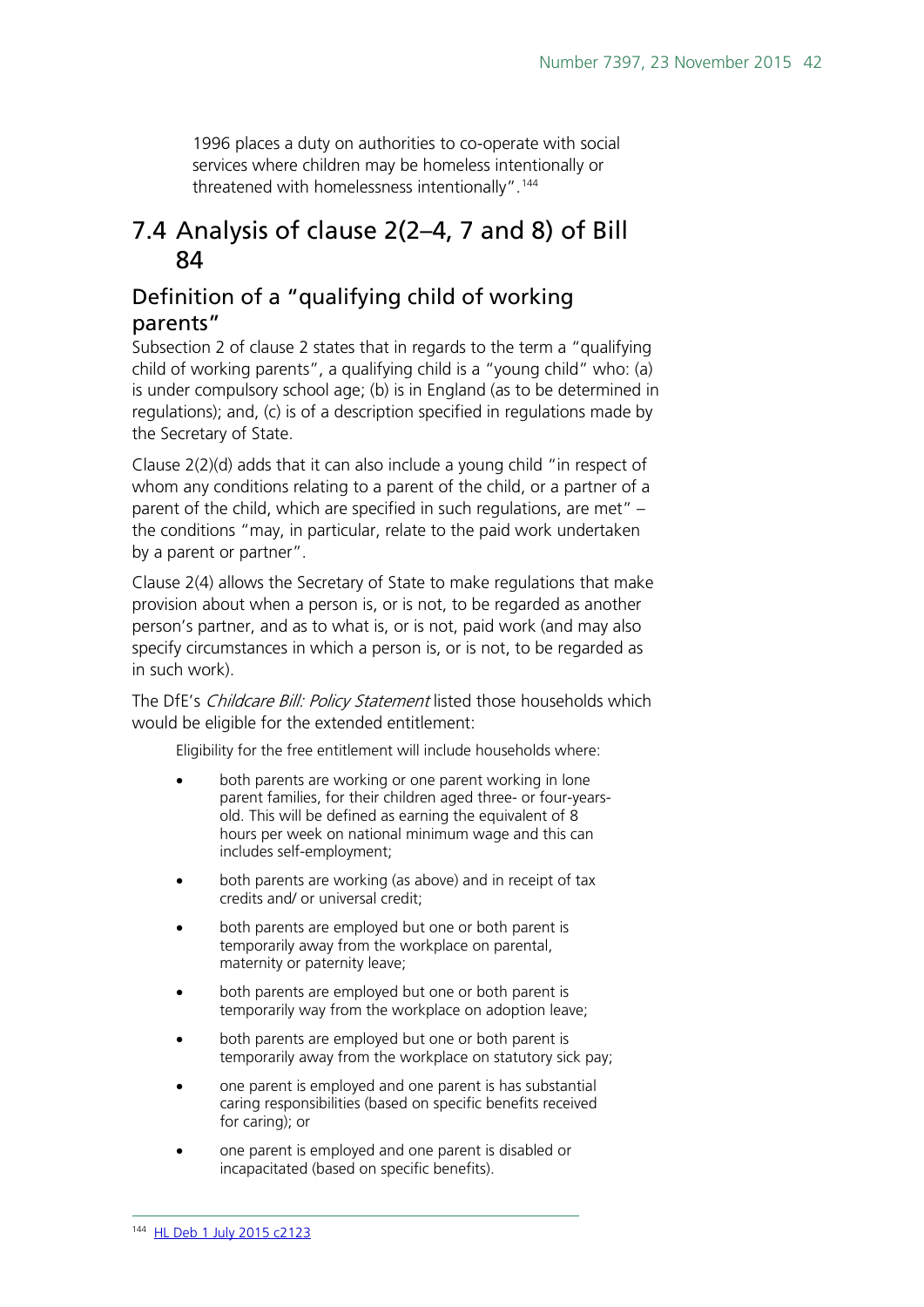1996 places a duty on authorities to co-operate with social services where children may be homeless intentionally or threatened with homelessness intentionally".[144]

## 7.4 Analysis of clause 2(2–4, 7 and 8) of Bill 84

### Definition of a "qualifying child of working parents"

Subsection 2 of clause 2 states that in regards to the term a "qualifying child of working parents", a qualifying child is a "young child" who: (a) is under compulsory school age; (b) is in England (as to be determined in regulations); and, (c) is of a description specified in regulations made by the Secretary of State.

Clause 2(2)(d) adds that it can also include a young child "in respect of whom any conditions relating to a parent of the child, or a partner of a parent of the child, which are specified in such regulations, are met" – the conditions "may, in particular, relate to the paid work undertaken by a parent or partner".

Clause 2(4) allows the Secretary of State to make regulations that make provision about when a person is, or is not, to be regarded as another person's partner, and as to what is, or is not, paid work (and may also specify circumstances in which a person is, or is not, to be regarded as in such work).

The DfE's *Childcare Bill: Policy Statement* listed those households which would be eligible for the extended entitlement:

> Eligibility for the free entitlement will include households where:
>
> - both parents are working or one parent working in lone parent families, for their children aged three- or four-years-old. This will be defined as earning the equivalent of 8 hours per week on national minimum wage and this can includes self-employment;
> - both parents are working (as above) and in receipt of tax credits and/ or universal credit;
> - both parents are employed but one or both parent is temporarily away from the workplace on parental, maternity or paternity leave;
> - both parents are employed but one or both parent is temporarily way from the workplace on adoption leave;
> - both parents are employed but one or both parent is temporarily away from the workplace on statutory sick pay;
> - one parent is employed and one parent is has substantial caring responsibilities (based on specific benefits received for caring); or
> - one parent is employed and one parent is disabled or incapacitated (based on specific benefits).

---

[144] HL Deb 1 July 2015 c2123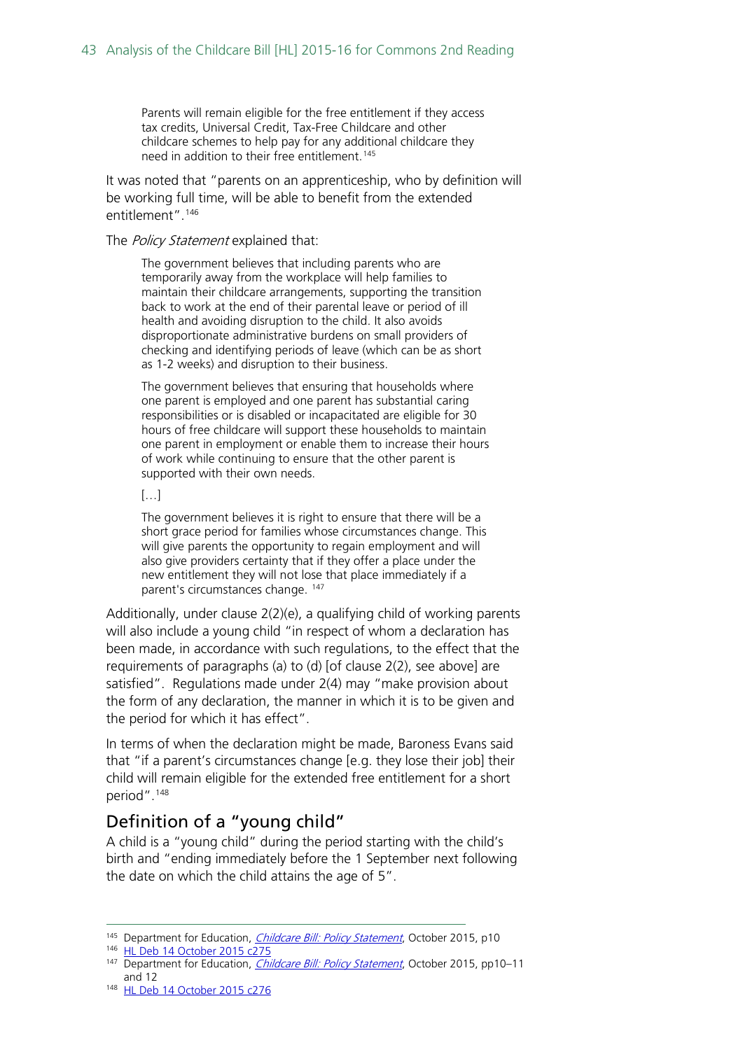> Parents will remain eligible for the free entitlement if they access tax credits, Universal Credit, Tax-Free Childcare and other childcare schemes to help pay for any additional childcare they need in addition to their free entitlement.[145]

It was noted that "parents on an apprenticeship, who by definition will be working full time, will be able to benefit from the extended entitlement".[146]

The *Policy Statement* explained that:

> The government believes that including parents who are temporarily away from the workplace will help families to maintain their childcare arrangements, supporting the transition back to work at the end of their parental leave or period of ill health and avoiding disruption to the child. It also avoids disproportionate administrative burdens on small providers of checking and identifying periods of leave (which can be as short as 1-2 weeks) and disruption to their business.
>
> The government believes that ensuring that households where one parent is employed and one parent has substantial caring responsibilities or is disabled or incapacitated are eligible for 30 hours of free childcare will support these households to maintain one parent in employment or enable them to increase their hours of work while continuing to ensure that the other parent is supported with their own needs.
>
> […]
>
> The government believes it is right to ensure that there will be a short grace period for families whose circumstances change. This will give parents the opportunity to regain employment and will also give providers certainty that if they offer a place under the new entitlement they will not lose that place immediately if a parent's circumstances change.[147]

Additionally, under clause 2(2)(e), a qualifying child of working parents will also include a young child "in respect of whom a declaration has been made, in accordance with such regulations, to the effect that the requirements of paragraphs (a) to (d) [of clause 2(2), see above] are satisfied". Regulations made under 2(4) may "make provision about the form of any declaration, the manner in which it is to be given and the period for which it has effect".

In terms of when the declaration might be made, Baroness Evans said that "if a parent's circumstances change [e.g. they lose their job] their child will remain eligible for the extended free entitlement for a short period".[148]

## Definition of a "young child"

A child is a "young child" during the period starting with the child's birth and "ending immediately before the 1 September next following the date on which the child attains the age of 5".

---

[145] Department for Education, *Childcare Bill: Policy Statement*, October 2015, p10

[146] HL Deb 14 October 2015 c275

[147] Department for Education, *Childcare Bill: Policy Statement*, October 2015, pp10–11 and 12

[148] HL Deb 14 October 2015 c276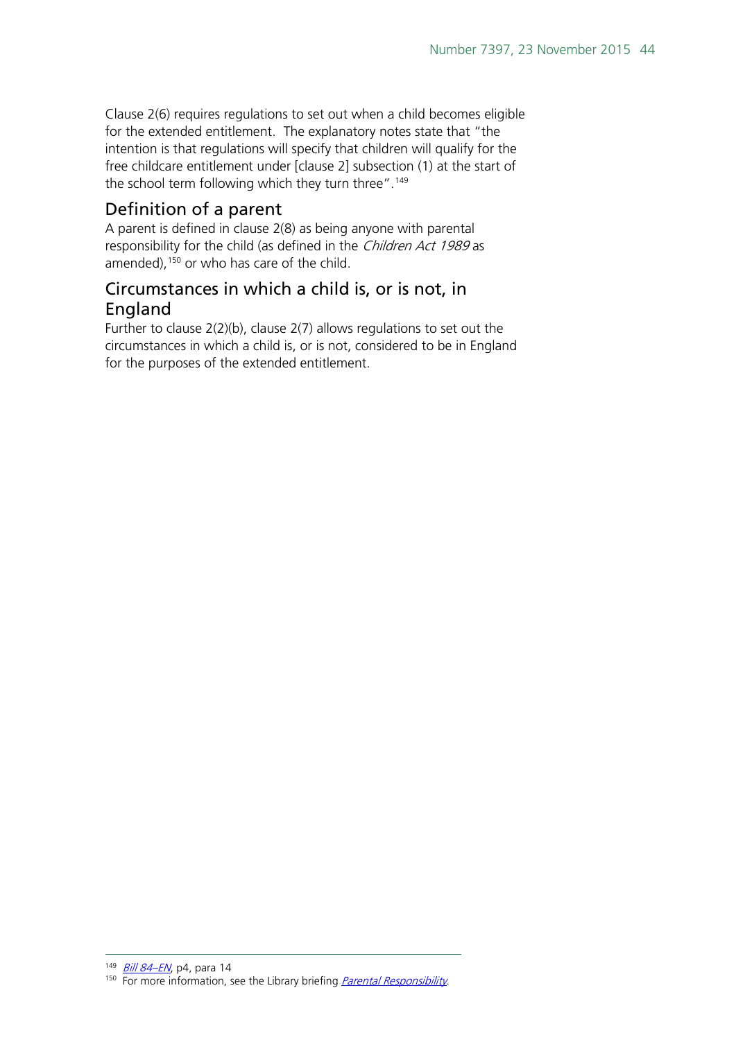Clause 2(6) requires regulations to set out when a child becomes eligible for the extended entitlement. The explanatory notes state that "the intention is that regulations will specify that children will qualify for the free childcare entitlement under [clause 2] subsection (1) at the start of the school term following which they turn three".[149]

## Definition of a parent

A parent is defined in clause 2(8) as being anyone with parental responsibility for the child (as defined in the *Children Act 1989* as amended),[150] or who has care of the child.

## Circumstances in which a child is, or is not, in England

Further to clause 2(2)(b), clause 2(7) allows regulations to set out the circumstances in which a child is, or is not, considered to be in England for the purposes of the extended entitlement.

---

[149] *Bill 84–EN*, p4, para 14

[150] For more information, see the Library briefing *Parental Responsibility*.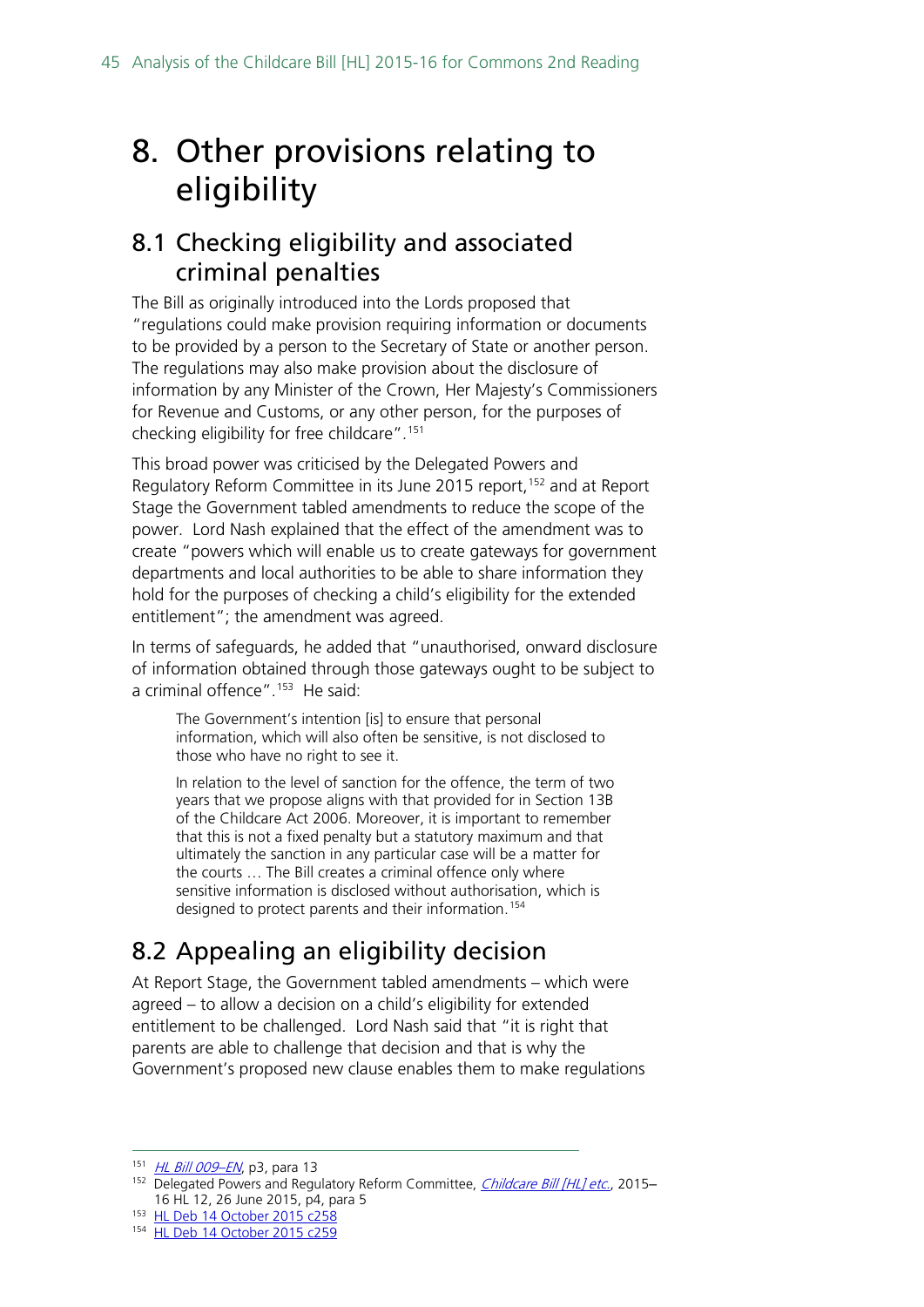# 8. Other provisions relating to eligibility

## 8.1 Checking eligibility and associated criminal penalties

The Bill as originally introduced into the Lords proposed that "regulations could make provision requiring information or documents to be provided by a person to the Secretary of State or another person. The regulations may also make provision about the disclosure of information by any Minister of the Crown, Her Majesty's Commissioners for Revenue and Customs, or any other person, for the purposes of checking eligibility for free childcare".[151]

This broad power was criticised by the Delegated Powers and Regulatory Reform Committee in its June 2015 report,[152] and at Report Stage the Government tabled amendments to reduce the scope of the power. Lord Nash explained that the effect of the amendment was to create "powers which will enable us to create gateways for government departments and local authorities to be able to share information they hold for the purposes of checking a child's eligibility for the extended entitlement"; the amendment was agreed.

In terms of safeguards, he added that "unauthorised, onward disclosure of information obtained through those gateways ought to be subject to a criminal offence".[153] He said:

> The Government's intention [is] to ensure that personal information, which will also often be sensitive, is not disclosed to those who have no right to see it.
>
> In relation to the level of sanction for the offence, the term of two years that we propose aligns with that provided for in Section 13B of the Childcare Act 2006. Moreover, it is important to remember that this is not a fixed penalty but a statutory maximum and that ultimately the sanction in any particular case will be a matter for the courts … The Bill creates a criminal offence only where sensitive information is disclosed without authorisation, which is designed to protect parents and their information.[154]

## 8.2 Appealing an eligibility decision

At Report Stage, the Government tabled amendments – which were agreed – to allow a decision on a child's eligibility for extended entitlement to be challenged. Lord Nash said that "it is right that parents are able to challenge that decision and that is why the Government's proposed new clause enables them to make regulations

---

[151] *HL Bill 009–EN*, p3, para 13

[152] Delegated Powers and Regulatory Reform Committee, *Childcare Bill [HL] etc.*, 2015–16 HL 12, 26 June 2015, p4, para 5

[153] HL Deb 14 October 2015 c258

[154] HL Deb 14 October 2015 c259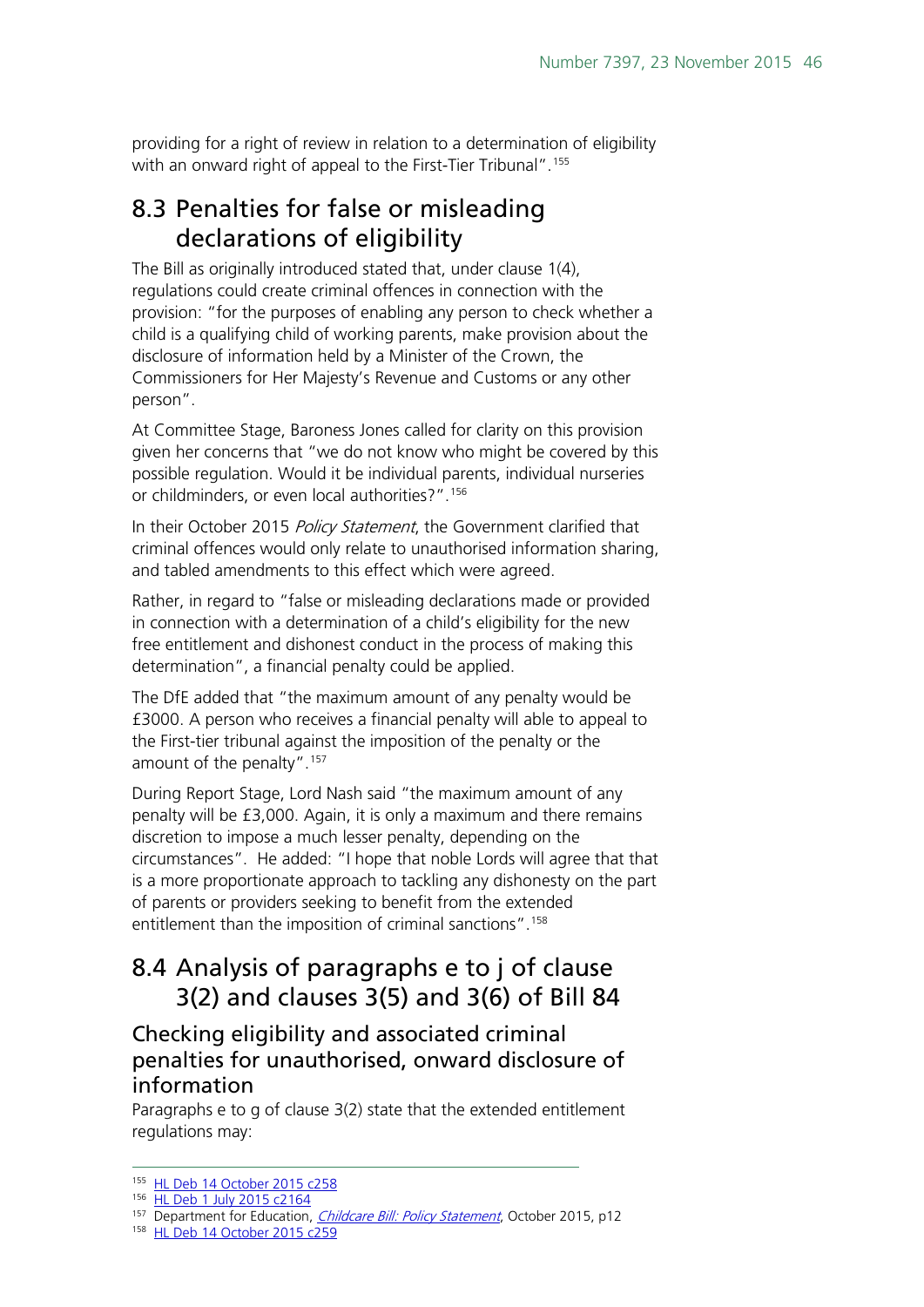providing for a right of review in relation to a determination of eligibility with an onward right of appeal to the First-Tier Tribunal".[155]

## 8.3 Penalties for false or misleading declarations of eligibility

The Bill as originally introduced stated that, under clause 1(4), regulations could create criminal offences in connection with the provision: "for the purposes of enabling any person to check whether a child is a qualifying child of working parents, make provision about the disclosure of information held by a Minister of the Crown, the Commissioners for Her Majesty's Revenue and Customs or any other person".

At Committee Stage, Baroness Jones called for clarity on this provision given her concerns that "we do not know who might be covered by this possible regulation. Would it be individual parents, individual nurseries or childminders, or even local authorities?".[156]

In their October 2015 *Policy Statement*, the Government clarified that criminal offences would only relate to unauthorised information sharing, and tabled amendments to this effect which were agreed.

Rather, in regard to "false or misleading declarations made or provided in connection with a determination of a child's eligibility for the new free entitlement and dishonest conduct in the process of making this determination", a financial penalty could be applied.

The DfE added that "the maximum amount of any penalty would be £3000. A person who receives a financial penalty will able to appeal to the First-tier tribunal against the imposition of the penalty or the amount of the penalty".[157]

During Report Stage, Lord Nash said "the maximum amount of any penalty will be £3,000. Again, it is only a maximum and there remains discretion to impose a much lesser penalty, depending on the circumstances". He added: "I hope that noble Lords will agree that that is a more proportionate approach to tackling any dishonesty on the part of parents or providers seeking to benefit from the extended entitlement than the imposition of criminal sanctions".[158]

## 8.4 Analysis of paragraphs e to j of clause 3(2) and clauses 3(5) and 3(6) of Bill 84

### Checking eligibility and associated criminal penalties for unauthorised, onward disclosure of information

Paragraphs e to g of clause 3(2) state that the extended entitlement regulations may:

---

[155] HL Deb 14 October 2015 c258

[156] HL Deb 1 July 2015 c2164

[157] Department for Education, *Childcare Bill: Policy Statement*, October 2015, p12

[158] HL Deb 14 October 2015 c259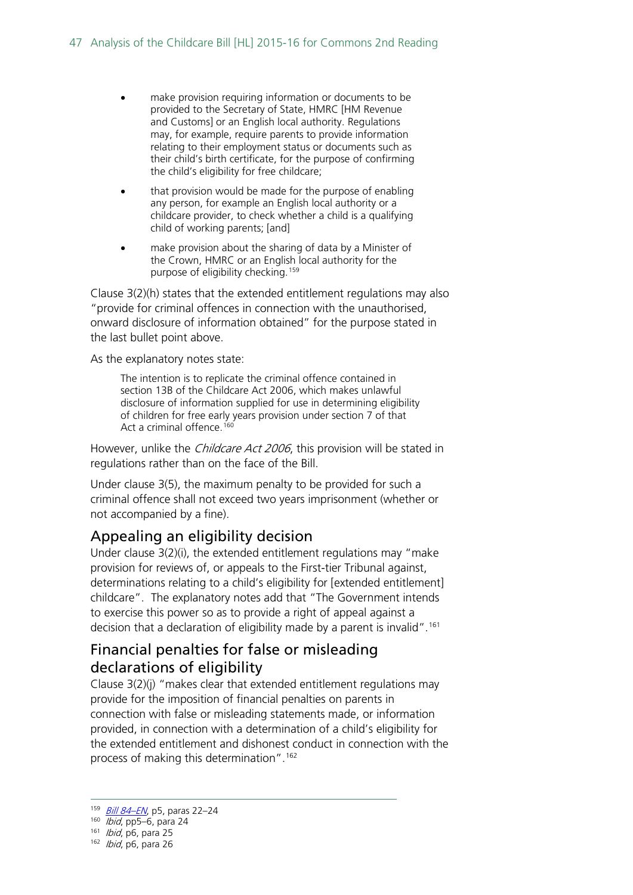- make provision requiring information or documents to be provided to the Secretary of State, HMRC [HM Revenue and Customs] or an English local authority. Regulations may, for example, require parents to provide information relating to their employment status or documents such as their child's birth certificate, for the purpose of confirming the child's eligibility for free childcare;
- that provision would be made for the purpose of enabling any person, for example an English local authority or a childcare provider, to check whether a child is a qualifying child of working parents; [and]
- make provision about the sharing of data by a Minister of the Crown, HMRC or an English local authority for the purpose of eligibility checking.[159]

Clause 3(2)(h) states that the extended entitlement regulations may also "provide for criminal offences in connection with the unauthorised, onward disclosure of information obtained" for the purpose stated in the last bullet point above.

As the explanatory notes state:

> The intention is to replicate the criminal offence contained in section 13B of the Childcare Act 2006, which makes unlawful disclosure of information supplied for use in determining eligibility of children for free early years provision under section 7 of that Act a criminal offence.[160]

However, unlike the *Childcare Act 2006*, this provision will be stated in regulations rather than on the face of the Bill.

Under clause 3(5), the maximum penalty to be provided for such a criminal offence shall not exceed two years imprisonment (whether or not accompanied by a fine).

## Appealing an eligibility decision

Under clause 3(2)(i), the extended entitlement regulations may "make provision for reviews of, or appeals to the First-tier Tribunal against, determinations relating to a child's eligibility for [extended entitlement] childcare". The explanatory notes add that "The Government intends to exercise this power so as to provide a right of appeal against a decision that a declaration of eligibility made by a parent is invalid".[161]

## Financial penalties for false or misleading declarations of eligibility

Clause 3(2)(j) "makes clear that extended entitlement regulations may provide for the imposition of financial penalties on parents in connection with false or misleading statements made, or information provided, in connection with a determination of a child's eligibility for the extended entitlement and dishonest conduct in connection with the process of making this determination".[162]

---

[159] *Bill 84–EN*, p5, paras 22–24
[160] *Ibid*, pp5–6, para 24
[161] *Ibid*, p6, para 25
[162] *Ibid*, p6, para 26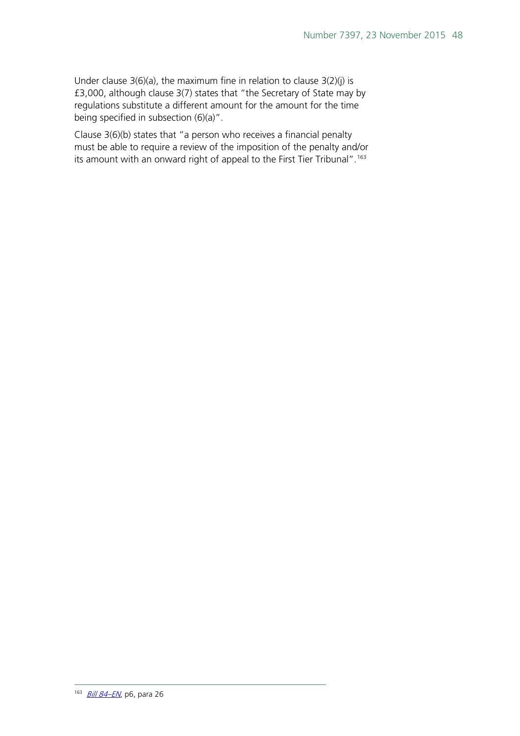Under clause 3(6)(a), the maximum fine in relation to clause 3(2)(j) is £3,000, although clause 3(7) states that "the Secretary of State may by regulations substitute a different amount for the amount for the time being specified in subsection (6)(a)".

Clause 3(6)(b) states that "a person who receives a financial penalty must be able to require a review of the imposition of the penalty and/or its amount with an onward right of appeal to the First Tier Tribunal".[163]

---

[163] *Bill 84–EN*, p6, para 26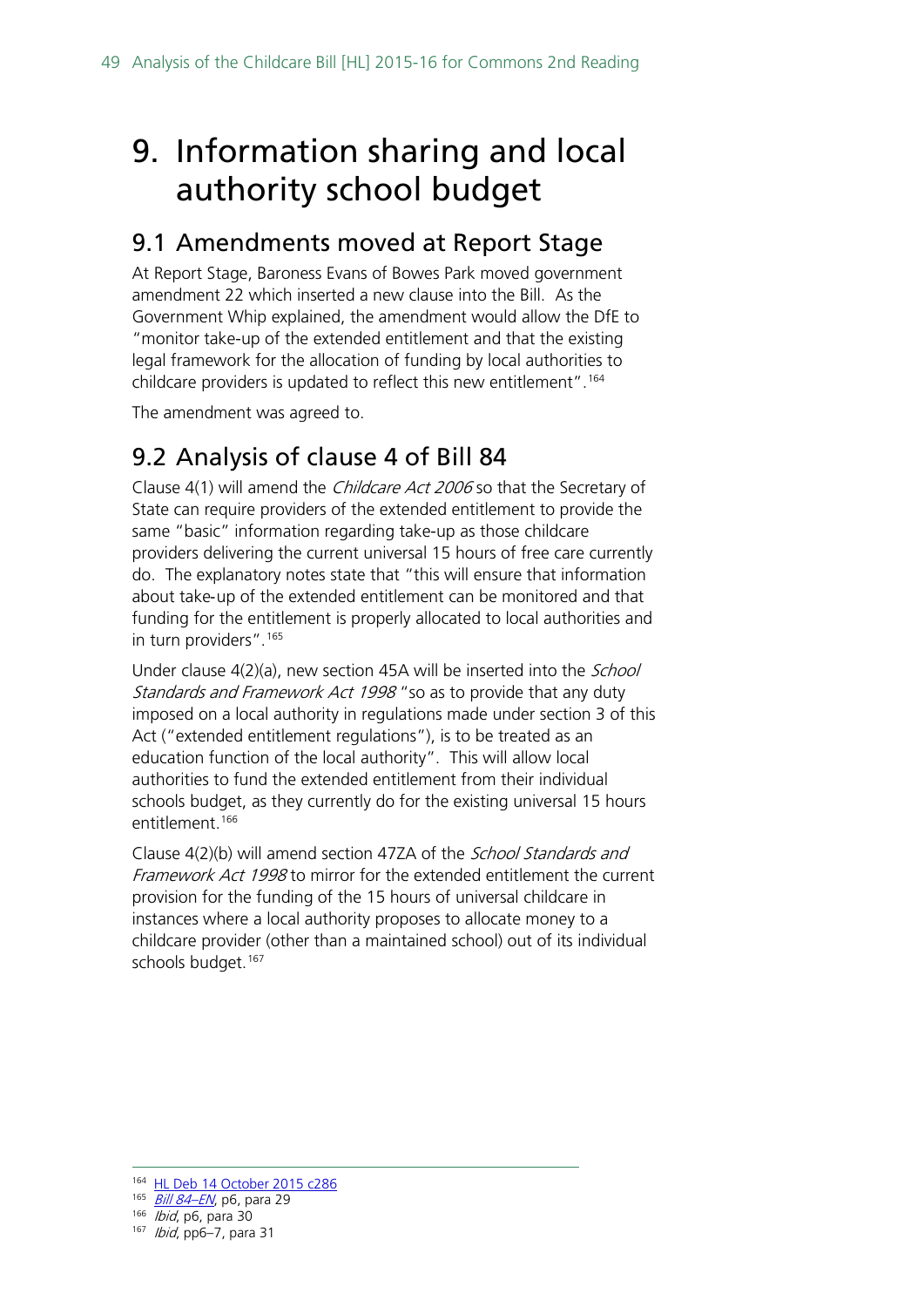# 9. Information sharing and local authority school budget

## 9.1 Amendments moved at Report Stage

At Report Stage, Baroness Evans of Bowes Park moved government amendment 22 which inserted a new clause into the Bill. As the Government Whip explained, the amendment would allow the DfE to "monitor take-up of the extended entitlement and that the existing legal framework for the allocation of funding by local authorities to childcare providers is updated to reflect this new entitlement".[164]

The amendment was agreed to.

## 9.2 Analysis of clause 4 of Bill 84

Clause 4(1) will amend the *Childcare Act 2006* so that the Secretary of State can require providers of the extended entitlement to provide the same "basic" information regarding take-up as those childcare providers delivering the current universal 15 hours of free care currently do. The explanatory notes state that "this will ensure that information about take-up of the extended entitlement can be monitored and that funding for the entitlement is properly allocated to local authorities and in turn providers".[165]

Under clause 4(2)(a), new section 45A will be inserted into the *School Standards and Framework Act 1998* "so as to provide that any duty imposed on a local authority in regulations made under section 3 of this Act ("extended entitlement regulations"), is to be treated as an education function of the local authority". This will allow local authorities to fund the extended entitlement from their individual schools budget, as they currently do for the existing universal 15 hours entitlement.[166]

Clause 4(2)(b) will amend section 47ZA of the *School Standards and Framework Act 1998* to mirror for the extended entitlement the current provision for the funding of the 15 hours of universal childcare in instances where a local authority proposes to allocate money to a childcare provider (other than a maintained school) out of its individual schools budget.[167]

---

[164] HL Deb 14 October 2015 c286
[165] *Bill 84–EN*, p6, para 29
[166] *Ibid*, p6, para 30
[167] *Ibid*, pp6–7, para 31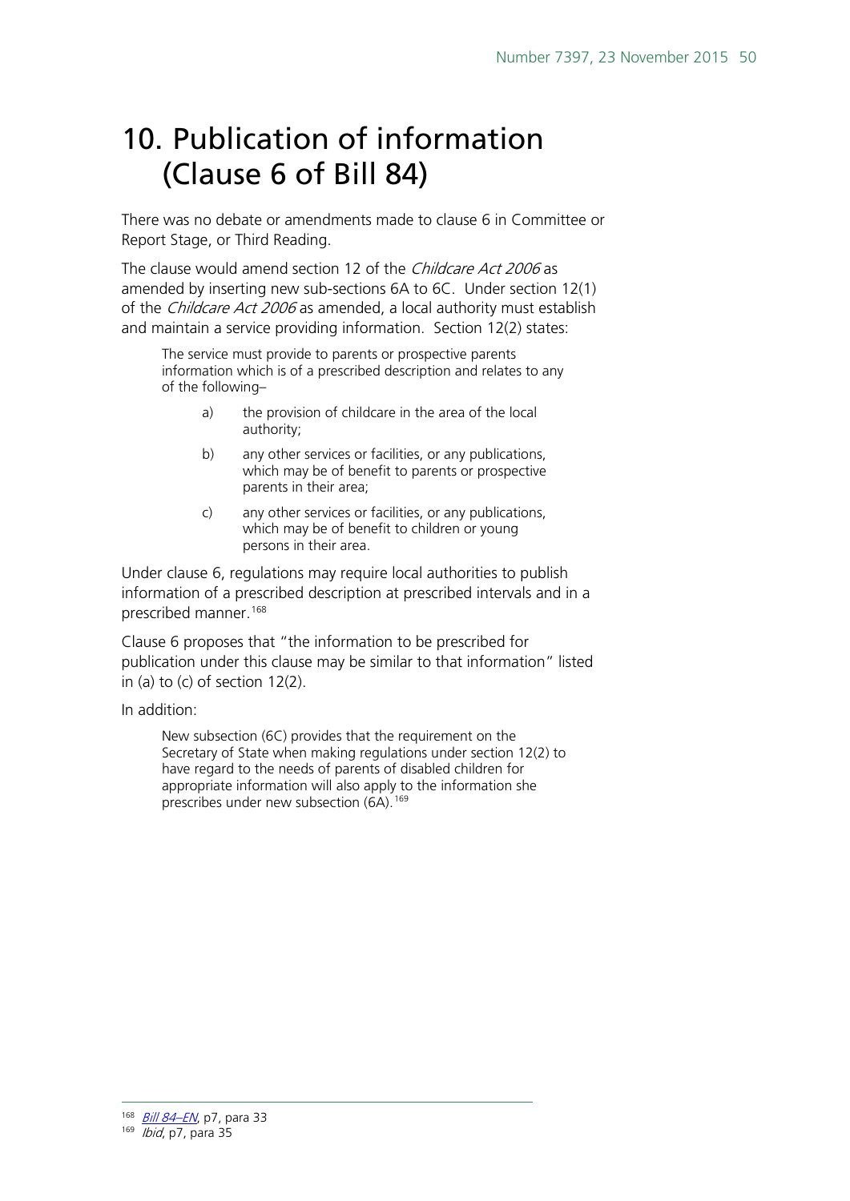# 10. Publication of information (Clause 6 of Bill 84)

There was no debate or amendments made to clause 6 in Committee or Report Stage, or Third Reading.

The clause would amend section 12 of the *Childcare Act 2006* as amended by inserting new sub-sections 6A to 6C. Under section 12(1) of the *Childcare Act 2006* as amended, a local authority must establish and maintain a service providing information. Section 12(2) states:

> The service must provide to parents or prospective parents information which is of a prescribed description and relates to any of the following–
>
> a) the provision of childcare in the area of the local authority;
>
> b) any other services or facilities, or any publications, which may be of benefit to parents or prospective parents in their area;
>
> c) any other services or facilities, or any publications, which may be of benefit to children or young persons in their area.

Under clause 6, regulations may require local authorities to publish information of a prescribed description at prescribed intervals and in a prescribed manner.[168]

Clause 6 proposes that "the information to be prescribed for publication under this clause may be similar to that information" listed in (a) to (c) of section 12(2).

In addition:

> New subsection (6C) provides that the requirement on the Secretary of State when making regulations under section 12(2) to have regard to the needs of parents of disabled children for appropriate information will also apply to the information she prescribes under new subsection (6A).[169]

---

[168] *Bill 84–EN*, p7, para 33

[169] *Ibid*, p7, para 35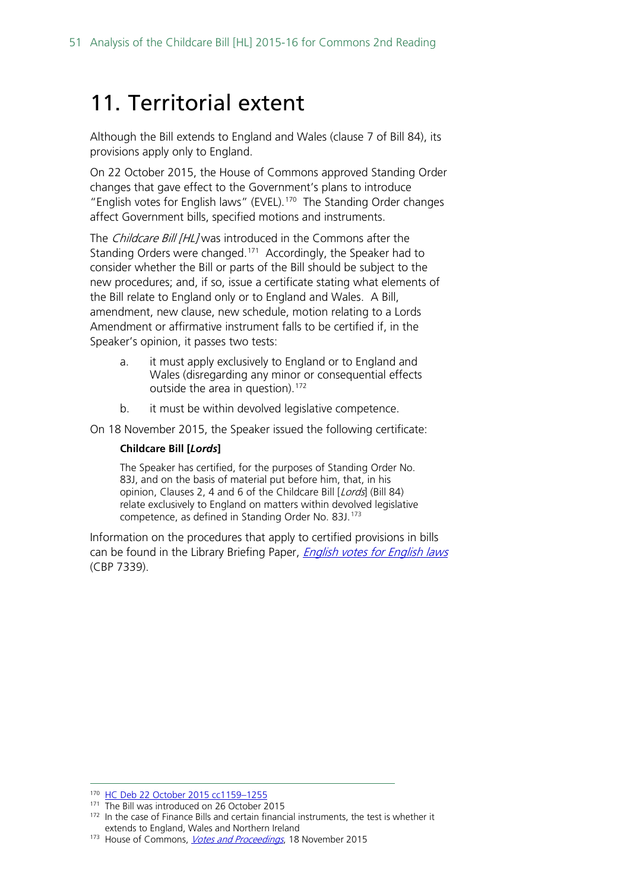# 11. Territorial extent

Although the Bill extends to England and Wales (clause 7 of Bill 84), its provisions apply only to England.

On 22 October 2015, the House of Commons approved Standing Order changes that gave effect to the Government's plans to introduce "English votes for English laws" (EVEL).[170] The Standing Order changes affect Government bills, specified motions and instruments.

The *Childcare Bill [HL]* was introduced in the Commons after the Standing Orders were changed.[171] Accordingly, the Speaker had to consider whether the Bill or parts of the Bill should be subject to the new procedures; and, if so, issue a certificate stating what elements of the Bill relate to England only or to England and Wales. A Bill, amendment, new clause, new schedule, motion relating to a Lords Amendment or affirmative instrument falls to be certified if, in the Speaker's opinion, it passes two tests:

a. it must apply exclusively to England or to England and Wales (disregarding any minor or consequential effects outside the area in question).[172]

b. it must be within devolved legislative competence.

On 18 November 2015, the Speaker issued the following certificate:

> **Childcare Bill [*Lords*]**
>
> The Speaker has certified, for the purposes of Standing Order No. 83J, and on the basis of material put before him, that, in his opinion, Clauses 2, 4 and 6 of the Childcare Bill [*Lords*] (Bill 84) relate exclusively to England on matters within devolved legislative competence, as defined in Standing Order No. 83J.[173]

Information on the procedures that apply to certified provisions in bills can be found in the Library Briefing Paper, *English votes for English laws* (CBP 7339).

---

[170] HC Deb 22 October 2015 cc1159–1255

[171] The Bill was introduced on 26 October 2015

[172] In the case of Finance Bills and certain financial instruments, the test is whether it extends to England, Wales and Northern Ireland

[173] House of Commons, *Votes and Proceedings*, 18 November 2015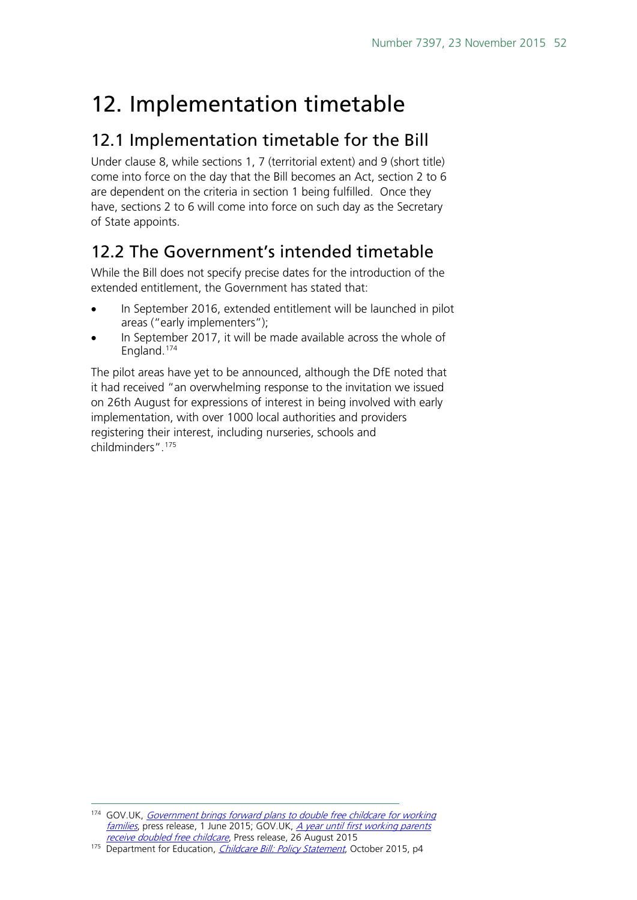# 12. Implementation timetable

## 12.1 Implementation timetable for the Bill

Under clause 8, while sections 1, 7 (territorial extent) and 9 (short title) come into force on the day that the Bill becomes an Act, section 2 to 6 are dependent on the criteria in section 1 being fulfilled. Once they have, sections 2 to 6 will come into force on such day as the Secretary of State appoints.

## 12.2 The Government's intended timetable

While the Bill does not specify precise dates for the introduction of the extended entitlement, the Government has stated that:

- In September 2016, extended entitlement will be launched in pilot areas ("early implementers");
- In September 2017, it will be made available across the whole of England.[174]

The pilot areas have yet to be announced, although the DfE noted that it had received "an overwhelming response to the invitation we issued on 26th August for expressions of interest in being involved with early implementation, with over 1000 local authorities and providers registering their interest, including nurseries, schools and childminders".[175]

---

[174] GOV.UK, *Government brings forward plans to double free childcare for working families*, press release, 1 June 2015; GOV.UK, *A year until first working parents receive doubled free childcare*, Press release, 26 August 2015

[175] Department for Education, *Childcare Bill: Policy Statement*, October 2015, p4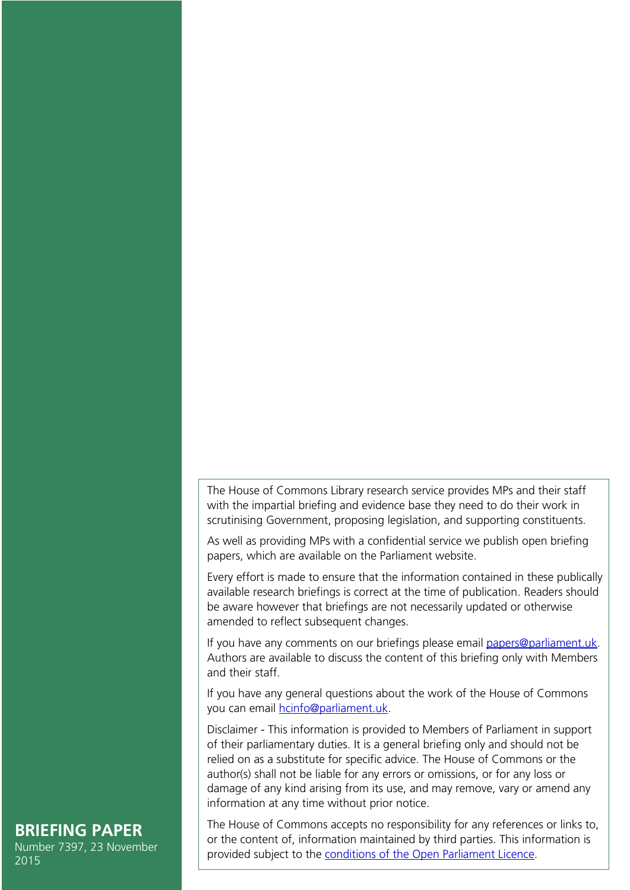The House of Commons Library research service provides MPs and their staff with the impartial briefing and evidence base they need to do their work in scrutinising Government, proposing legislation, and supporting constituents.

As well as providing MPs with a confidential service we publish open briefing papers, which are available on the Parliament website.

Every effort is made to ensure that the information contained in these publically available research briefings is correct at the time of publication. Readers should be aware however that briefings are not necessarily updated or otherwise amended to reflect subsequent changes.

If you have any comments on our briefings please email papers@parliament.uk. Authors are available to discuss the content of this briefing only with Members and their staff.

If you have any general questions about the work of the House of Commons you can email hcinfo@parliament.uk.

Disclaimer - This information is provided to Members of Parliament in support of their parliamentary duties. It is a general briefing only and should not be relied on as a substitute for specific advice. The House of Commons or the author(s) shall not be liable for any errors or omissions, or for any loss or damage of any kind arising from its use, and may remove, vary or amend any information at any time without prior notice.

The House of Commons accepts no responsibility for any references or links to, or the content of, information maintained by third parties. This information is provided subject to the conditions of the Open Parliament Licence.

**BRIEFING PAPER**

Number 7397, 23 November 2015